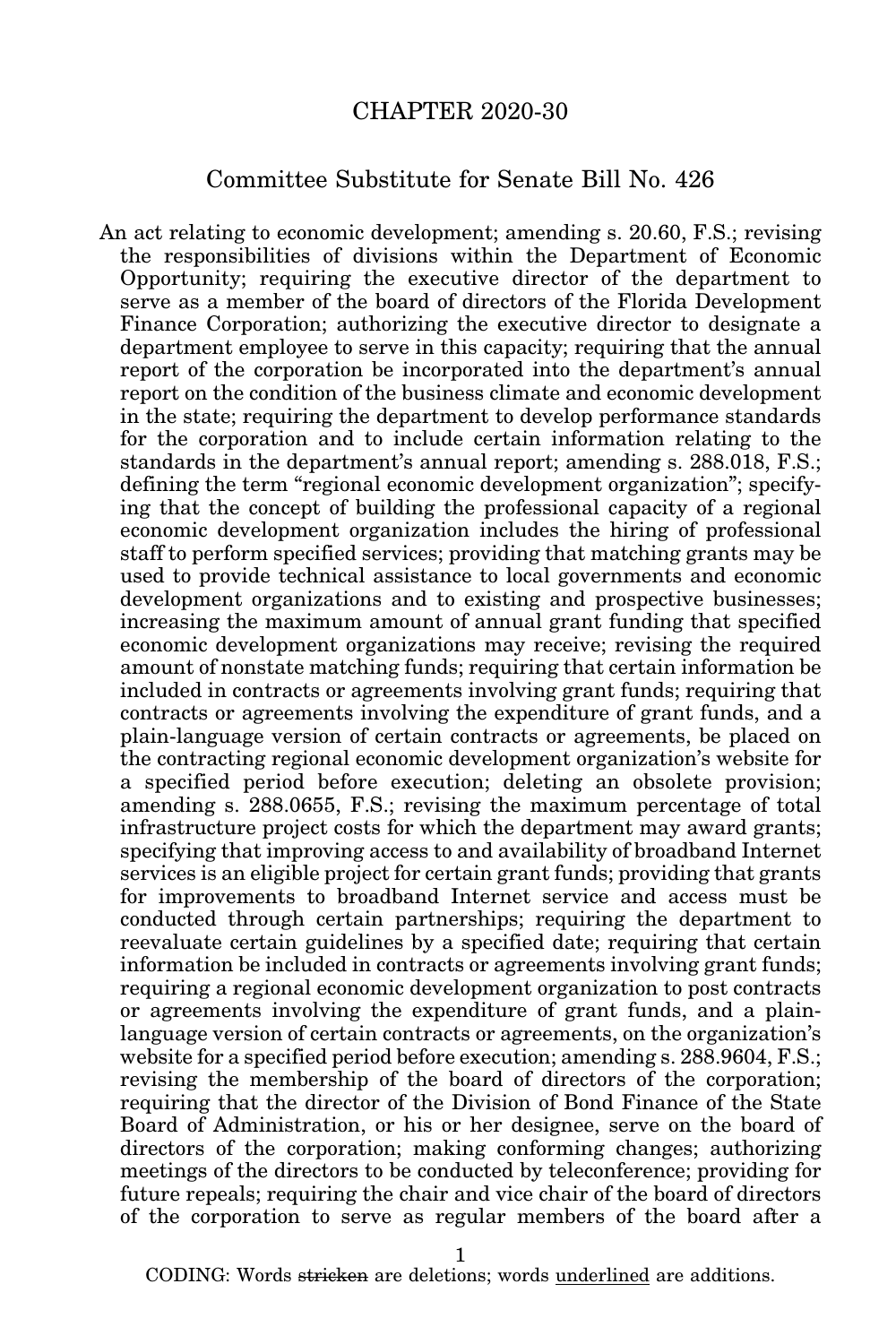# CHAPTER 2020-30

## Committee Substitute for Senate Bill No. 426

An act relating to economic development; amending s. 20.60, F.S.; revising the responsibilities of divisions within the Department of Economic Opportunity; requiring the executive director of the department to serve as a member of the board of directors of the Florida Development Finance Corporation; authorizing the executive director to designate a department employee to serve in this capacity; requiring that the annual report of the corporation be incorporated into the department's annual report on the condition of the business climate and economic development in the state; requiring the department to develop performance standards for the corporation and to include certain information relating to the standards in the department's annual report; amending s. 288.018, F.S.; defining the term "regional economic development organization"; specifying that the concept of building the professional capacity of a regional economic development organization includes the hiring of professional staff to perform specified services; providing that matching grants may be used to provide technical assistance to local governments and economic development organizations and to existing and prospective businesses; increasing the maximum amount of annual grant funding that specified economic development organizations may receive; revising the required amount of nonstate matching funds; requiring that certain information be included in contracts or agreements involving grant funds; requiring that contracts or agreements involving the expenditure of grant funds, and a plain-language version of certain contracts or agreements, be placed on the contracting regional economic development organization's website for a specified period before execution; deleting an obsolete provision; amending s. 288.0655, F.S.; revising the maximum percentage of total infrastructure project costs for which the department may award grants; specifying that improving access to and availability of broadband Internet services is an eligible project for certain grant funds; providing that grants for improvements to broadband Internet service and access must be conducted through certain partnerships; requiring the department to reevaluate certain guidelines by a specified date; requiring that certain information be included in contracts or agreements involving grant funds; requiring a regional economic development organization to post contracts or agreements involving the expenditure of grant funds, and a plain-language version of certain contracts or agreements, on the organization's website for a specified period before execution; amending s. 288.9604, F.S.; revising the membership of the board of directors of the corporation; requiring that the director of the Division of Bond Finance of the State Board of Administration, or his or her designee, serve on the board of directors of the corporation; making conforming changes; authorizing meetings of the directors to be conducted by teleconference; providing for future repeals; requiring the chair and vice chair of the board of directors of the corporation to serve as regular members of the board after a

CODING: Words ~~stricken~~ are deletions; words underlined are additions.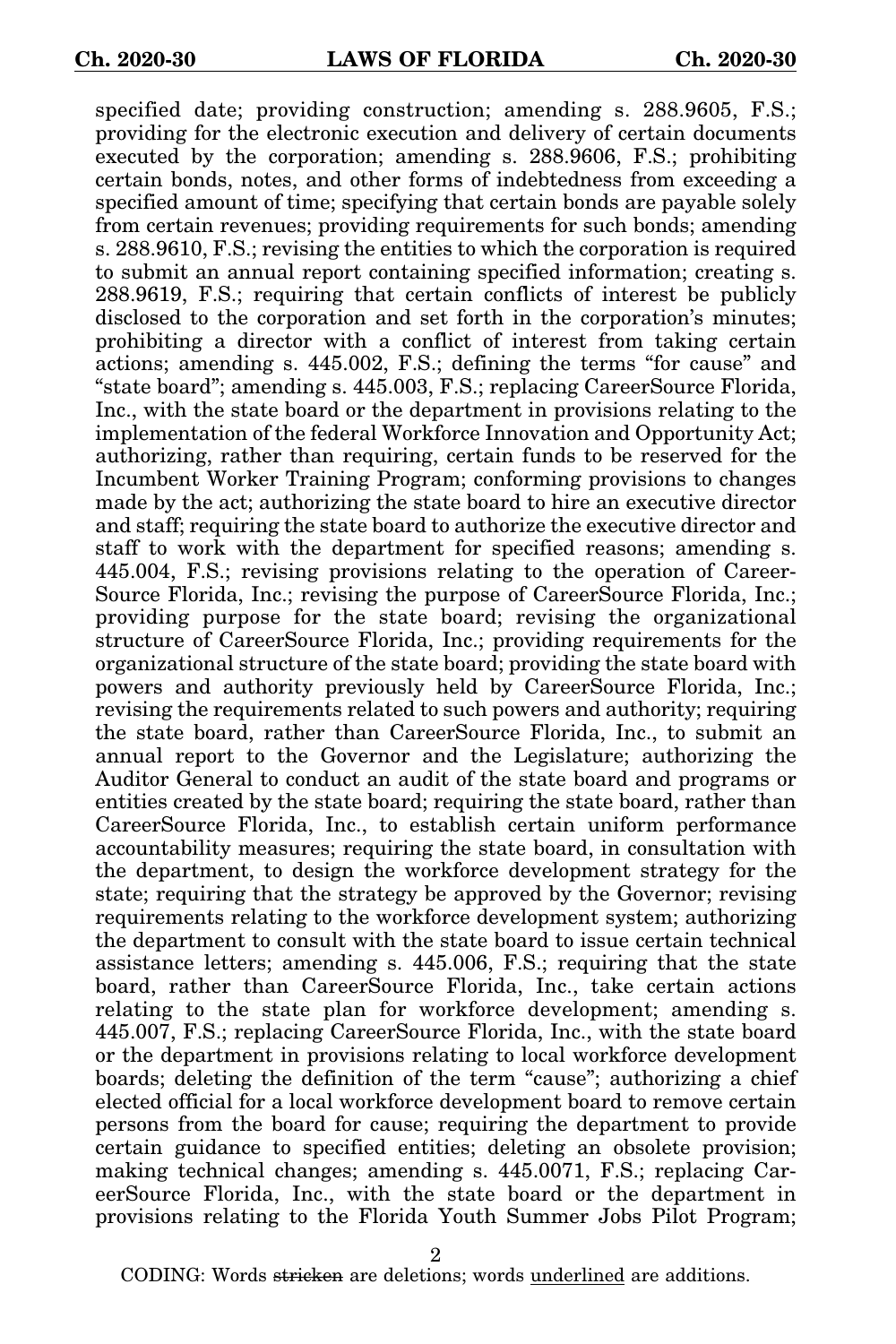specified date; providing construction; amending s. 288.9605, F.S.; providing for the electronic execution and delivery of certain documents executed by the corporation; amending s. 288.9606, F.S.; prohibiting certain bonds, notes, and other forms of indebtedness from exceeding a specified amount of time; specifying that certain bonds are payable solely from certain revenues; providing requirements for such bonds; amending s. 288.9610, F.S.; revising the entities to which the corporation is required to submit an annual report containing specified information; creating s. 288.9619, F.S.; requiring that certain conflicts of interest be publicly disclosed to the corporation and set forth in the corporation's minutes; prohibiting a director with a conflict of interest from taking certain actions; amending s. 445.002, F.S.; defining the terms "for cause" and "state board"; amending s. 445.003, F.S.; replacing CareerSource Florida, Inc., with the state board or the department in provisions relating to the implementation of the federal Workforce Innovation and Opportunity Act; authorizing, rather than requiring, certain funds to be reserved for the Incumbent Worker Training Program; conforming provisions to changes made by the act; authorizing the state board to hire an executive director and staff; requiring the state board to authorize the executive director and staff to work with the department for specified reasons; amending s. 445.004, F.S.; revising provisions relating to the operation of CareerSource Florida, Inc.; revising the purpose of CareerSource Florida, Inc.; providing purpose for the state board; revising the organizational structure of CareerSource Florida, Inc.; providing requirements for the organizational structure of the state board; providing the state board with powers and authority previously held by CareerSource Florida, Inc.; revising the requirements related to such powers and authority; requiring the state board, rather than CareerSource Florida, Inc., to submit an annual report to the Governor and the Legislature; authorizing the Auditor General to conduct an audit of the state board and programs or entities created by the state board; requiring the state board, rather than CareerSource Florida, Inc., to establish certain uniform performance accountability measures; requiring the state board, in consultation with the department, to design the workforce development strategy for the state; requiring that the strategy be approved by the Governor; revising requirements relating to the workforce development system; authorizing the department to consult with the state board to issue certain technical assistance letters; amending s. 445.006, F.S.; requiring that the state board, rather than CareerSource Florida, Inc., take certain actions relating to the state plan for workforce development; amending s. 445.007, F.S.; replacing CareerSource Florida, Inc., with the state board or the department in provisions relating to local workforce development boards; deleting the definition of the term "cause"; authorizing a chief elected official for a local workforce development board to remove certain persons from the board for cause; requiring the department to provide certain guidance to specified entities; deleting an obsolete provision; making technical changes; amending s. 445.0071, F.S.; replacing CareerSource Florida, Inc., with the state board or the department in provisions relating to the Florida Youth Summer Jobs Pilot Program;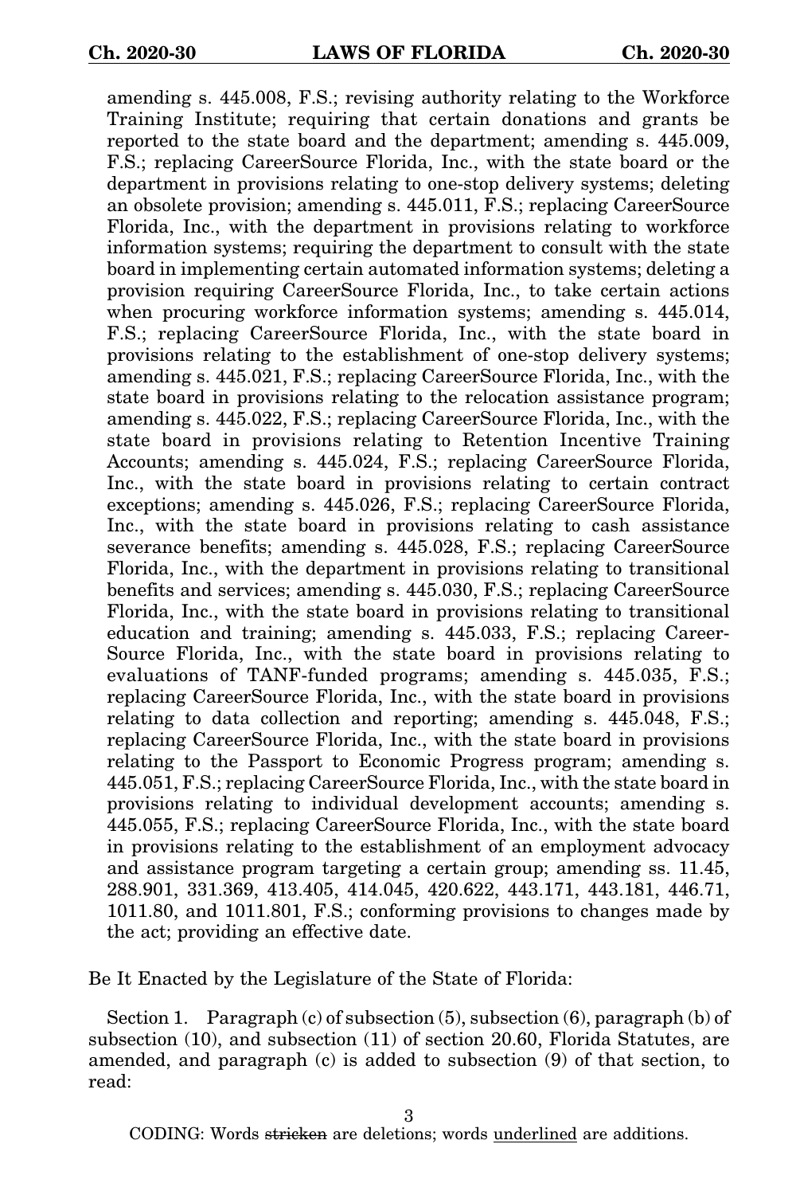amending s. 445.008, F.S.; revising authority relating to the Workforce Training Institute; requiring that certain donations and grants be reported to the state board and the department; amending s. 445.009, F.S.; replacing CareerSource Florida, Inc., with the state board or the department in provisions relating to one-stop delivery systems; deleting an obsolete provision; amending s. 445.011, F.S.; replacing CareerSource Florida, Inc., with the department in provisions relating to workforce information systems; requiring the department to consult with the state board in implementing certain automated information systems; deleting a provision requiring CareerSource Florida, Inc., to take certain actions when procuring workforce information systems; amending s. 445.014, F.S.; replacing CareerSource Florida, Inc., with the state board in provisions relating to the establishment of one-stop delivery systems; amending s. 445.021, F.S.; replacing CareerSource Florida, Inc., with the state board in provisions relating to the relocation assistance program; amending s. 445.022, F.S.; replacing CareerSource Florida, Inc., with the state board in provisions relating to Retention Incentive Training Accounts; amending s. 445.024, F.S.; replacing CareerSource Florida, Inc., with the state board in provisions relating to certain contract exceptions; amending s. 445.026, F.S.; replacing CareerSource Florida, Inc., with the state board in provisions relating to cash assistance severance benefits; amending s. 445.028, F.S.; replacing CareerSource Florida, Inc., with the department in provisions relating to transitional benefits and services; amending s. 445.030, F.S.; replacing CareerSource Florida, Inc., with the state board in provisions relating to transitional education and training; amending s. 445.033, F.S.; replacing CareerSource Florida, Inc., with the state board in provisions relating to evaluations of TANF-funded programs; amending s. 445.035, F.S.; replacing CareerSource Florida, Inc., with the state board in provisions relating to data collection and reporting; amending s. 445.048, F.S.; replacing CareerSource Florida, Inc., with the state board in provisions relating to the Passport to Economic Progress program; amending s. 445.051, F.S.; replacing CareerSource Florida, Inc., with the state board in provisions relating to individual development accounts; amending s. 445.055, F.S.; replacing CareerSource Florida, Inc., with the state board in provisions relating to the establishment of an employment advocacy and assistance program targeting a certain group; amending ss. 11.45, 288.901, 331.369, 413.405, 414.045, 420.622, 443.171, 443.181, 446.71, 1011.80, and 1011.801, F.S.; conforming provisions to changes made by the act; providing an effective date.

Be It Enacted by the Legislature of the State of Florida:

Section 1. Paragraph (c) of subsection (5), subsection (6), paragraph (b) of subsection (10), and subsection (11) of section 20.60, Florida Statutes, are amended, and paragraph (c) is added to subsection (9) of that section, to read:

CODING: Words ~~stricken~~ are deletions; words <u>underlined</u> are additions.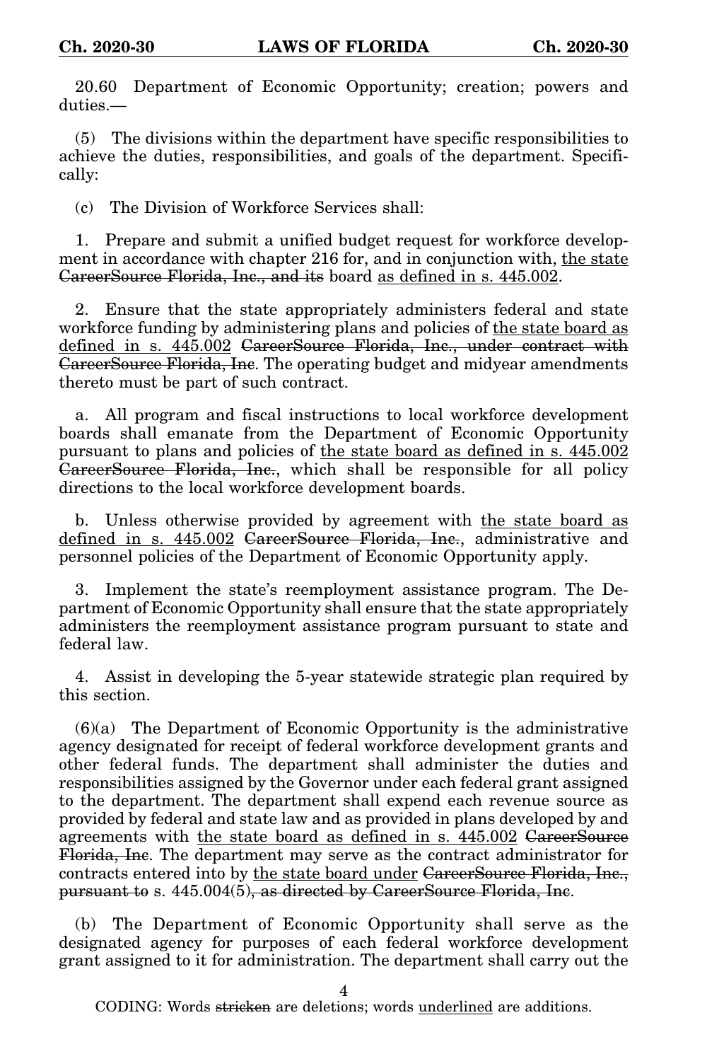20.60 Department of Economic Opportunity; creation; powers and duties.—

(5) The divisions within the department have specific responsibilities to achieve the duties, responsibilities, and goals of the department. Specifically:

(c) The Division of Workforce Services shall:

1. Prepare and submit a unified budget request for workforce development in accordance with chapter 216 for, and in conjunction with, <u>the state</u> ~~CareerSource Florida, Inc., and its~~ board <u>as defined in s. 445.002</u>.

2. Ensure that the state appropriately administers federal and state workforce funding by administering plans and policies of <u>the state board as defined in s. 445.002</u> ~~CareerSource Florida, Inc., under contract with CareerSource Florida, Inc~~. The operating budget and midyear amendments thereto must be part of such contract.

a. All program and fiscal instructions to local workforce development boards shall emanate from the Department of Economic Opportunity pursuant to plans and policies of <u>the state board as defined in s. 445.002</u> ~~CareerSource Florida, Inc.~~, which shall be responsible for all policy directions to the local workforce development boards.

b. Unless otherwise provided by agreement with <u>the state board as defined in s. 445.002</u> ~~CareerSource Florida, Inc.~~, administrative and personnel policies of the Department of Economic Opportunity apply.

3. Implement the state's reemployment assistance program. The Department of Economic Opportunity shall ensure that the state appropriately administers the reemployment assistance program pursuant to state and federal law.

4. Assist in developing the 5-year statewide strategic plan required by this section.

(6)(a) The Department of Economic Opportunity is the administrative agency designated for receipt of federal workforce development grants and other federal funds. The department shall administer the duties and responsibilities assigned by the Governor under each federal grant assigned to the department. The department shall expend each revenue source as provided by federal and state law and as provided in plans developed by and agreements with <u>the state board as defined in s. 445.002</u> ~~CareerSource Florida, Inc~~. The department may serve as the contract administrator for contracts entered into by <u>the state board under</u> ~~CareerSource Florida, Inc., pursuant to~~ s. 445.004(5)~~, as directed by CareerSource Florida, Inc~~.

(b) The Department of Economic Opportunity shall serve as the designated agency for purposes of each federal workforce development grant assigned to it for administration. The department shall carry out the

CODING: Words ~~stricken~~ are deletions; words <u>underlined</u> are additions.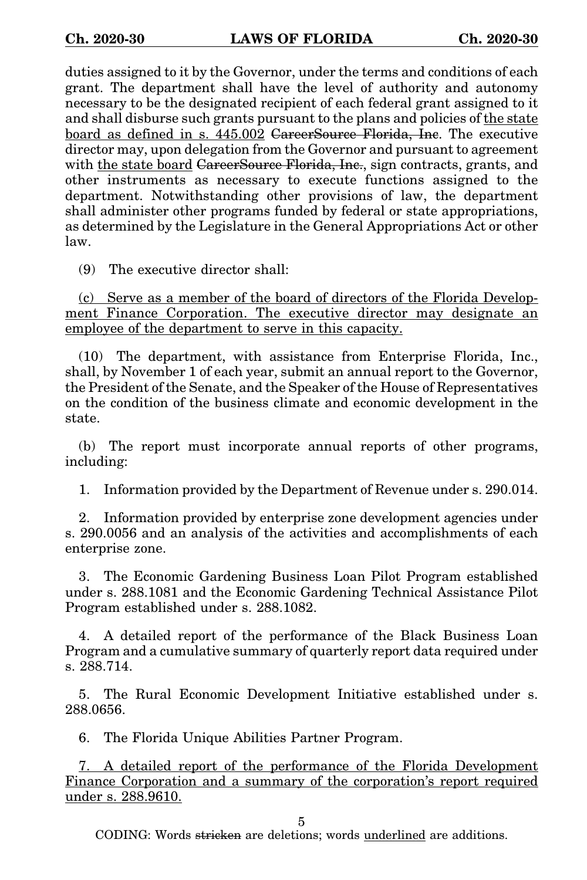duties assigned to it by the Governor, under the terms and conditions of each grant. The department shall have the level of authority and autonomy necessary to be the designated recipient of each federal grant assigned to it and shall disburse such grants pursuant to the plans and policies of <u>the state board as defined in s. 445.002</u> ~~CareerSource Florida, Inc~~. The executive director may, upon delegation from the Governor and pursuant to agreement with <u>the state board</u> ~~CareerSource Florida, Inc.~~, sign contracts, grants, and other instruments as necessary to execute functions assigned to the department. Notwithstanding other provisions of law, the department shall administer other programs funded by federal or state appropriations, as determined by the Legislature in the General Appropriations Act or other law.

(9) The executive director shall:

<u>(c) Serve as a member of the board of directors of the Florida Development Finance Corporation. The executive director may designate an employee of the department to serve in this capacity.</u>

(10) The department, with assistance from Enterprise Florida, Inc., shall, by November 1 of each year, submit an annual report to the Governor, the President of the Senate, and the Speaker of the House of Representatives on the condition of the business climate and economic development in the state.

(b) The report must incorporate annual reports of other programs, including:

1. Information provided by the Department of Revenue under s. 290.014.

2. Information provided by enterprise zone development agencies under s. 290.0056 and an analysis of the activities and accomplishments of each enterprise zone.

3. The Economic Gardening Business Loan Pilot Program established under s. 288.1081 and the Economic Gardening Technical Assistance Pilot Program established under s. 288.1082.

4. A detailed report of the performance of the Black Business Loan Program and a cumulative summary of quarterly report data required under s. 288.714.

5. The Rural Economic Development Initiative established under s. 288.0656.

6. The Florida Unique Abilities Partner Program.

<u>7. A detailed report of the performance of the Florida Development Finance Corporation and a summary of the corporation's report required under s. 288.9610.</u>

CODING: Words ~~stricken~~ are deletions; words <u>underlined</u> are additions.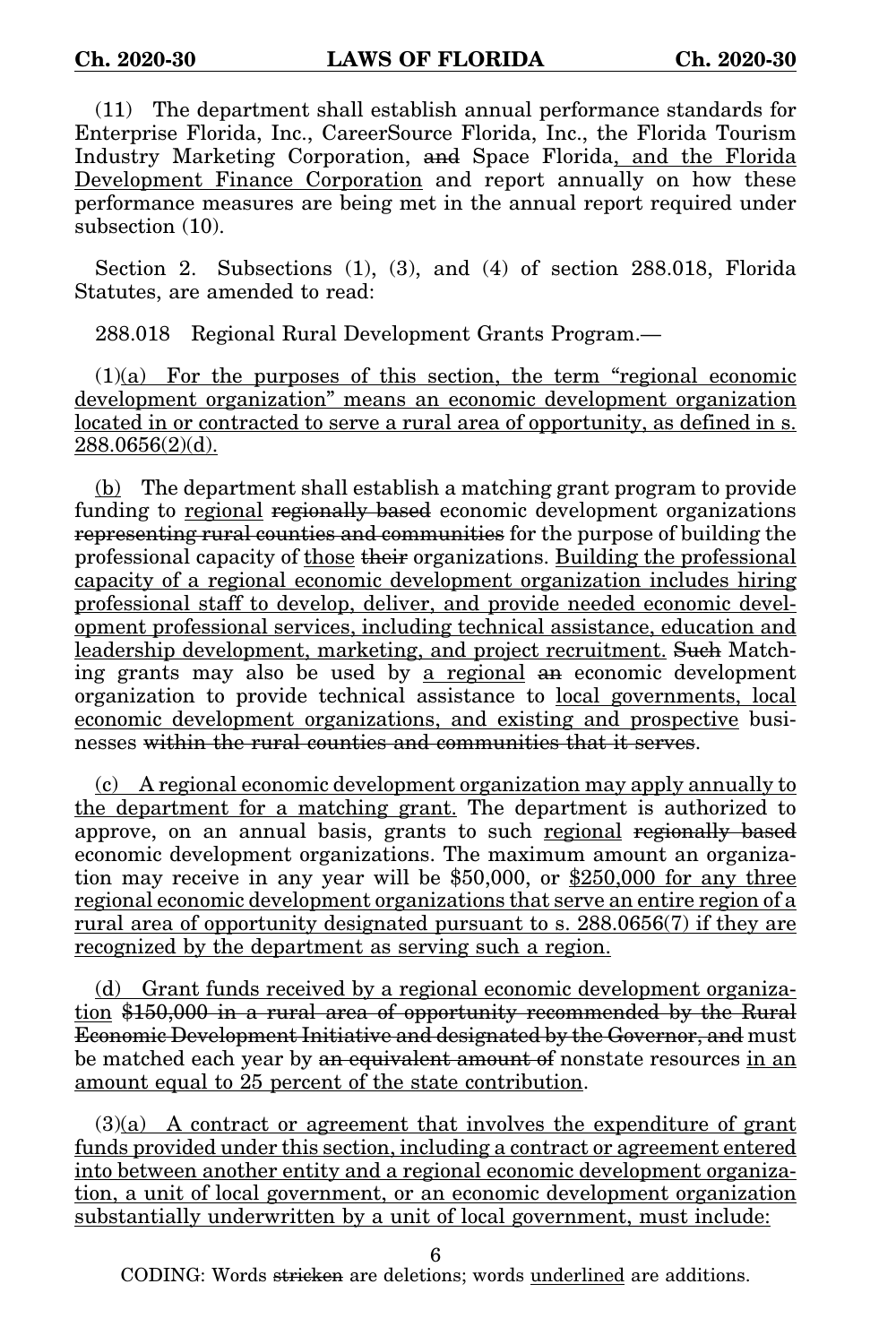(11) The department shall establish annual performance standards for Enterprise Florida, Inc., CareerSource Florida, Inc., the Florida Tourism Industry Marketing Corporation, ~~and~~ Space Florida, and the Florida Development Finance Corporation and report annually on how these performance measures are being met in the annual report required under subsection (10).

Section 2. Subsections (1), (3), and (4) of section 288.018, Florida Statutes, are amended to read:

288.018 Regional Rural Development Grants Program.—

(1)(a) For the purposes of this section, the term "regional economic development organization" means an economic development organization located in or contracted to serve a rural area of opportunity, as defined in s. 288.0656(2)(d).

(b) The department shall establish a matching grant program to provide funding to regional ~~regionally based~~ economic development organizations ~~representing rural counties and communities~~ for the purpose of building the professional capacity of those ~~their~~ organizations. Building the professional capacity of a regional economic development organization includes hiring professional staff to develop, deliver, and provide needed economic development professional services, including technical assistance, education and leadership development, marketing, and project recruitment. ~~Such~~ Matching grants may also be used by a regional ~~an~~ economic development organization to provide technical assistance to local governments, local economic development organizations, and existing and prospective businesses ~~within the rural counties and communities that it serves~~.

(c) A regional economic development organization may apply annually to the department for a matching grant. The department is authorized to approve, on an annual basis, grants to such regional ~~regionally based~~ economic development organizations. The maximum amount an organization may receive in any year will be $50,000, or $250,000 for any three regional economic development organizations that serve an entire region of a rural area of opportunity designated pursuant to s. 288.0656(7) if they are recognized by the department as serving such a region.

(d) Grant funds received by a regional economic development organization ~~$150,000 in a rural area of opportunity recommended by the Rural Economic Development Initiative and designated by the Governor, and~~ must be matched each year by ~~an equivalent amount of~~ nonstate resources in an amount equal to 25 percent of the state contribution.

(3)(a) A contract or agreement that involves the expenditure of grant funds provided under this section, including a contract or agreement entered into between another entity and a regional economic development organization, a unit of local government, or an economic development organization substantially underwritten by a unit of local government, must include:

CODING: Words ~~stricken~~ are deletions; words underlined are additions.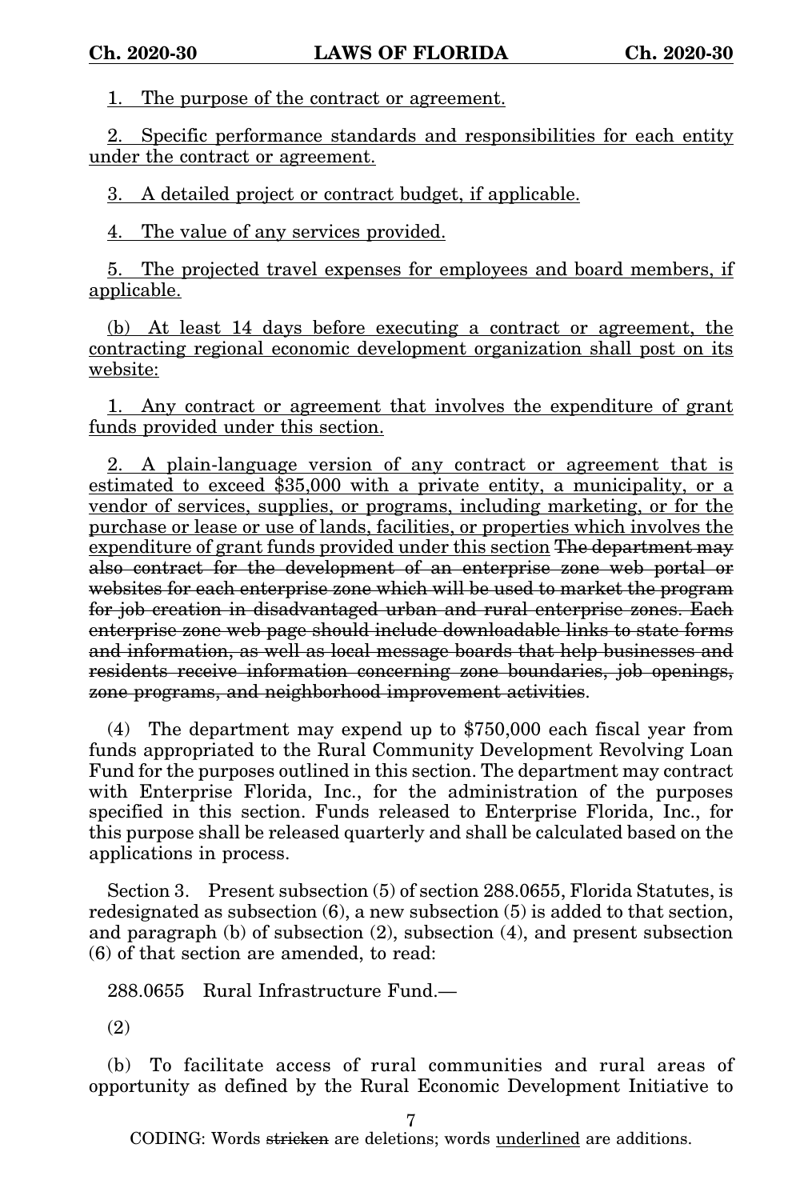1. The purpose of the contract or agreement.

2. Specific performance standards and responsibilities for each entity under the contract or agreement.

3. A detailed project or contract budget, if applicable.

4. The value of any services provided.

5. The projected travel expenses for employees and board members, if applicable.

(b) At least 14 days before executing a contract or agreement, the contracting regional economic development organization shall post on its website:

1. Any contract or agreement that involves the expenditure of grant funds provided under this section.

2. A plain-language version of any contract or agreement that is estimated to exceed $35,000 with a private entity, a municipality, or a vendor of services, supplies, or programs, including marketing, or for the purchase or lease or use of lands, facilities, or properties which involves the expenditure of grant funds provided under this section ~~The department may also contract for the development of an enterprise zone web portal or websites for each enterprise zone which will be used to market the program for job creation in disadvantaged urban and rural enterprise zones. Each enterprise zone web page should include downloadable links to state forms and information, as well as local message boards that help businesses and residents receive information concerning zone boundaries, job openings, zone programs, and neighborhood improvement activities~~.

(4) The department may expend up to $750,000 each fiscal year from funds appropriated to the Rural Community Development Revolving Loan Fund for the purposes outlined in this section. The department may contract with Enterprise Florida, Inc., for the administration of the purposes specified in this section. Funds released to Enterprise Florida, Inc., for this purpose shall be released quarterly and shall be calculated based on the applications in process.

Section 3. Present subsection (5) of section 288.0655, Florida Statutes, is redesignated as subsection (6), a new subsection (5) is added to that section, and paragraph (b) of subsection (2), subsection (4), and present subsection (6) of that section are amended, to read:

288.0655 Rural Infrastructure Fund.—

(2)

(b) To facilitate access of rural communities and rural areas of opportunity as defined by the Rural Economic Development Initiative to

CODING: Words ~~stricken~~ are deletions; words underlined are additions.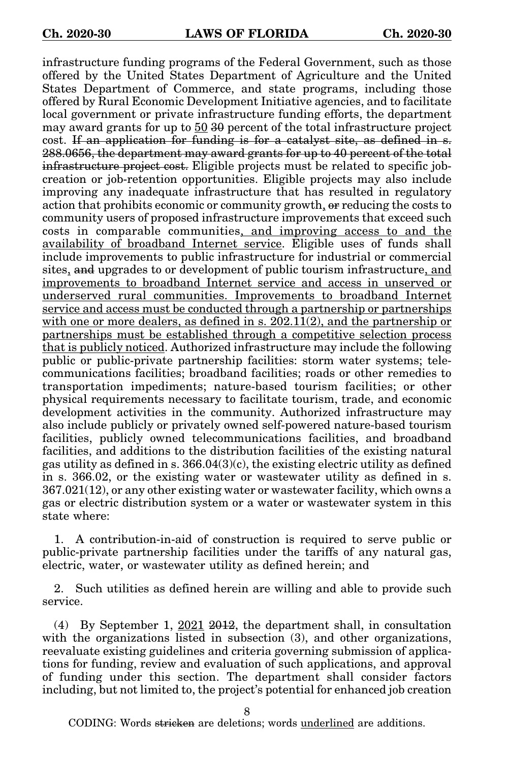infrastructure funding programs of the Federal Government, such as those offered by the United States Department of Agriculture and the United States Department of Commerce, and state programs, including those offered by Rural Economic Development Initiative agencies, and to facilitate local government or private infrastructure funding efforts, the department may award grants for up to <u>50</u> ~~30~~ percent of the total infrastructure project cost. ~~If an application for funding is for a catalyst site, as defined in s. 288.0656, the department may award grants for up to 40 percent of the total infrastructure project cost.~~ Eligible projects must be related to specific job-creation or job-retention opportunities. Eligible projects may also include improving any inadequate infrastructure that has resulted in regulatory action that prohibits economic or community growth<u>,</u> ~~or~~ reducing the costs to community users of proposed infrastructure improvements that exceed such costs in comparable communities<u>, and improving access to and the availability of broadband Internet service</u>. Eligible uses of funds shall include improvements to public infrastructure for industrial or commercial sites<u>,</u> ~~and~~ upgrades to or development of public tourism infrastructure<u>, and improvements to broadband Internet service and access in unserved or underserved rural communities. Improvements to broadband Internet service and access must be conducted through a partnership or partnerships with one or more dealers, as defined in s. 202.11(2), and the partnership or partnerships must be established through a competitive selection process that is publicly noticed</u>. Authorized infrastructure may include the following public or public-private partnership facilities: storm water systems; telecommunications facilities; broadband facilities; roads or other remedies to transportation impediments; nature-based tourism facilities; or other physical requirements necessary to facilitate tourism, trade, and economic development activities in the community. Authorized infrastructure may also include publicly or privately owned self-powered nature-based tourism facilities, publicly owned telecommunications facilities, and broadband facilities, and additions to the distribution facilities of the existing natural gas utility as defined in s. 366.04(3)(c), the existing electric utility as defined in s. 366.02, or the existing water or wastewater utility as defined in s. 367.021(12), or any other existing water or wastewater facility, which owns a gas or electric distribution system or a water or wastewater system in this state where:

1. A contribution-in-aid of construction is required to serve public or public-private partnership facilities under the tariffs of any natural gas, electric, water, or wastewater utility as defined herein; and

2. Such utilities as defined herein are willing and able to provide such service.

(4) By September 1, <u>2021</u> ~~2012~~, the department shall, in consultation with the organizations listed in subsection (3), and other organizations, reevaluate existing guidelines and criteria governing submission of applications for funding, review and evaluation of such applications, and approval of funding under this section. The department shall consider factors including, but not limited to, the project's potential for enhanced job creation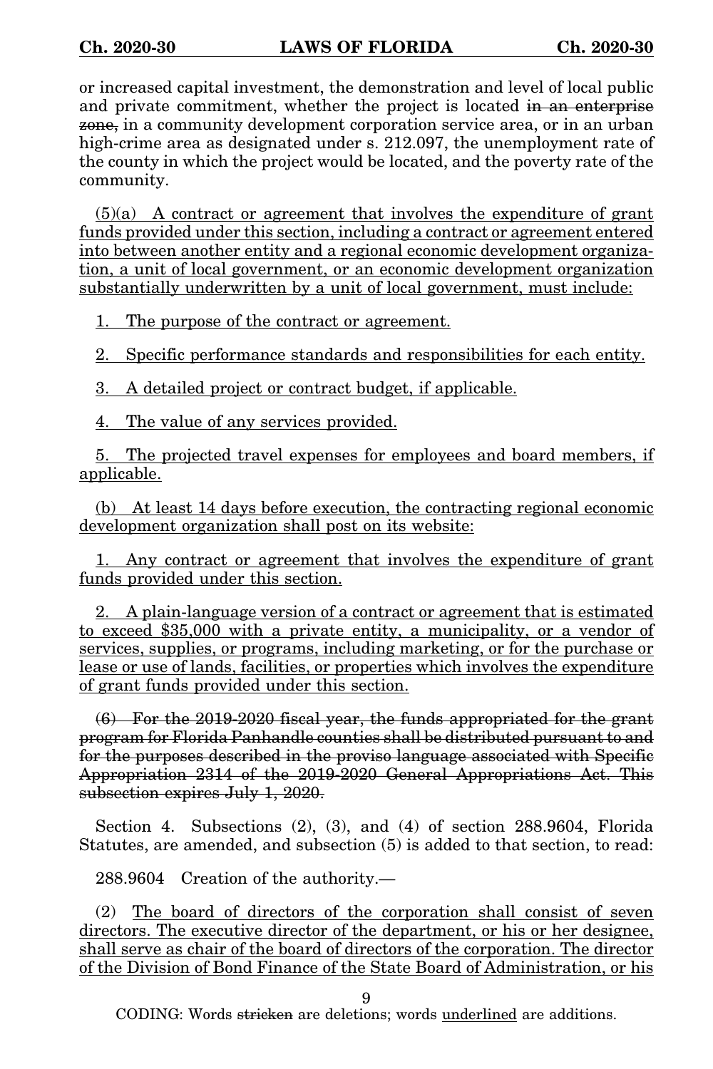or increased capital investment, the demonstration and level of local public and private commitment, whether the project is located ~~in an enterprise zone,~~ in a community development corporation service area, or in an urban high-crime area as designated under s. 212.097, the unemployment rate of the county in which the project would be located, and the poverty rate of the community.

<u>(5)(a) A contract or agreement that involves the expenditure of grant funds provided under this section, including a contract or agreement entered into between another entity and a regional economic development organization, a unit of local government, or an economic development organization substantially underwritten by a unit of local government, must include:</u>

<u>1. The purpose of the contract or agreement.</u>

<u>2. Specific performance standards and responsibilities for each entity.</u>

<u>3. A detailed project or contract budget, if applicable.</u>

<u>4. The value of any services provided.</u>

<u>5. The projected travel expenses for employees and board members, if applicable.</u>

<u>(b) At least 14 days before execution, the contracting regional economic development organization shall post on its website:</u>

<u>1. Any contract or agreement that involves the expenditure of grant funds provided under this section.</u>

<u>2. A plain-language version of a contract or agreement that is estimated to exceed $35,000 with a private entity, a municipality, or a vendor of services, supplies, or programs, including marketing, or for the purchase or lease or use of lands, facilities, or properties which involves the expenditure of grant funds provided under this section.</u>

~~(6) For the 2019-2020 fiscal year, the funds appropriated for the grant program for Florida Panhandle counties shall be distributed pursuant to and for the purposes described in the proviso language associated with Specific Appropriation 2314 of the 2019-2020 General Appropriations Act. This subsection expires July 1, 2020.~~

Section 4. Subsections (2), (3), and (4) of section 288.9604, Florida Statutes, are amended, and subsection (5) is added to that section, to read:

288.9604 Creation of the authority.—

(2) <u>The board of directors of the corporation shall consist of seven directors. The executive director of the department, or his or her designee, shall serve as chair of the board of directors of the corporation. The director of the Division of Bond Finance of the State Board of Administration, or his</u>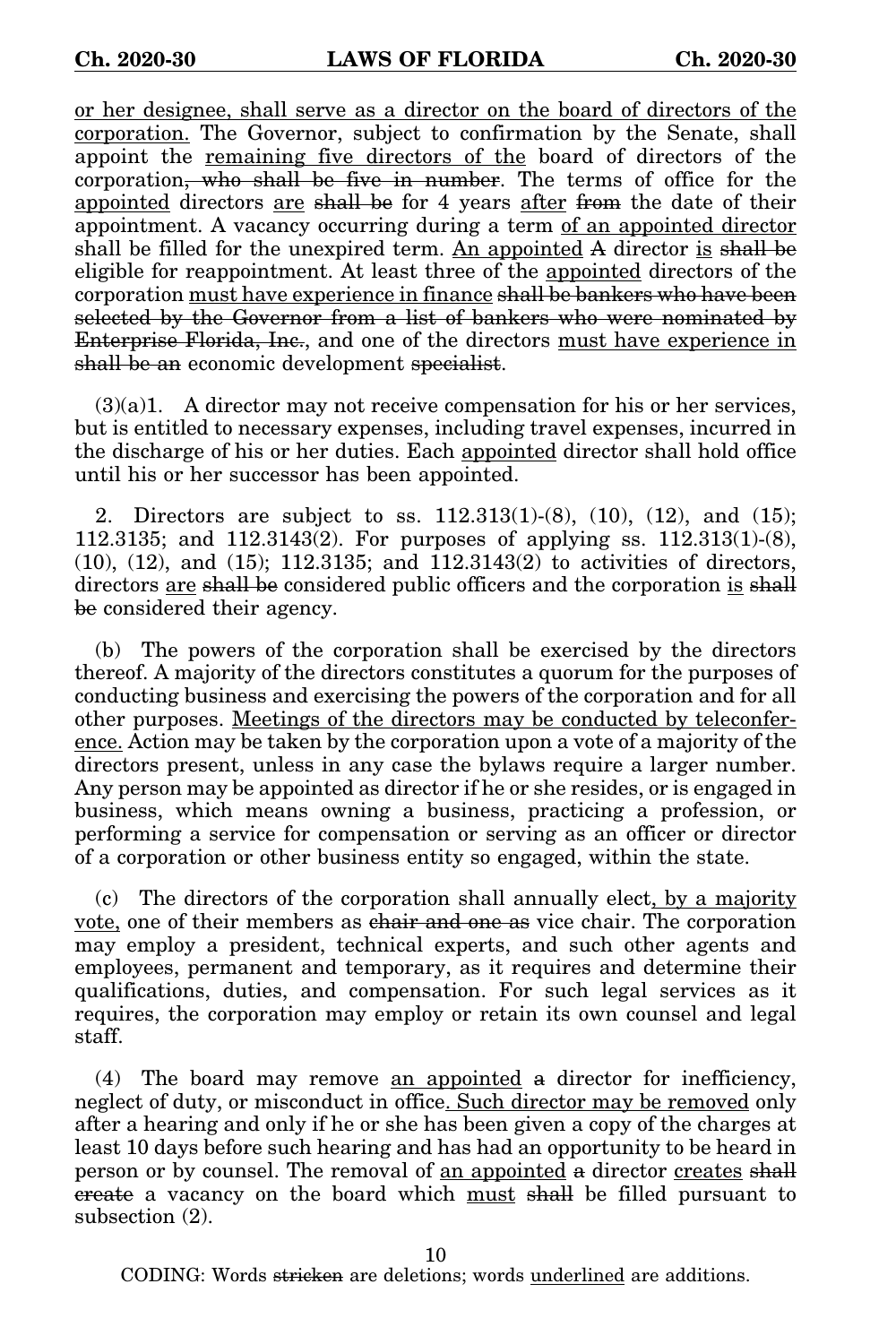<u>or her designee, shall serve as a director on the board of directors of the corporation.</u> The Governor, subject to confirmation by the Senate, shall appoint the <u>remaining five directors of the</u> board of directors of the corporation~~, who shall be five in number~~. The terms of office for the <u>appointed</u> directors <u>are</u> ~~shall be~~ for 4 years <u>after</u> ~~from~~ the date of their appointment. A vacancy occurring during a term <u>of an appointed director</u> shall be filled for the unexpired term. <u>An appointed</u> ~~A~~ director <u>is</u> ~~shall be~~ eligible for reappointment. At least three of the <u>appointed</u> directors of the corporation <u>must have experience in finance</u> ~~shall be bankers who have been selected by the Governor from a list of bankers who were nominated by Enterprise Florida, Inc.~~, and one of the directors <u>must have experience in</u> ~~shall be an~~ economic development ~~specialist~~.

(3)(a)1. A director may not receive compensation for his or her services, but is entitled to necessary expenses, including travel expenses, incurred in the discharge of his or her duties. Each <u>appointed</u> director shall hold office until his or her successor has been appointed.

2. Directors are subject to ss. 112.313(1)-(8), (10), (12), and (15); 112.3135; and 112.3143(2). For purposes of applying ss. 112.313(1)-(8), (10), (12), and (15); 112.3135; and 112.3143(2) to activities of directors, directors <u>are</u> ~~shall be~~ considered public officers and the corporation <u>is</u> ~~shall be~~ considered their agency.

(b) The powers of the corporation shall be exercised by the directors thereof. A majority of the directors constitutes a quorum for the purposes of conducting business and exercising the powers of the corporation and for all other purposes. <u>Meetings of the directors may be conducted by teleconference.</u> Action may be taken by the corporation upon a vote of a majority of the directors present, unless in any case the bylaws require a larger number. Any person may be appointed as director if he or she resides, or is engaged in business, which means owning a business, practicing a profession, or performing a service for compensation or serving as an officer or director of a corporation or other business entity so engaged, within the state.

(c) The directors of the corporation shall annually elect<u>, by a majority vote,</u> one of their members as ~~chair and one as~~ vice chair. The corporation may employ a president, technical experts, and such other agents and employees, permanent and temporary, as it requires and determine their qualifications, duties, and compensation. For such legal services as it requires, the corporation may employ or retain its own counsel and legal staff.

(4) The board may remove <u>an appointed</u> ~~a~~ director for inefficiency, neglect of duty, or misconduct in office<u>. Such director may be removed</u> only after a hearing and only if he or she has been given a copy of the charges at least 10 days before such hearing and has had an opportunity to be heard in person or by counsel. The removal of <u>an appointed</u> ~~a~~ director <u>creates</u> ~~shall create~~ a vacancy on the board which <u>must</u> ~~shall~~ be filled pursuant to subsection (2).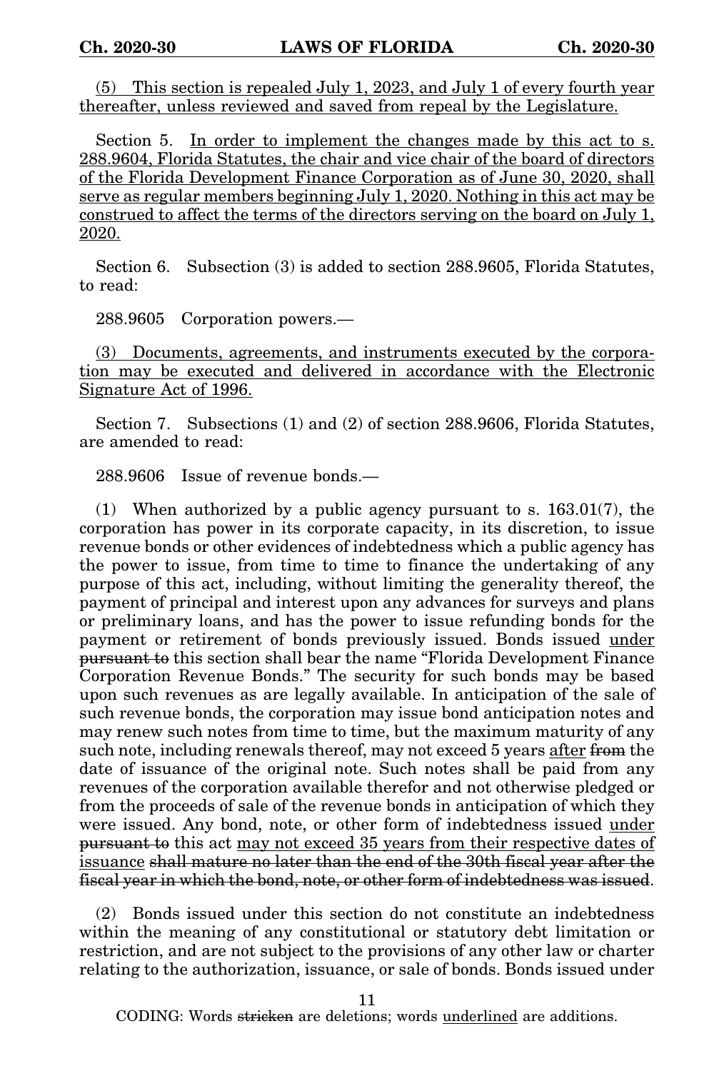<u>(5) This section is repealed July 1, 2023, and July 1 of every fourth year thereafter, unless reviewed and saved from repeal by the Legislature.</u>

Section 5. <u>In order to implement the changes made by this act to s. 288.9604, Florida Statutes, the chair and vice chair of the board of directors of the Florida Development Finance Corporation as of June 30, 2020, shall serve as regular members beginning July 1, 2020. Nothing in this act may be construed to affect the terms of the directors serving on the board on July 1, 2020.</u>

Section 6. Subsection (3) is added to section 288.9605, Florida Statutes, to read:

288.9605 Corporation powers.—

<u>(3) Documents, agreements, and instruments executed by the corporation may be executed and delivered in accordance with the Electronic Signature Act of 1996.</u>

Section 7. Subsections (1) and (2) of section 288.9606, Florida Statutes, are amended to read:

288.9606 Issue of revenue bonds.—

(1) When authorized by a public agency pursuant to s. 163.01(7), the corporation has power in its corporate capacity, in its discretion, to issue revenue bonds or other evidences of indebtedness which a public agency has the power to issue, from time to time to finance the undertaking of any purpose of this act, including, without limiting the generality thereof, the payment of principal and interest upon any advances for surveys and plans or preliminary loans, and has the power to issue refunding bonds for the payment or retirement of bonds previously issued. Bonds issued <u>under</u> ~~pursuant to~~ this section shall bear the name "Florida Development Finance Corporation Revenue Bonds." The security for such bonds may be based upon such revenues as are legally available. In anticipation of the sale of such revenue bonds, the corporation may issue bond anticipation notes and may renew such notes from time to time, but the maximum maturity of any such note, including renewals thereof, may not exceed 5 years <u>after</u> ~~from~~ the date of issuance of the original note. Such notes shall be paid from any revenues of the corporation available therefor and not otherwise pledged or from the proceeds of sale of the revenue bonds in anticipation of which they were issued. Any bond, note, or other form of indebtedness issued <u>under</u> ~~pursuant to~~ this act <u>may not exceed 35 years from their respective dates of issuance</u> ~~shall mature no later than the end of the 30th fiscal year after the fiscal year in which the bond, note, or other form of indebtedness was issued~~.

(2) Bonds issued under this section do not constitute an indebtedness within the meaning of any constitutional or statutory debt limitation or restriction, and are not subject to the provisions of any other law or charter relating to the authorization, issuance, or sale of bonds. Bonds issued under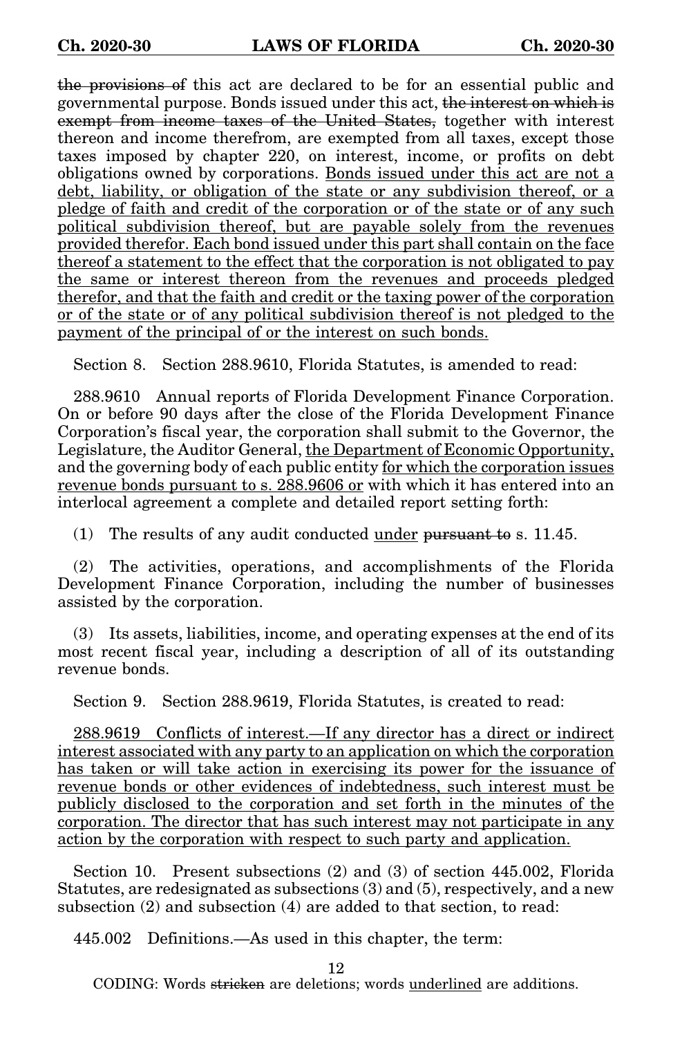~~the provisions of~~ this act are declared to be for an essential public and governmental purpose. Bonds issued under this act, ~~the interest on which is exempt from income taxes of the United States,~~ together with interest thereon and income therefrom, are exempted from all taxes, except those taxes imposed by chapter 220, on interest, income, or profits on debt obligations owned by corporations. <u>Bonds issued under this act are not a debt, liability, or obligation of the state or any subdivision thereof, or a pledge of faith and credit of the corporation or of the state or of any such political subdivision thereof, but are payable solely from the revenues provided therefor. Each bond issued under this part shall contain on the face thereof a statement to the effect that the corporation is not obligated to pay the same or interest thereon from the revenues and proceeds pledged therefor, and that the faith and credit or the taxing power of the corporation or of the state or of any political subdivision thereof is not pledged to the payment of the principal of or the interest on such bonds.</u>

Section 8. Section 288.9610, Florida Statutes, is amended to read:

288.9610 Annual reports of Florida Development Finance Corporation. On or before 90 days after the close of the Florida Development Finance Corporation's fiscal year, the corporation shall submit to the Governor, the Legislature, the Auditor General, <u>the Department of Economic Opportunity,</u> and the governing body of each public entity <u>for which the corporation issues revenue bonds pursuant to s. 288.9606 or</u> with which it has entered into an interlocal agreement a complete and detailed report setting forth:

(1) The results of any audit conducted <u>under</u> ~~pursuant to~~ s. 11.45.

(2) The activities, operations, and accomplishments of the Florida Development Finance Corporation, including the number of businesses assisted by the corporation.

(3) Its assets, liabilities, income, and operating expenses at the end of its most recent fiscal year, including a description of all of its outstanding revenue bonds.

Section 9. Section 288.9619, Florida Statutes, is created to read:

<u>288.9619 Conflicts of interest.—If any director has a direct or indirect interest associated with any party to an application on which the corporation has taken or will take action in exercising its power for the issuance of revenue bonds or other evidences of indebtedness, such interest must be publicly disclosed to the corporation and set forth in the minutes of the corporation. The director that has such interest may not participate in any action by the corporation with respect to such party and application.</u>

Section 10. Present subsections (2) and (3) of section 445.002, Florida Statutes, are redesignated as subsections (3) and (5), respectively, and a new subsection (2) and subsection (4) are added to that section, to read:

445.002 Definitions.—As used in this chapter, the term: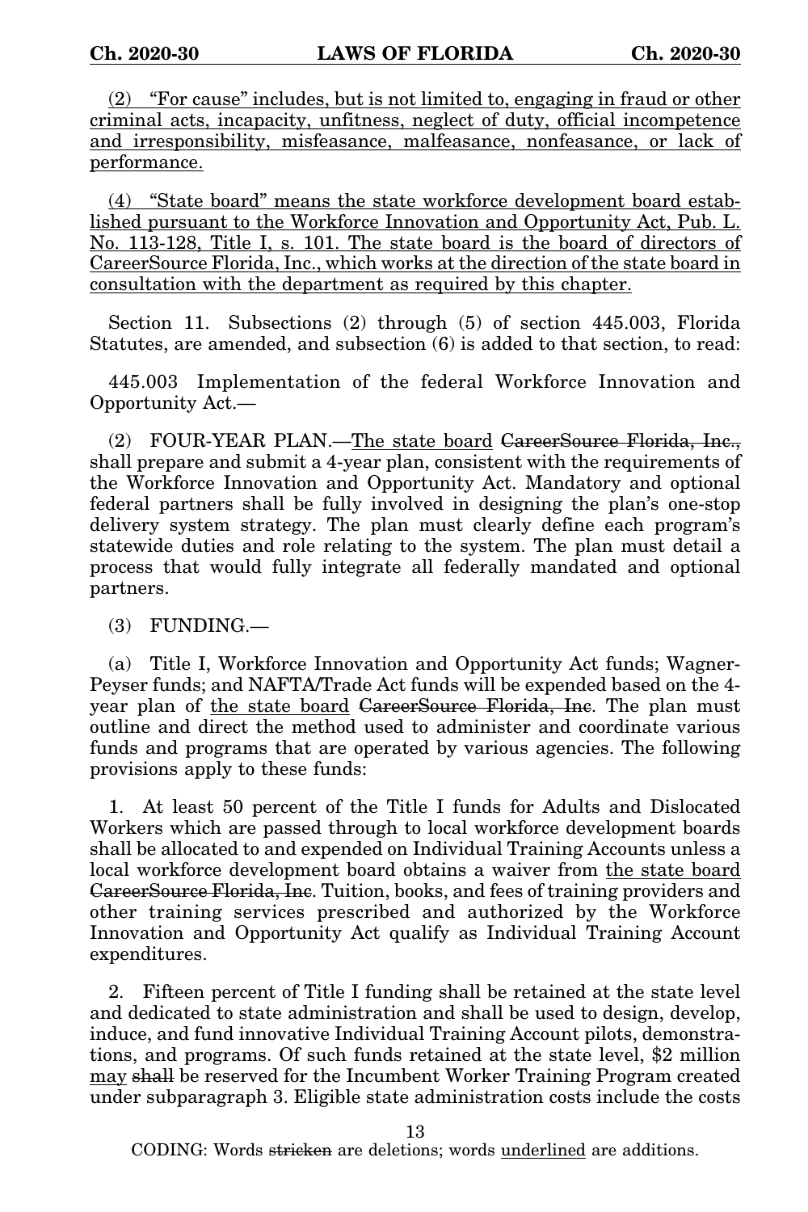(2) "For cause" includes, but is not limited to, engaging in fraud or other criminal acts, incapacity, unfitness, neglect of duty, official incompetence and irresponsibility, misfeasance, malfeasance, nonfeasance, or lack of performance.

(4) "State board" means the state workforce development board established pursuant to the Workforce Innovation and Opportunity Act, Pub. L. No. 113-128, Title I, s. 101. The state board is the board of directors of CareerSource Florida, Inc., which works at the direction of the state board in consultation with the department as required by this chapter.

Section 11. Subsections (2) through (5) of section 445.003, Florida Statutes, are amended, and subsection (6) is added to that section, to read:

445.003 Implementation of the federal Workforce Innovation and Opportunity Act.—

(2) FOUR-YEAR PLAN.—The state board ~~CareerSource Florida, Inc.,~~ shall prepare and submit a 4-year plan, consistent with the requirements of the Workforce Innovation and Opportunity Act. Mandatory and optional federal partners shall be fully involved in designing the plan's one-stop delivery system strategy. The plan must clearly define each program's statewide duties and role relating to the system. The plan must detail a process that would fully integrate all federally mandated and optional partners.

(3) FUNDING.—

(a) Title I, Workforce Innovation and Opportunity Act funds; Wagner-Peyser funds; and NAFTA/Trade Act funds will be expended based on the 4-year plan of the state board ~~CareerSource Florida, Inc~~. The plan must outline and direct the method used to administer and coordinate various funds and programs that are operated by various agencies. The following provisions apply to these funds:

1. At least 50 percent of the Title I funds for Adults and Dislocated Workers which are passed through to local workforce development boards shall be allocated to and expended on Individual Training Accounts unless a local workforce development board obtains a waiver from the state board ~~CareerSource Florida, Inc~~. Tuition, books, and fees of training providers and other training services prescribed and authorized by the Workforce Innovation and Opportunity Act qualify as Individual Training Account expenditures.

2. Fifteen percent of Title I funding shall be retained at the state level and dedicated to state administration and shall be used to design, develop, induce, and fund innovative Individual Training Account pilots, demonstrations, and programs. Of such funds retained at the state level, $2 million may ~~shall~~ be reserved for the Incumbent Worker Training Program created under subparagraph 3. Eligible state administration costs include the costs

CODING: Words ~~stricken~~ are deletions; words underlined are additions.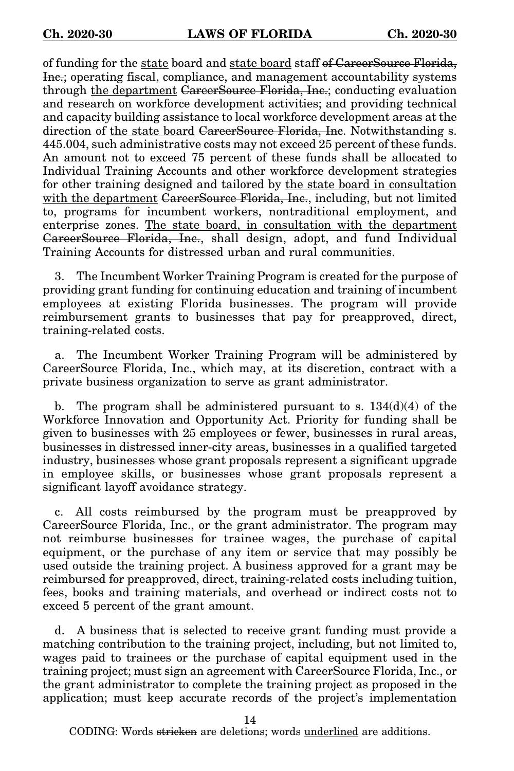of funding for the <u>state</u> board and <u>state board</u> staff ~~of CareerSource Florida, Inc.~~; operating fiscal, compliance, and management accountability systems through <u>the department</u> ~~CareerSource Florida, Inc.~~; conducting evaluation and research on workforce development activities; and providing technical and capacity building assistance to local workforce development areas at the direction of <u>the state board</u> ~~CareerSource Florida, Inc~~. Notwithstanding s. 445.004, such administrative costs may not exceed 25 percent of these funds. An amount not to exceed 75 percent of these funds shall be allocated to Individual Training Accounts and other workforce development strategies for other training designed and tailored by <u>the state board in consultation with the department</u> ~~CareerSource Florida, Inc.~~, including, but not limited to, programs for incumbent workers, nontraditional employment, and enterprise zones. <u>The state board, in consultation with the department</u> ~~CareerSource Florida, Inc.~~, shall design, adopt, and fund Individual Training Accounts for distressed urban and rural communities.

3. The Incumbent Worker Training Program is created for the purpose of providing grant funding for continuing education and training of incumbent employees at existing Florida businesses. The program will provide reimbursement grants to businesses that pay for preapproved, direct, training-related costs.

a. The Incumbent Worker Training Program will be administered by CareerSource Florida, Inc., which may, at its discretion, contract with a private business organization to serve as grant administrator.

b. The program shall be administered pursuant to s. 134(d)(4) of the Workforce Innovation and Opportunity Act. Priority for funding shall be given to businesses with 25 employees or fewer, businesses in rural areas, businesses in distressed inner-city areas, businesses in a qualified targeted industry, businesses whose grant proposals represent a significant upgrade in employee skills, or businesses whose grant proposals represent a significant layoff avoidance strategy.

c. All costs reimbursed by the program must be preapproved by CareerSource Florida, Inc., or the grant administrator. The program may not reimburse businesses for trainee wages, the purchase of capital equipment, or the purchase of any item or service that may possibly be used outside the training project. A business approved for a grant may be reimbursed for preapproved, direct, training-related costs including tuition, fees, books and training materials, and overhead or indirect costs not to exceed 5 percent of the grant amount.

d. A business that is selected to receive grant funding must provide a matching contribution to the training project, including, but not limited to, wages paid to trainees or the purchase of capital equipment used in the training project; must sign an agreement with CareerSource Florida, Inc., or the grant administrator to complete the training project as proposed in the application; must keep accurate records of the project's implementation

CODING: Words ~~stricken~~ are deletions; words <u>underlined</u> are additions.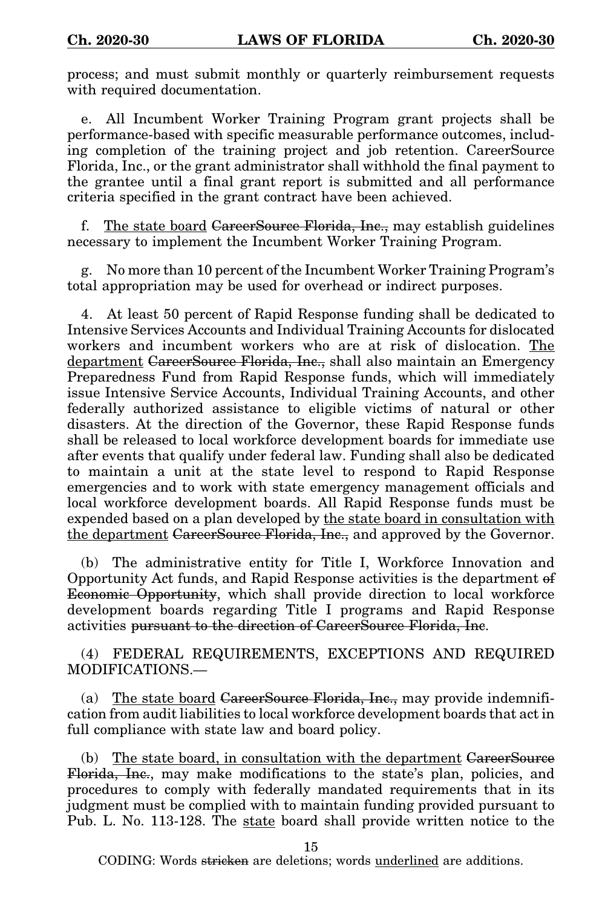process; and must submit monthly or quarterly reimbursement requests with required documentation.

e. All Incumbent Worker Training Program grant projects shall be performance-based with specific measurable performance outcomes, including completion of the training project and job retention. CareerSource Florida, Inc., or the grant administrator shall withhold the final payment to the grantee until a final grant report is submitted and all performance criteria specified in the grant contract have been achieved.

f. <u>The state board</u> ~~CareerSource Florida, Inc.,~~ may establish guidelines necessary to implement the Incumbent Worker Training Program.

g. No more than 10 percent of the Incumbent Worker Training Program's total appropriation may be used for overhead or indirect purposes.

4. At least 50 percent of Rapid Response funding shall be dedicated to Intensive Services Accounts and Individual Training Accounts for dislocated workers and incumbent workers who are at risk of dislocation. <u>The department</u> ~~CareerSource Florida, Inc.,~~ shall also maintain an Emergency Preparedness Fund from Rapid Response funds, which will immediately issue Intensive Service Accounts, Individual Training Accounts, and other federally authorized assistance to eligible victims of natural or other disasters. At the direction of the Governor, these Rapid Response funds shall be released to local workforce development boards for immediate use after events that qualify under federal law. Funding shall also be dedicated to maintain a unit at the state level to respond to Rapid Response emergencies and to work with state emergency management officials and local workforce development boards. All Rapid Response funds must be expended based on a plan developed by <u>the state board in consultation with the department</u> ~~CareerSource Florida, Inc.,~~ and approved by the Governor.

(b) The administrative entity for Title I, Workforce Innovation and Opportunity Act funds, and Rapid Response activities is the department ~~of Economic Opportunity~~, which shall provide direction to local workforce development boards regarding Title I programs and Rapid Response activities ~~pursuant to the direction of CareerSource Florida, Inc~~.

(4) FEDERAL REQUIREMENTS, EXCEPTIONS AND REQUIRED MODIFICATIONS.—

(a) <u>The state board</u> ~~CareerSource Florida, Inc.,~~ may provide indemnification from audit liabilities to local workforce development boards that act in full compliance with state law and board policy.

(b) <u>The state board, in consultation with the department</u> ~~CareerSource Florida, Inc.~~, may make modifications to the state's plan, policies, and procedures to comply with federally mandated requirements that in its judgment must be complied with to maintain funding provided pursuant to Pub. L. No. 113-128. The <u>state</u> board shall provide written notice to the

CODING: Words ~~stricken~~ are deletions; words <u>underlined</u> are additions.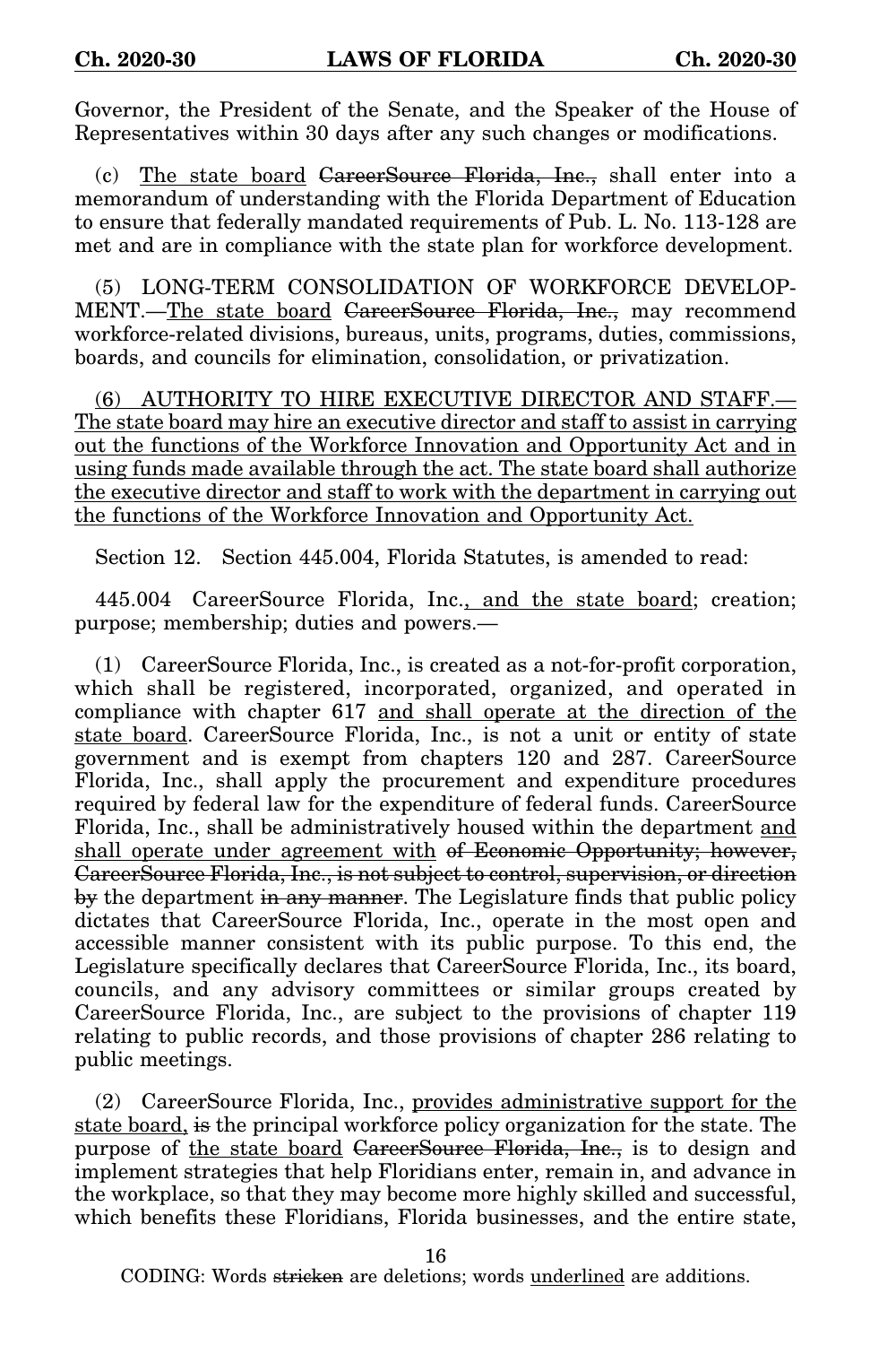Governor, the President of the Senate, and the Speaker of the House of Representatives within 30 days after any such changes or modifications.

(c) <u>The state board</u> ~~CareerSource Florida, Inc.,~~ shall enter into a memorandum of understanding with the Florida Department of Education to ensure that federally mandated requirements of Pub. L. No. 113-128 are met and are in compliance with the state plan for workforce development.

(5) LONG-TERM CONSOLIDATION OF WORKFORCE DEVELOPMENT.—<u>The state board</u> ~~CareerSource Florida, Inc.,~~ may recommend workforce-related divisions, bureaus, units, programs, duties, commissions, boards, and councils for elimination, consolidation, or privatization.

<u>(6) AUTHORITY TO HIRE EXECUTIVE DIRECTOR AND STAFF.—The state board may hire an executive director and staff to assist in carrying out the functions of the Workforce Innovation and Opportunity Act and in using funds made available through the act. The state board shall authorize the executive director and staff to work with the department in carrying out the functions of the Workforce Innovation and Opportunity Act.</u>

Section 12. Section 445.004, Florida Statutes, is amended to read:

445.004 CareerSource Florida, Inc.<u>, and the state board</u>; creation; purpose; membership; duties and powers.—

(1) CareerSource Florida, Inc., is created as a not-for-profit corporation, which shall be registered, incorporated, organized, and operated in compliance with chapter 617 <u>and shall operate at the direction of the state board</u>. CareerSource Florida, Inc., is not a unit or entity of state government and is exempt from chapters 120 and 287. CareerSource Florida, Inc., shall apply the procurement and expenditure procedures required by federal law for the expenditure of federal funds. CareerSource Florida, Inc., shall be administratively housed within the department <u>and shall operate under agreement with</u> ~~of Economic Opportunity; however, CareerSource Florida, Inc., is not subject to control, supervision, or direction by~~ the department ~~in any manner~~. The Legislature finds that public policy dictates that CareerSource Florida, Inc., operate in the most open and accessible manner consistent with its public purpose. To this end, the Legislature specifically declares that CareerSource Florida, Inc., its board, councils, and any advisory committees or similar groups created by CareerSource Florida, Inc., are subject to the provisions of chapter 119 relating to public records, and those provisions of chapter 286 relating to public meetings.

(2) CareerSource Florida, Inc., <u>provides administrative support for the state board,</u> ~~is~~ the principal workforce policy organization for the state. The purpose of <u>the state board</u> ~~CareerSource Florida, Inc.,~~ is to design and implement strategies that help Floridians enter, remain in, and advance in the workplace, so that they may become more highly skilled and successful, which benefits these Floridians, Florida businesses, and the entire state,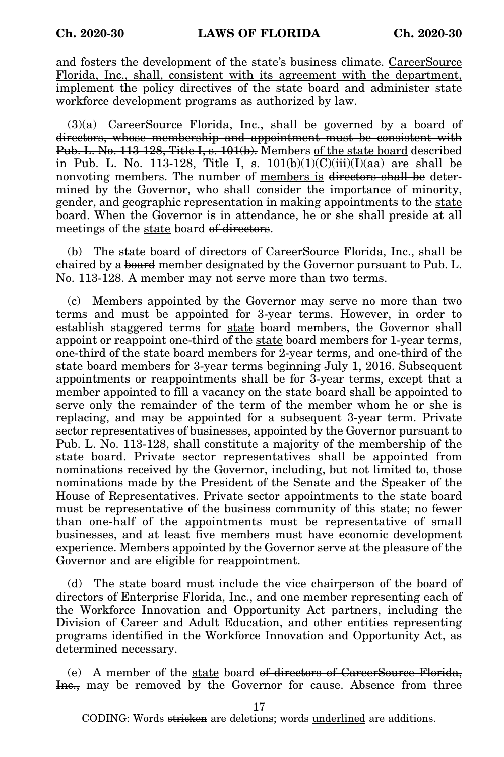and fosters the development of the state's business climate. <u>CareerSource Florida, Inc., shall, consistent with its agreement with the department, implement the policy directives of the state board and administer state workforce development programs as authorized by law.</u>

(3)(a) ~~CareerSource Florida, Inc., shall be governed by a board of directors, whose membership and appointment must be consistent with Pub. L. No. 113-128, Title I, s. 101(b).~~ Members <u>of the state board</u> described in Pub. L. No. 113-128, Title I, s. 101(b)(1)(C)(iii)(I)(aa) <u>are</u> ~~shall be~~ nonvoting members. The number of <u>members is</u> ~~directors shall be~~ determined by the Governor, who shall consider the importance of minority, gender, and geographic representation in making appointments to the <u>state</u> board. When the Governor is in attendance, he or she shall preside at all meetings of the <u>state</u> board ~~of directors~~.

(b) The <u>state</u> board ~~of directors of CareerSource Florida, Inc.,~~ shall be chaired by a ~~board~~ member designated by the Governor pursuant to Pub. L. No. 113-128. A member may not serve more than two terms.

(c) Members appointed by the Governor may serve no more than two terms and must be appointed for 3-year terms. However, in order to establish staggered terms for <u>state</u> board members, the Governor shall appoint or reappoint one-third of the <u>state</u> board members for 1-year terms, one-third of the <u>state</u> board members for 2-year terms, and one-third of the <u>state</u> board members for 3-year terms beginning July 1, 2016. Subsequent appointments or reappointments shall be for 3-year terms, except that a member appointed to fill a vacancy on the <u>state</u> board shall be appointed to serve only the remainder of the term of the member whom he or she is replacing, and may be appointed for a subsequent 3-year term. Private sector representatives of businesses, appointed by the Governor pursuant to Pub. L. No. 113-128, shall constitute a majority of the membership of the <u>state</u> board. Private sector representatives shall be appointed from nominations received by the Governor, including, but not limited to, those nominations made by the President of the Senate and the Speaker of the House of Representatives. Private sector appointments to the <u>state</u> board must be representative of the business community of this state; no fewer than one-half of the appointments must be representative of small businesses, and at least five members must have economic development experience. Members appointed by the Governor serve at the pleasure of the Governor and are eligible for reappointment.

(d) The <u>state</u> board must include the vice chairperson of the board of directors of Enterprise Florida, Inc., and one member representing each of the Workforce Innovation and Opportunity Act partners, including the Division of Career and Adult Education, and other entities representing programs identified in the Workforce Innovation and Opportunity Act, as determined necessary.

(e) A member of the <u>state</u> board ~~of directors of CareerSource Florida, Inc.,~~ may be removed by the Governor for cause. Absence from three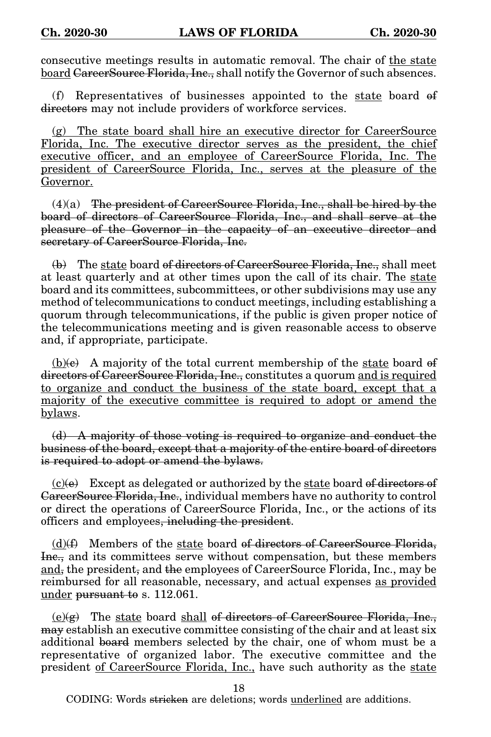consecutive meetings results in automatic removal. The chair of <u>the state board</u> ~~CareerSource Florida, Inc.,~~ shall notify the Governor of such absences.

(f) Representatives of businesses appointed to the <u>state</u> board ~~of directors~~ may not include providers of workforce services.

<u>(g) The state board shall hire an executive director for CareerSource Florida, Inc. The executive director serves as the president, the chief executive officer, and an employee of CareerSource Florida, Inc. The president of CareerSource Florida, Inc., serves at the pleasure of the Governor.</u>

(4)(a) ~~The president of CareerSource Florida, Inc., shall be hired by the board of directors of CareerSource Florida, Inc., and shall serve at the pleasure of the Governor in the capacity of an executive director and secretary of CareerSource Florida, Inc.~~

~~(b)~~ The <u>state</u> board ~~of directors of CareerSource Florida, Inc.,~~ shall meet at least quarterly and at other times upon the call of its chair. The <u>state</u> board and its committees, subcommittees, or other subdivisions may use any method of telecommunications to conduct meetings, including establishing a quorum through telecommunications, if the public is given proper notice of the telecommunications meeting and is given reasonable access to observe and, if appropriate, participate.

<u>(b)</u>~~(c)~~ A majority of the total current membership of the <u>state</u> board ~~of directors of CareerSource Florida, Inc.,~~ constitutes a quorum <u>and is required to organize and conduct the business of the state board, except that a majority of the executive committee is required to adopt or amend the bylaws</u>.

~~(d) A majority of those voting is required to organize and conduct the business of the board, except that a majority of the entire board of directors is required to adopt or amend the bylaws.~~

<u>(c)</u>~~(e)~~ Except as delegated or authorized by the <u>state</u> board ~~of directors of CareerSource Florida, Inc.~~, individual members have no authority to control or direct the operations of CareerSource Florida, Inc., or the actions of its officers and employees~~, including the president~~.

<u>(d)</u>~~(f)~~ Members of the <u>state</u> board ~~of directors of CareerSource Florida, Inc.,~~ and its committees serve without compensation, but these members <u>and</u>~~,~~ the president~~,~~ and ~~the~~ employees of CareerSource Florida, Inc., may be reimbursed for all reasonable, necessary, and actual expenses <u>as provided under</u> ~~pursuant to~~ s. 112.061.

<u>(e)</u>~~(g)~~ The <u>state</u> board <u>shall</u> ~~of directors of CareerSource Florida, Inc., may~~ establish an executive committee consisting of the chair and at least six additional ~~board~~ members selected by the chair, one of whom must be a representative of organized labor. The executive committee and the president <u>of CareerSource Florida, Inc.,</u> have such authority as the <u>state</u>

CODING: Words ~~stricken~~ are deletions; words <u>underlined</u> are additions.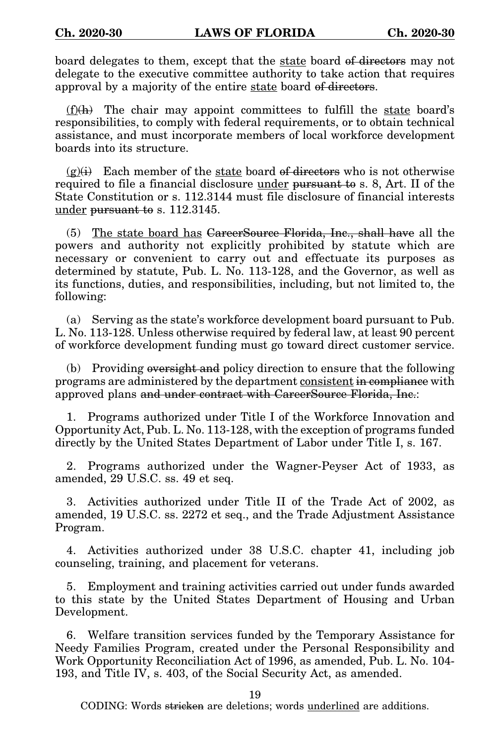board delegates to them, except that the <u>state</u> board ~~of directors~~ may not delegate to the executive committee authority to take action that requires approval by a majority of the entire <u>state</u> board ~~of directors~~.

<u>(f)</u>~~(h)~~ The chair may appoint committees to fulfill the <u>state</u> board's responsibilities, to comply with federal requirements, or to obtain technical assistance, and must incorporate members of local workforce development boards into its structure.

<u>(g)</u>~~(i)~~ Each member of the <u>state</u> board ~~of directors~~ who is not otherwise required to file a financial disclosure <u>under</u> ~~pursuant to~~ s. 8, Art. II of the State Constitution or s. 112.3144 must file disclosure of financial interests <u>under</u> ~~pursuant to~~ s. 112.3145.

(5) <u>The state board has</u> ~~CareerSource Florida, Inc., shall have~~ all the powers and authority not explicitly prohibited by statute which are necessary or convenient to carry out and effectuate its purposes as determined by statute, Pub. L. No. 113-128, and the Governor, as well as its functions, duties, and responsibilities, including, but not limited to, the following:

(a) Serving as the state's workforce development board pursuant to Pub. L. No. 113-128. Unless otherwise required by federal law, at least 90 percent of workforce development funding must go toward direct customer service.

(b) Providing ~~oversight and~~ policy direction to ensure that the following programs are administered by the department <u>consistent</u> ~~in compliance~~ with approved plans ~~and under contract with CareerSource Florida, Inc.~~:

1. Programs authorized under Title I of the Workforce Innovation and Opportunity Act, Pub. L. No. 113-128, with the exception of programs funded directly by the United States Department of Labor under Title I, s. 167.

2. Programs authorized under the Wagner-Peyser Act of 1933, as amended, 29 U.S.C. ss. 49 et seq.

3. Activities authorized under Title II of the Trade Act of 2002, as amended, 19 U.S.C. ss. 2272 et seq., and the Trade Adjustment Assistance Program.

4. Activities authorized under 38 U.S.C. chapter 41, including job counseling, training, and placement for veterans.

5. Employment and training activities carried out under funds awarded to this state by the United States Department of Housing and Urban Development.

6. Welfare transition services funded by the Temporary Assistance for Needy Families Program, created under the Personal Responsibility and Work Opportunity Reconciliation Act of 1996, as amended, Pub. L. No. 104-193, and Title IV, s. 403, of the Social Security Act, as amended.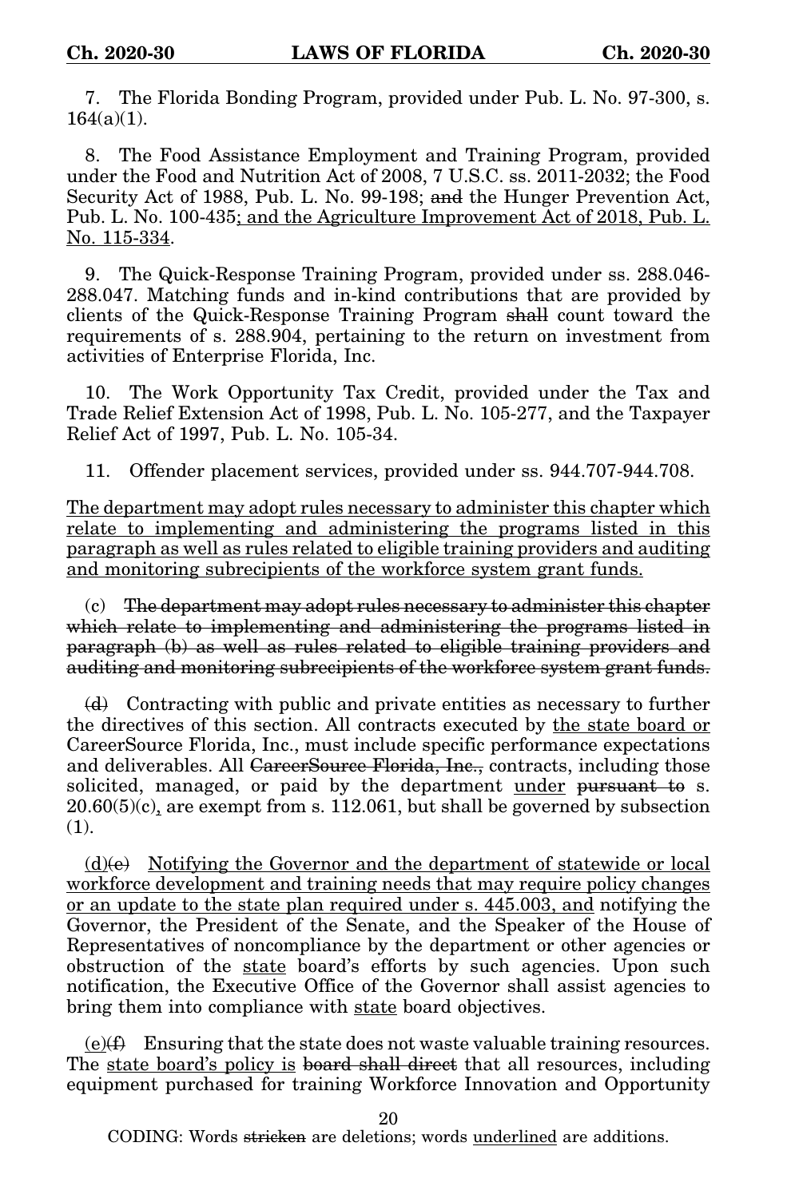7. The Florida Bonding Program, provided under Pub. L. No. 97-300, s. 164(a)(1).

8. The Food Assistance Employment and Training Program, provided under the Food and Nutrition Act of 2008, 7 U.S.C. ss. 2011-2032; the Food Security Act of 1988, Pub. L. No. 99-198; ~~and~~ the Hunger Prevention Act, Pub. L. No. 100-435; and the Agriculture Improvement Act of 2018, Pub. L. No. 115-334.

9. The Quick-Response Training Program, provided under ss. 288.046-288.047. Matching funds and in-kind contributions that are provided by clients of the Quick-Response Training Program ~~shall~~ count toward the requirements of s. 288.904, pertaining to the return on investment from activities of Enterprise Florida, Inc.

10. The Work Opportunity Tax Credit, provided under the Tax and Trade Relief Extension Act of 1998, Pub. L. No. 105-277, and the Taxpayer Relief Act of 1997, Pub. L. No. 105-34.

11. Offender placement services, provided under ss. 944.707-944.708.

The department may adopt rules necessary to administer this chapter which relate to implementing and administering the programs listed in this paragraph as well as rules related to eligible training providers and auditing and monitoring subrecipients of the workforce system grant funds.

(c) ~~The department may adopt rules necessary to administer this chapter which relate to implementing and administering the programs listed in paragraph (b) as well as rules related to eligible training providers and auditing and monitoring subrecipients of the workforce system grant funds.~~

~~(d)~~ Contracting with public and private entities as necessary to further the directives of this section. All contracts executed by the state board or CareerSource Florida, Inc., must include specific performance expectations and deliverables. All ~~CareerSource Florida, Inc.,~~ contracts, including those solicited, managed, or paid by the department under ~~pursuant to~~ s. 20.60(5)(c), are exempt from s. 112.061, but shall be governed by subsection (1).

(d)~~(e)~~ Notifying the Governor and the department of statewide or local workforce development and training needs that may require policy changes or an update to the state plan required under s. 445.003, and notifying the Governor, the President of the Senate, and the Speaker of the House of Representatives of noncompliance by the department or other agencies or obstruction of the state board's efforts by such agencies. Upon such notification, the Executive Office of the Governor shall assist agencies to bring them into compliance with state board objectives.

(e)~~(f)~~ Ensuring that the state does not waste valuable training resources. The state board's policy is ~~board shall direct~~ that all resources, including equipment purchased for training Workforce Innovation and Opportunity

CODING: Words ~~stricken~~ are deletions; words underlined are additions.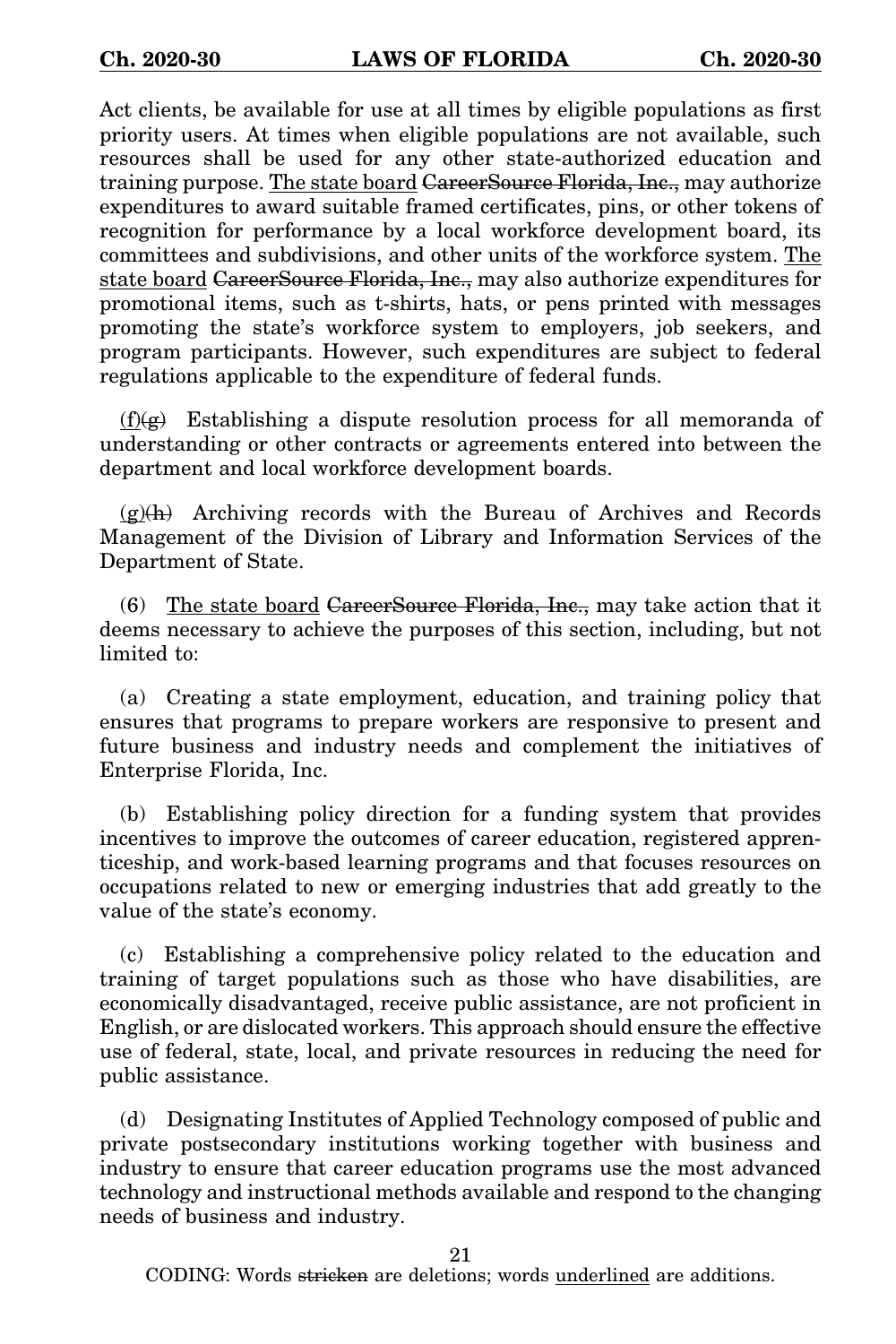Act clients, be available for use at all times by eligible populations as first priority users. At times when eligible populations are not available, such resources shall be used for any other state-authorized education and training purpose. <u>The state board</u> ~~CareerSource Florida, Inc.,~~ may authorize expenditures to award suitable framed certificates, pins, or other tokens of recognition for performance by a local workforce development board, its committees and subdivisions, and other units of the workforce system. <u>The state board</u> ~~CareerSource Florida, Inc.,~~ may also authorize expenditures for promotional items, such as t-shirts, hats, or pens printed with messages promoting the state's workforce system to employers, job seekers, and program participants. However, such expenditures are subject to federal regulations applicable to the expenditure of federal funds.

<u>(f)</u>~~(g)~~ Establishing a dispute resolution process for all memoranda of understanding or other contracts or agreements entered into between the department and local workforce development boards.

<u>(g)</u>~~(h)~~ Archiving records with the Bureau of Archives and Records Management of the Division of Library and Information Services of the Department of State.

(6) <u>The state board</u> ~~CareerSource Florida, Inc.,~~ may take action that it deems necessary to achieve the purposes of this section, including, but not limited to:

(a) Creating a state employment, education, and training policy that ensures that programs to prepare workers are responsive to present and future business and industry needs and complement the initiatives of Enterprise Florida, Inc.

(b) Establishing policy direction for a funding system that provides incentives to improve the outcomes of career education, registered apprenticeship, and work-based learning programs and that focuses resources on occupations related to new or emerging industries that add greatly to the value of the state's economy.

(c) Establishing a comprehensive policy related to the education and training of target populations such as those who have disabilities, are economically disadvantaged, receive public assistance, are not proficient in English, or are dislocated workers. This approach should ensure the effective use of federal, state, local, and private resources in reducing the need for public assistance.

(d) Designating Institutes of Applied Technology composed of public and private postsecondary institutions working together with business and industry to ensure that career education programs use the most advanced technology and instructional methods available and respond to the changing needs of business and industry.

CODING: Words ~~stricken~~ are deletions; words <u>underlined</u> are additions.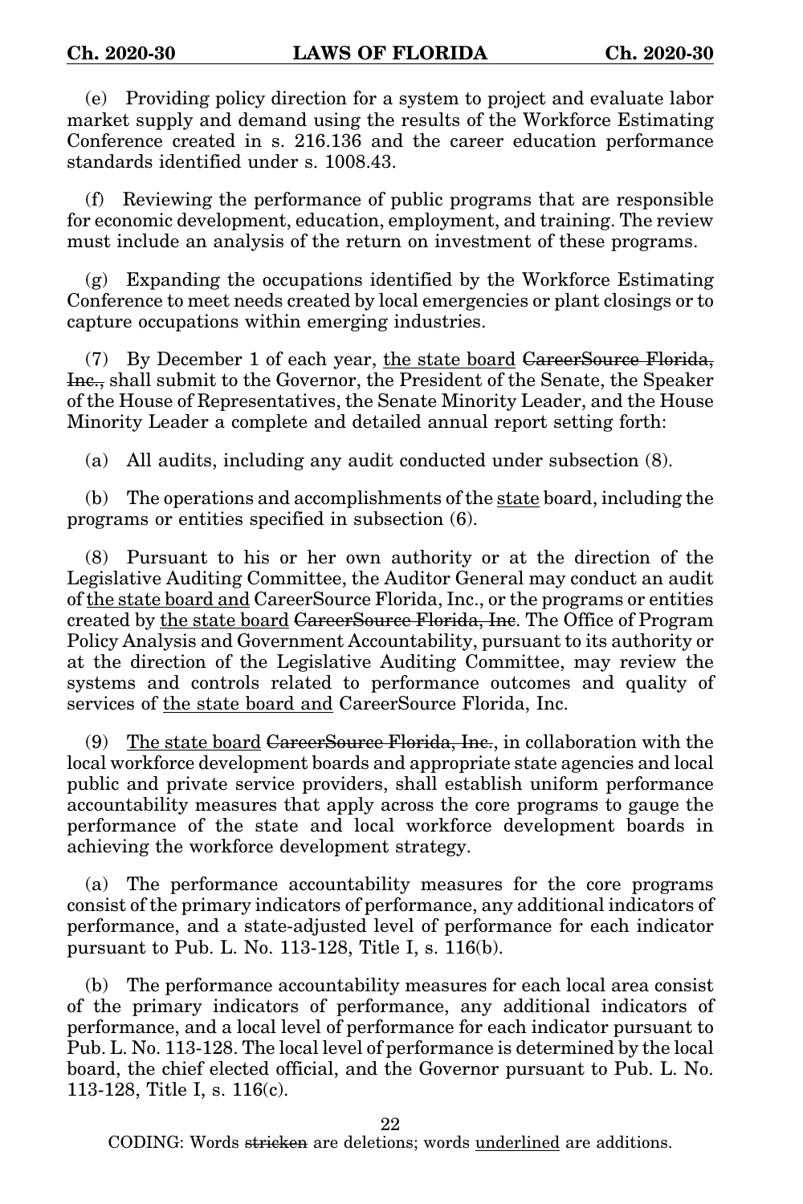(e) Providing policy direction for a system to project and evaluate labor market supply and demand using the results of the Workforce Estimating Conference created in s. 216.136 and the career education performance standards identified under s. 1008.43.

(f) Reviewing the performance of public programs that are responsible for economic development, education, employment, and training. The review must include an analysis of the return on investment of these programs.

(g) Expanding the occupations identified by the Workforce Estimating Conference to meet needs created by local emergencies or plant closings or to capture occupations within emerging industries.

(7) By December 1 of each year, <u>the state board</u> ~~CareerSource Florida, Inc.,~~ shall submit to the Governor, the President of the Senate, the Speaker of the House of Representatives, the Senate Minority Leader, and the House Minority Leader a complete and detailed annual report setting forth:

(a) All audits, including any audit conducted under subsection (8).

(b) The operations and accomplishments of the <u>state</u> board, including the programs or entities specified in subsection (6).

(8) Pursuant to his or her own authority or at the direction of the Legislative Auditing Committee, the Auditor General may conduct an audit of <u>the state board and</u> CareerSource Florida, Inc., or the programs or entities created by <u>the state board</u> ~~CareerSource Florida, Inc~~. The Office of Program Policy Analysis and Government Accountability, pursuant to its authority or at the direction of the Legislative Auditing Committee, may review the systems and controls related to performance outcomes and quality of services of <u>the state board and</u> CareerSource Florida, Inc.

(9) <u>The state board</u> ~~CareerSource Florida, Inc.~~, in collaboration with the local workforce development boards and appropriate state agencies and local public and private service providers, shall establish uniform performance accountability measures that apply across the core programs to gauge the performance of the state and local workforce development boards in achieving the workforce development strategy.

(a) The performance accountability measures for the core programs consist of the primary indicators of performance, any additional indicators of performance, and a state-adjusted level of performance for each indicator pursuant to Pub. L. No. 113-128, Title I, s. 116(b).

(b) The performance accountability measures for each local area consist of the primary indicators of performance, any additional indicators of performance, and a local level of performance for each indicator pursuant to Pub. L. No. 113-128. The local level of performance is determined by the local board, the chief elected official, and the Governor pursuant to Pub. L. No. 113-128, Title I, s. 116(c).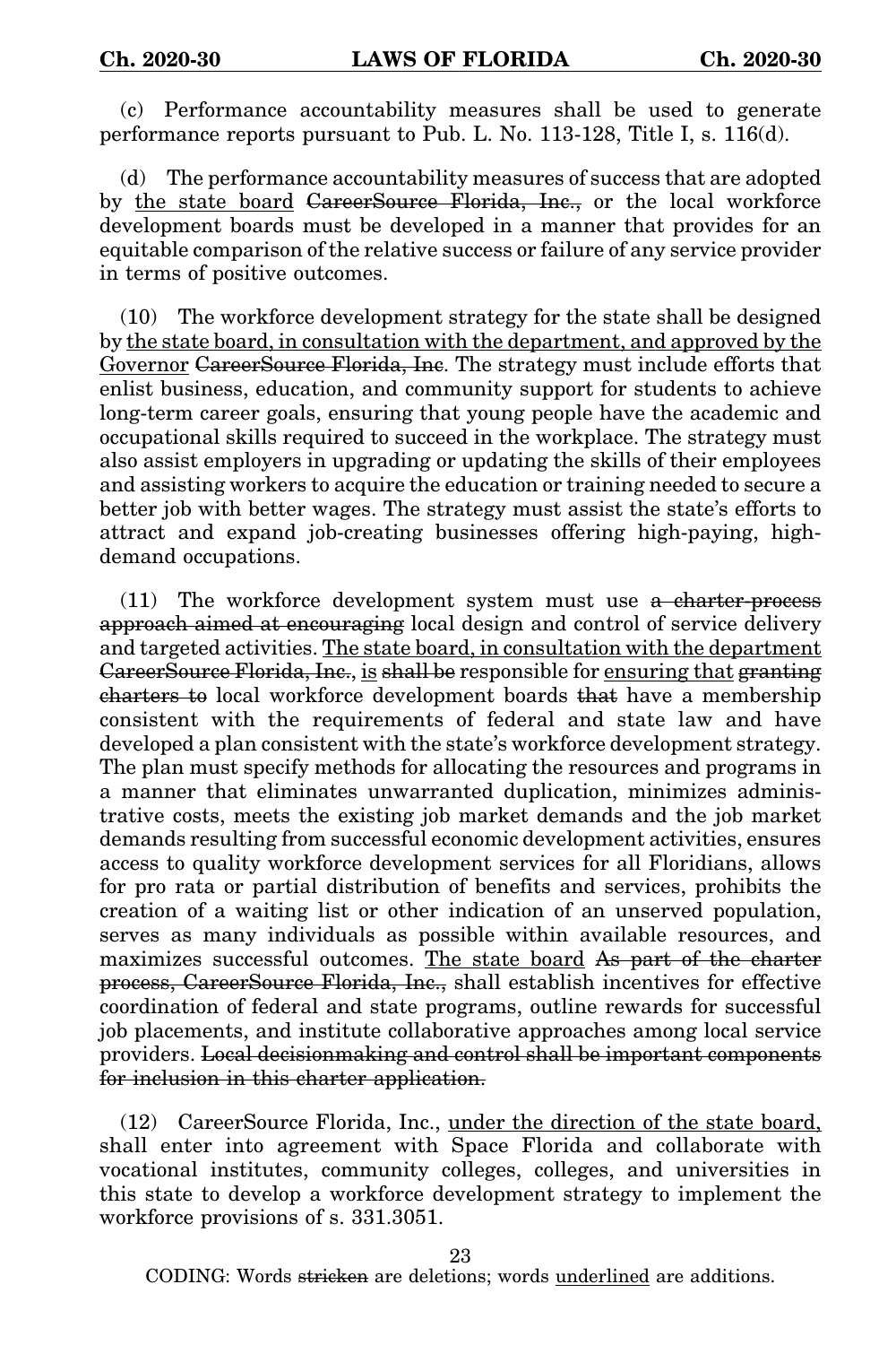(c) Performance accountability measures shall be used to generate performance reports pursuant to Pub. L. No. 113-128, Title I, s. 116(d).

(d) The performance accountability measures of success that are adopted by <u>the state board</u> ~~CareerSource Florida, Inc.,~~ or the local workforce development boards must be developed in a manner that provides for an equitable comparison of the relative success or failure of any service provider in terms of positive outcomes.

(10) The workforce development strategy for the state shall be designed by <u>the state board, in consultation with the department, and approved by the Governor</u> ~~CareerSource Florida, Inc~~. The strategy must include efforts that enlist business, education, and community support for students to achieve long-term career goals, ensuring that young people have the academic and occupational skills required to succeed in the workplace. The strategy must also assist employers in upgrading or updating the skills of their employees and assisting workers to acquire the education or training needed to secure a better job with better wages. The strategy must assist the state's efforts to attract and expand job-creating businesses offering high-paying, high-demand occupations.

(11) The workforce development system must use ~~a charter-process approach aimed at encouraging~~ local design and control of service delivery and targeted activities. <u>The state board, in consultation with the department</u> ~~CareerSource Florida, Inc.,~~ <u>is</u> ~~shall be~~ responsible for <u>ensuring that</u> ~~granting charters to~~ local workforce development boards ~~that~~ have a membership consistent with the requirements of federal and state law and have developed a plan consistent with the state's workforce development strategy. The plan must specify methods for allocating the resources and programs in a manner that eliminates unwarranted duplication, minimizes administrative costs, meets the existing job market demands and the job market demands resulting from successful economic development activities, ensures access to quality workforce development services for all Floridians, allows for pro rata or partial distribution of benefits and services, prohibits the creation of a waiting list or other indication of an unserved population, serves as many individuals as possible within available resources, and maximizes successful outcomes. <u>The state board</u> ~~As part of the charter process, CareerSource Florida, Inc.,~~ shall establish incentives for effective coordination of federal and state programs, outline rewards for successful job placements, and institute collaborative approaches among local service providers. ~~Local decisionmaking and control shall be important components for inclusion in this charter application.~~

(12) CareerSource Florida, Inc., <u>under the direction of the state board,</u> shall enter into agreement with Space Florida and collaborate with vocational institutes, community colleges, colleges, and universities in this state to develop a workforce development strategy to implement the workforce provisions of s. 331.3051.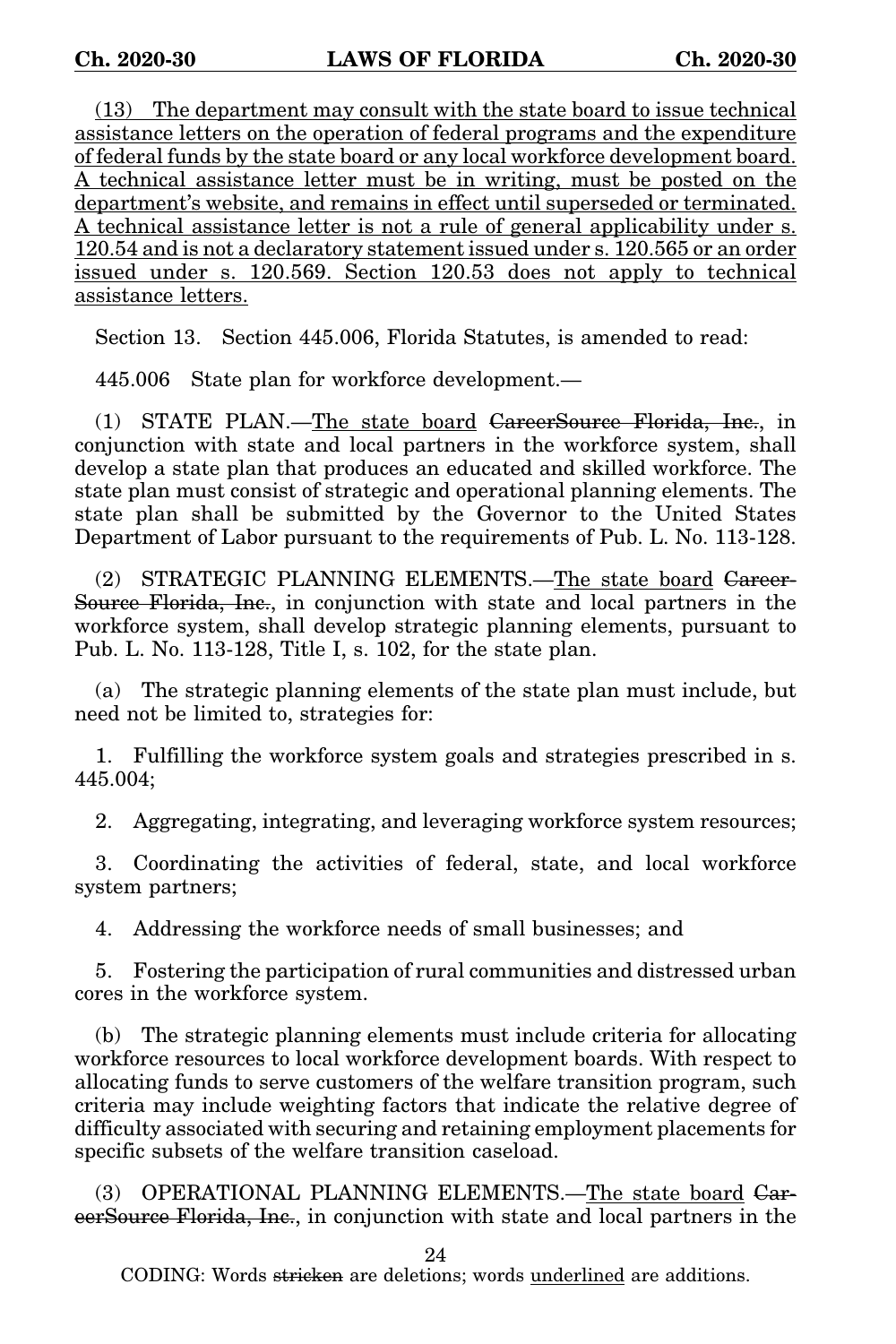<u>(13) The department may consult with the state board to issue technical assistance letters on the operation of federal programs and the expenditure of federal funds by the state board or any local workforce development board. A technical assistance letter must be in writing, must be posted on the department's website, and remains in effect until superseded or terminated. A technical assistance letter is not a rule of general applicability under s. 120.54 and is not a declaratory statement issued under s. 120.565 or an order issued under s. 120.569. Section 120.53 does not apply to technical assistance letters.</u>

Section 13. Section 445.006, Florida Statutes, is amended to read:

445.006 State plan for workforce development.—

(1) STATE PLAN.—<u>The state board</u> ~~CareerSource Florida, Inc.~~, in conjunction with state and local partners in the workforce system, shall develop a state plan that produces an educated and skilled workforce. The state plan must consist of strategic and operational planning elements. The state plan shall be submitted by the Governor to the United States Department of Labor pursuant to the requirements of Pub. L. No. 113-128.

(2) STRATEGIC PLANNING ELEMENTS.—<u>The state board</u> ~~CareerSource Florida, Inc.~~, in conjunction with state and local partners in the workforce system, shall develop strategic planning elements, pursuant to Pub. L. No. 113-128, Title I, s. 102, for the state plan.

(a) The strategic planning elements of the state plan must include, but need not be limited to, strategies for:

1. Fulfilling the workforce system goals and strategies prescribed in s. 445.004;

2. Aggregating, integrating, and leveraging workforce system resources;

3. Coordinating the activities of federal, state, and local workforce system partners;

4. Addressing the workforce needs of small businesses; and

5. Fostering the participation of rural communities and distressed urban cores in the workforce system.

(b) The strategic planning elements must include criteria for allocating workforce resources to local workforce development boards. With respect to allocating funds to serve customers of the welfare transition program, such criteria may include weighting factors that indicate the relative degree of difficulty associated with securing and retaining employment placements for specific subsets of the welfare transition caseload.

(3) OPERATIONAL PLANNING ELEMENTS.—<u>The state board</u> ~~CareerSource Florida, Inc.~~, in conjunction with state and local partners in the

CODING: Words ~~stricken~~ are deletions; words <u>underlined</u> are additions.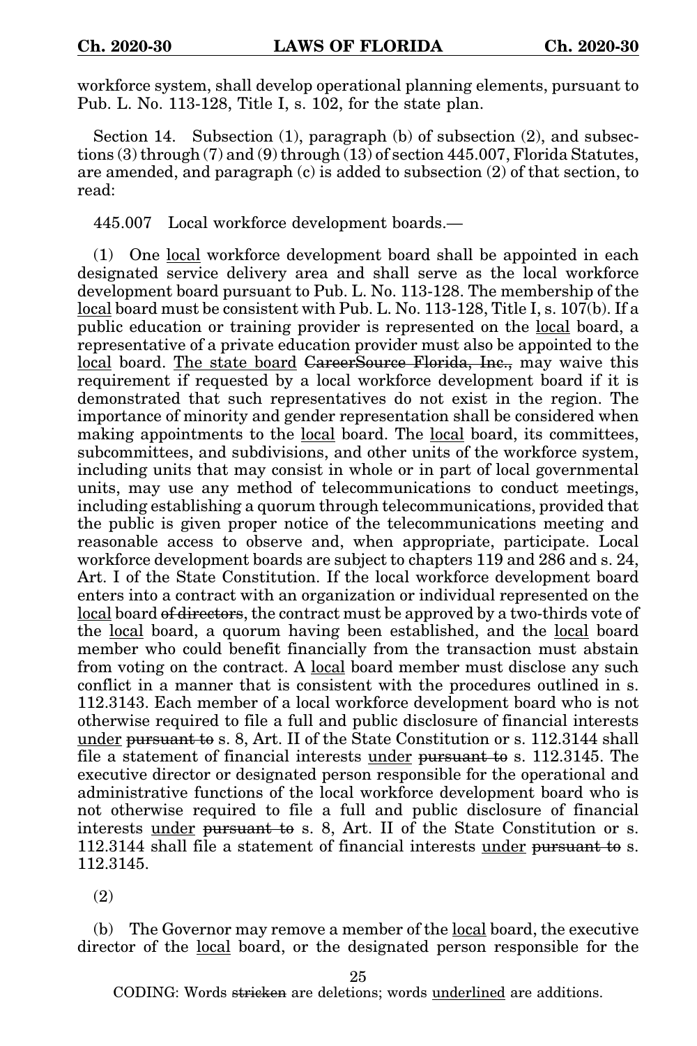workforce system, shall develop operational planning elements, pursuant to Pub. L. No. 113-128, Title I, s. 102, for the state plan.

Section 14. Subsection (1), paragraph (b) of subsection (2), and subsections (3) through (7) and (9) through (13) of section 445.007, Florida Statutes, are amended, and paragraph (c) is added to subsection (2) of that section, to read:

445.007 Local workforce development boards.—

(1) One <u>local</u> workforce development board shall be appointed in each designated service delivery area and shall serve as the local workforce development board pursuant to Pub. L. No. 113-128. The membership of the <u>local</u> board must be consistent with Pub. L. No. 113-128, Title I, s. 107(b). If a public education or training provider is represented on the <u>local</u> board, a representative of a private education provider must also be appointed to the <u>local</u> board. <u>The state board</u> ~~CareerSource Florida, Inc.,~~ may waive this requirement if requested by a local workforce development board if it is demonstrated that such representatives do not exist in the region. The importance of minority and gender representation shall be considered when making appointments to the <u>local</u> board. The <u>local</u> board, its committees, subcommittees, and subdivisions, and other units of the workforce system, including units that may consist in whole or in part of local governmental units, may use any method of telecommunications to conduct meetings, including establishing a quorum through telecommunications, provided that the public is given proper notice of the telecommunications meeting and reasonable access to observe and, when appropriate, participate. Local workforce development boards are subject to chapters 119 and 286 and s. 24, Art. I of the State Constitution. If the local workforce development board enters into a contract with an organization or individual represented on the <u>local</u> board ~~of directors~~, the contract must be approved by a two-thirds vote of the <u>local</u> board, a quorum having been established, and the <u>local</u> board member who could benefit financially from the transaction must abstain from voting on the contract. A <u>local</u> board member must disclose any such conflict in a manner that is consistent with the procedures outlined in s. 112.3143. Each member of a local workforce development board who is not otherwise required to file a full and public disclosure of financial interests <u>under</u> ~~pursuant to~~ s. 8, Art. II of the State Constitution or s. 112.3144 shall file a statement of financial interests <u>under</u> ~~pursuant to~~ s. 112.3145. The executive director or designated person responsible for the operational and administrative functions of the local workforce development board who is not otherwise required to file a full and public disclosure of financial interests <u>under</u> ~~pursuant to~~ s. 8, Art. II of the State Constitution or s. 112.3144 shall file a statement of financial interests <u>under</u> ~~pursuant to~~ s. 112.3145.

(2)

(b) The Governor may remove a member of the <u>local</u> board, the executive director of the <u>local</u> board, or the designated person responsible for the

CODING: Words ~~stricken~~ are deletions; words <u>underlined</u> are additions.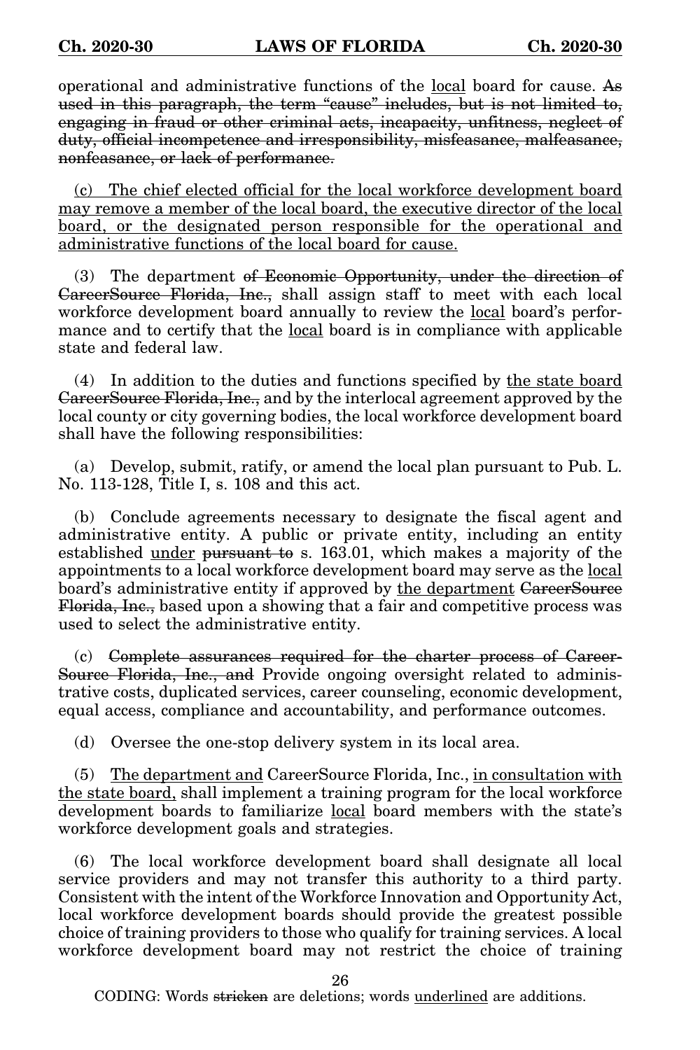operational and administrative functions of the <u>local</u> board for cause. ~~As used in this paragraph, the term "cause" includes, but is not limited to, engaging in fraud or other criminal acts, incapacity, unfitness, neglect of duty, official incompetence and irresponsibility, misfeasance, malfeasance, nonfeasance, or lack of performance.~~

<u>(c) The chief elected official for the local workforce development board may remove a member of the local board, the executive director of the local board, or the designated person responsible for the operational and administrative functions of the local board for cause.</u>

(3) The department ~~of Economic Opportunity, under the direction of CareerSource Florida, Inc.,~~ shall assign staff to meet with each local workforce development board annually to review the <u>local</u> board's performance and to certify that the <u>local</u> board is in compliance with applicable state and federal law.

(4) In addition to the duties and functions specified by <u>the state board</u> ~~CareerSource Florida, Inc.,~~ and by the interlocal agreement approved by the local county or city governing bodies, the local workforce development board shall have the following responsibilities:

(a) Develop, submit, ratify, or amend the local plan pursuant to Pub. L. No. 113-128, Title I, s. 108 and this act.

(b) Conclude agreements necessary to designate the fiscal agent and administrative entity. A public or private entity, including an entity established <u>under</u> ~~pursuant to~~ s. 163.01, which makes a majority of the appointments to a local workforce development board may serve as the <u>local</u> board's administrative entity if approved by <u>the department</u> ~~CareerSource Florida, Inc.,~~ based upon a showing that a fair and competitive process was used to select the administrative entity.

(c) ~~Complete assurances required for the charter process of CareerSource Florida, Inc., and~~ Provide ongoing oversight related to administrative costs, duplicated services, career counseling, economic development, equal access, compliance and accountability, and performance outcomes.

(d) Oversee the one-stop delivery system in its local area.

(5) <u>The department and</u> CareerSource Florida, Inc., <u>in consultation with the state board,</u> shall implement a training program for the local workforce development boards to familiarize <u>local</u> board members with the state's workforce development goals and strategies.

(6) The local workforce development board shall designate all local service providers and may not transfer this authority to a third party. Consistent with the intent of the Workforce Innovation and Opportunity Act, local workforce development boards should provide the greatest possible choice of training providers to those who qualify for training services. A local workforce development board may not restrict the choice of training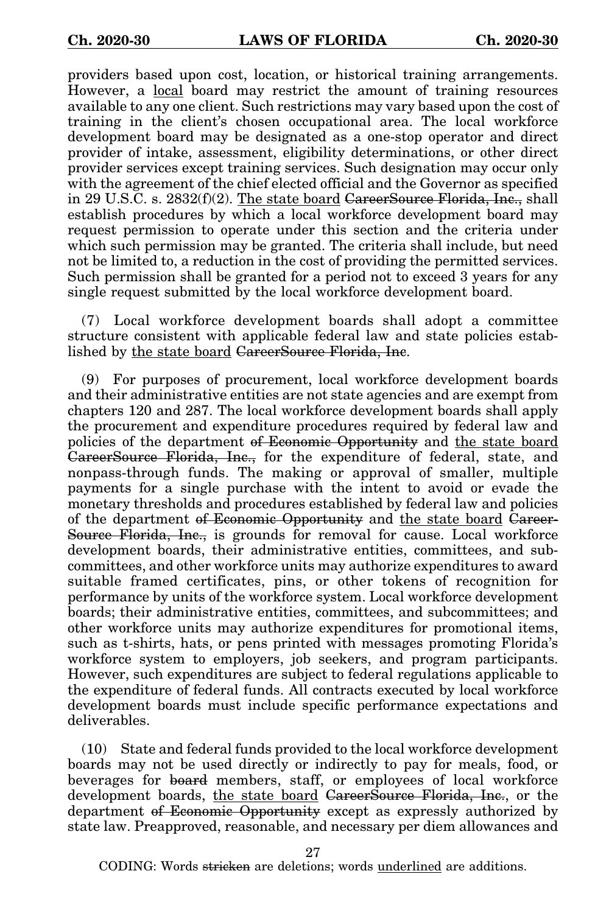providers based upon cost, location, or historical training arrangements. However, a <u>local</u> board may restrict the amount of training resources available to any one client. Such restrictions may vary based upon the cost of training in the client's chosen occupational area. The local workforce development board may be designated as a one-stop operator and direct provider of intake, assessment, eligibility determinations, or other direct provider services except training services. Such designation may occur only with the agreement of the chief elected official and the Governor as specified in 29 U.S.C. s. 2832(f)(2). <u>The state board</u> ~~CareerSource Florida, Inc.,~~ shall establish procedures by which a local workforce development board may request permission to operate under this section and the criteria under which such permission may be granted. The criteria shall include, but need not be limited to, a reduction in the cost of providing the permitted services. Such permission shall be granted for a period not to exceed 3 years for any single request submitted by the local workforce development board.

(7) Local workforce development boards shall adopt a committee structure consistent with applicable federal law and state policies established by <u>the state board</u> ~~CareerSource Florida, Inc~~.

(9) For purposes of procurement, local workforce development boards and their administrative entities are not state agencies and are exempt from chapters 120 and 287. The local workforce development boards shall apply the procurement and expenditure procedures required by federal law and policies of the department ~~of Economic Opportunity~~ and <u>the state board</u> ~~CareerSource Florida, Inc.,~~ for the expenditure of federal, state, and nonpass-through funds. The making or approval of smaller, multiple payments for a single purchase with the intent to avoid or evade the monetary thresholds and procedures established by federal law and policies of the department ~~of Economic Opportunity~~ and <u>the state board</u> ~~CareerSource Florida, Inc.,~~ is grounds for removal for cause. Local workforce development boards, their administrative entities, committees, and subcommittees, and other workforce units may authorize expenditures to award suitable framed certificates, pins, or other tokens of recognition for performance by units of the workforce system. Local workforce development boards; their administrative entities, committees, and subcommittees; and other workforce units may authorize expenditures for promotional items, such as t-shirts, hats, or pens printed with messages promoting Florida's workforce system to employers, job seekers, and program participants. However, such expenditures are subject to federal regulations applicable to the expenditure of federal funds. All contracts executed by local workforce development boards must include specific performance expectations and deliverables.

(10) State and federal funds provided to the local workforce development boards may not be used directly or indirectly to pay for meals, food, or beverages for ~~board~~ members, staff, or employees of local workforce development boards, <u>the state board</u> ~~CareerSource Florida, Inc.~~, or the department ~~of Economic Opportunity~~ except as expressly authorized by state law. Preapproved, reasonable, and necessary per diem allowances and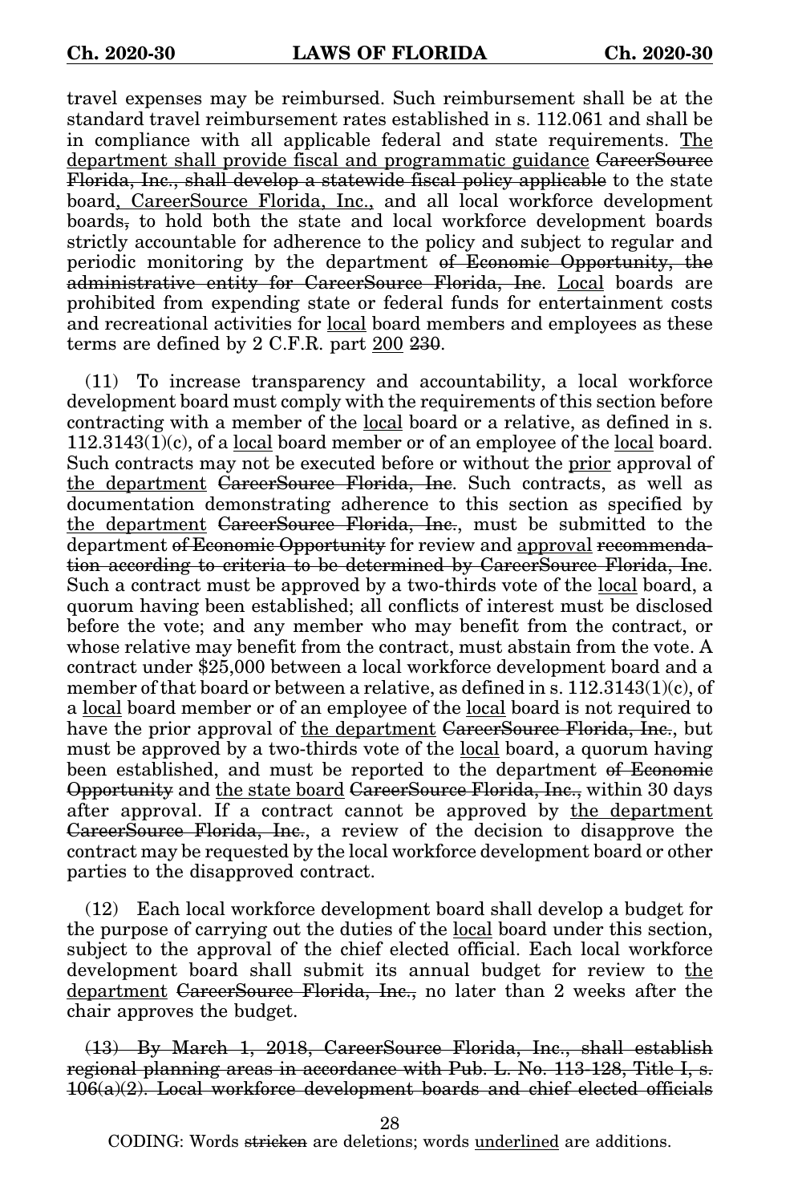travel expenses may be reimbursed. Such reimbursement shall be at the standard travel reimbursement rates established in s. 112.061 and shall be in compliance with all applicable federal and state requirements. <u>The department shall provide fiscal and programmatic guidance</u> ~~CareerSource Florida, Inc., shall develop a statewide fiscal policy applicable~~ to the state board<u>, CareerSource Florida, Inc.,</u> and all local workforce development boards~~,~~ to hold both the state and local workforce development boards strictly accountable for adherence to the policy and subject to regular and periodic monitoring by the department ~~of Economic Opportunity, the administrative entity for CareerSource Florida, Inc~~. <u>Local</u> boards are prohibited from expending state or federal funds for entertainment costs and recreational activities for <u>local</u> board members and employees as these terms are defined by 2 C.F.R. part <u>200</u> ~~230~~.

(11) To increase transparency and accountability, a local workforce development board must comply with the requirements of this section before contracting with a member of the <u>local</u> board or a relative, as defined in s. 112.3143(1)(c), of a <u>local</u> board member or of an employee of the <u>local</u> board. Such contracts may not be executed before or without the <u>prior</u> approval of <u>the department</u> ~~CareerSource Florida, Inc~~. Such contracts, as well as documentation demonstrating adherence to this section as specified by <u>the department</u> ~~CareerSource Florida, Inc.~~, must be submitted to the department ~~of Economic Opportunity~~ for review and <u>approval</u> ~~recommendation according to criteria to be determined by CareerSource Florida, Inc~~. Such a contract must be approved by a two-thirds vote of the <u>local</u> board, a quorum having been established; all conflicts of interest must be disclosed before the vote; and any member who may benefit from the contract, or whose relative may benefit from the contract, must abstain from the vote. A contract under $25,000 between a local workforce development board and a member of that board or between a relative, as defined in s. 112.3143(1)(c), of a <u>local</u> board member or of an employee of the <u>local</u> board is not required to have the prior approval of <u>the department</u> ~~CareerSource Florida, Inc.~~, but must be approved by a two-thirds vote of the <u>local</u> board, a quorum having been established, and must be reported to the department ~~of Economic Opportunity~~ and <u>the state board</u> ~~CareerSource Florida, Inc.,~~ within 30 days after approval. If a contract cannot be approved by <u>the department</u> ~~CareerSource Florida, Inc.~~, a review of the decision to disapprove the contract may be requested by the local workforce development board or other parties to the disapproved contract.

(12) Each local workforce development board shall develop a budget for the purpose of carrying out the duties of the <u>local</u> board under this section, subject to the approval of the chief elected official. Each local workforce development board shall submit its annual budget for review to <u>the department</u> ~~CareerSource Florida, Inc.,~~ no later than 2 weeks after the chair approves the budget.

~~(13) By March 1, 2018, CareerSource Florida, Inc., shall establish regional planning areas in accordance with Pub. L. No. 113-128, Title I, s. 106(a)(2). Local workforce development boards and chief elected officials~~

CODING: Words ~~stricken~~ are deletions; words <u>underlined</u> are additions.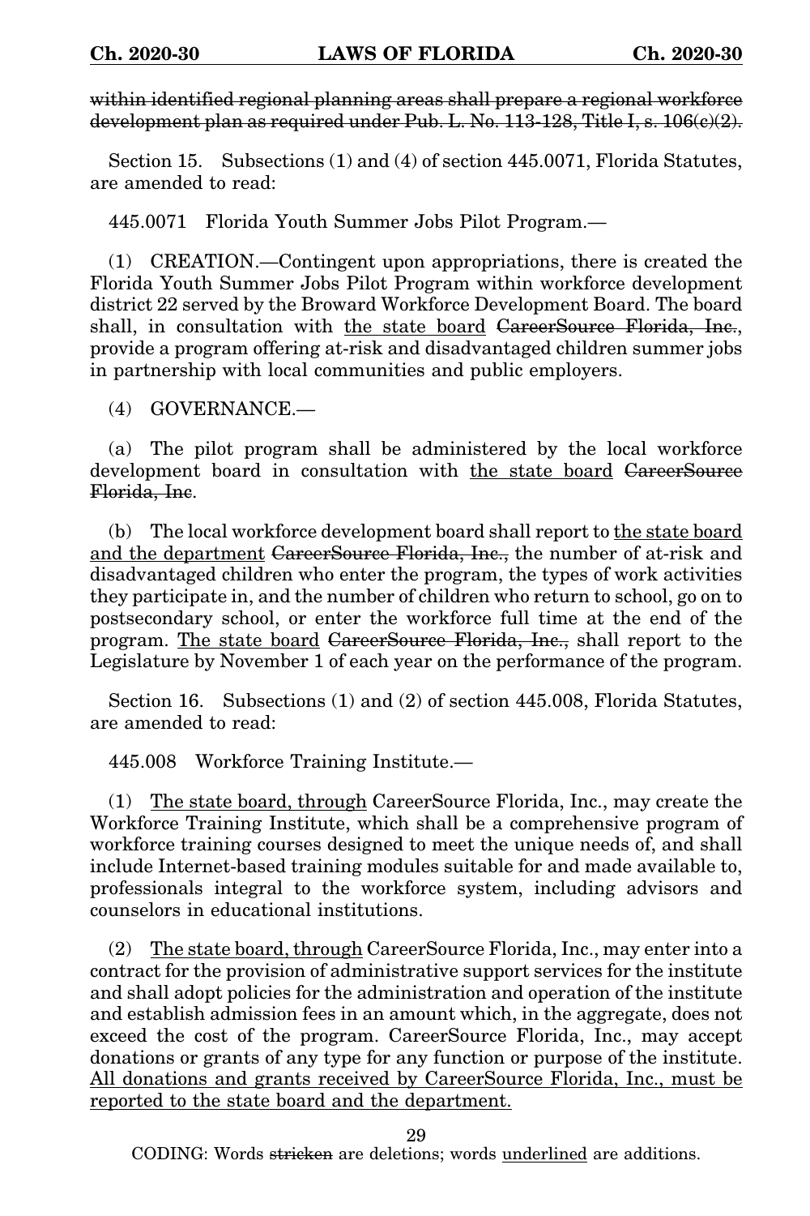~~within identified regional planning areas shall prepare a regional workforce development plan as required under Pub. L. No. 113-128, Title I, s. 106(c)(2).~~

Section 15. Subsections (1) and (4) of section 445.0071, Florida Statutes, are amended to read:

445.0071 Florida Youth Summer Jobs Pilot Program.—

(1) CREATION.—Contingent upon appropriations, there is created the Florida Youth Summer Jobs Pilot Program within workforce development district 22 served by the Broward Workforce Development Board. The board shall, in consultation with <u>the state board</u> ~~CareerSource Florida, Inc.~~, provide a program offering at-risk and disadvantaged children summer jobs in partnership with local communities and public employers.

(4) GOVERNANCE.—

(a) The pilot program shall be administered by the local workforce development board in consultation with <u>the state board</u> ~~CareerSource Florida, Inc~~.

(b) The local workforce development board shall report to <u>the state board and the department</u> ~~CareerSource Florida, Inc.,~~ the number of at-risk and disadvantaged children who enter the program, the types of work activities they participate in, and the number of children who return to school, go on to postsecondary school, or enter the workforce full time at the end of the program. <u>The state board</u> ~~CareerSource Florida, Inc.,~~ shall report to the Legislature by November 1 of each year on the performance of the program.

Section 16. Subsections (1) and (2) of section 445.008, Florida Statutes, are amended to read:

445.008 Workforce Training Institute.—

(1) <u>The state board, through</u> CareerSource Florida, Inc., may create the Workforce Training Institute, which shall be a comprehensive program of workforce training courses designed to meet the unique needs of, and shall include Internet-based training modules suitable for and made available to, professionals integral to the workforce system, including advisors and counselors in educational institutions.

(2) <u>The state board, through</u> CareerSource Florida, Inc., may enter into a contract for the provision of administrative support services for the institute and shall adopt policies for the administration and operation of the institute and establish admission fees in an amount which, in the aggregate, does not exceed the cost of the program. CareerSource Florida, Inc., may accept donations or grants of any type for any function or purpose of the institute. <u>All donations and grants received by CareerSource Florida, Inc., must be reported to the state board and the department.</u>

CODING: Words ~~stricken~~ are deletions; words <u>underlined</u> are additions.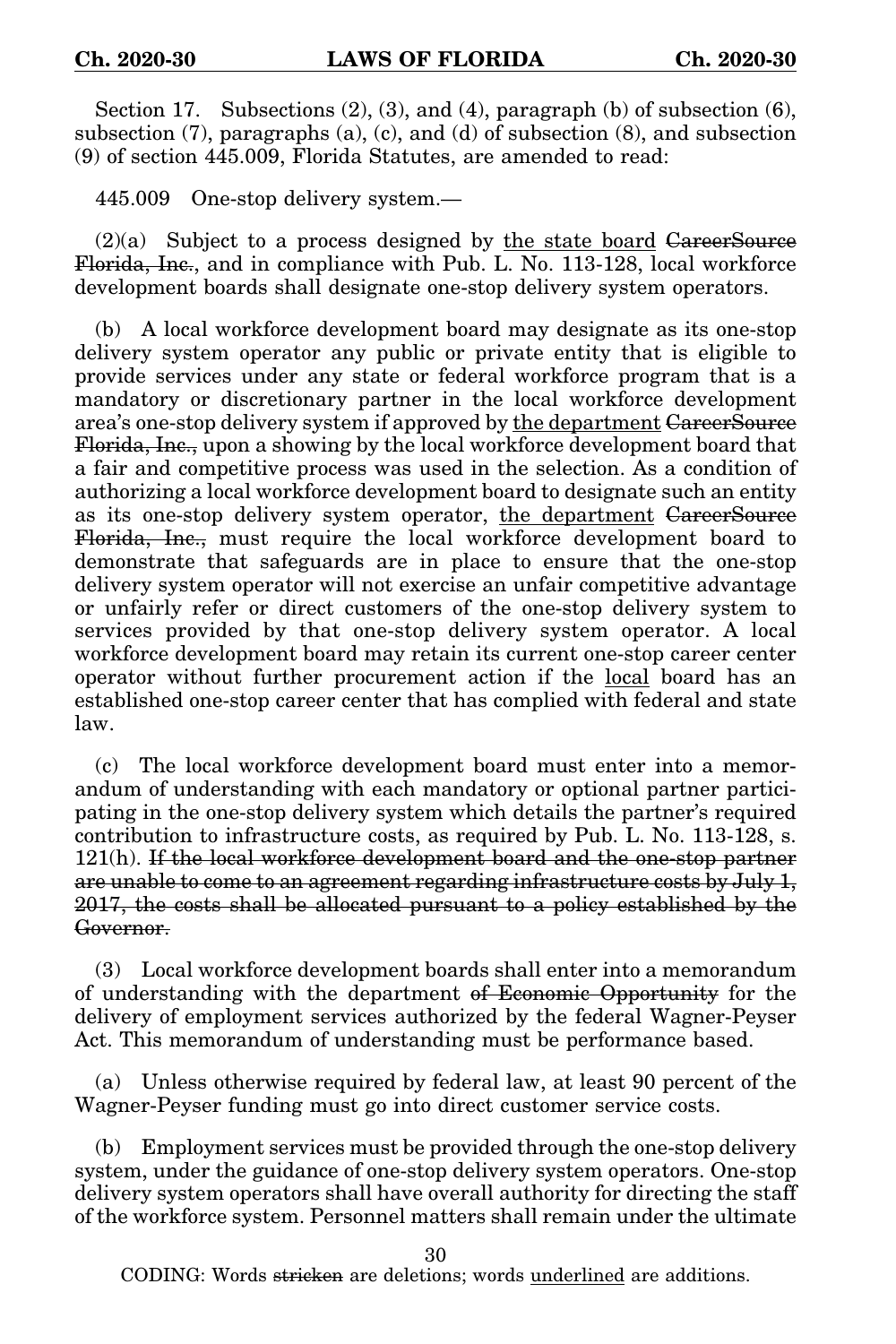Section 17. Subsections (2), (3), and (4), paragraph (b) of subsection (6), subsection (7), paragraphs (a), (c), and (d) of subsection (8), and subsection (9) of section 445.009, Florida Statutes, are amended to read:

445.009 One-stop delivery system.—

(2)(a) Subject to a process designed by <u>the state board</u> ~~CareerSource Florida, Inc.~~, and in compliance with Pub. L. No. 113-128, local workforce development boards shall designate one-stop delivery system operators.

(b) A local workforce development board may designate as its one-stop delivery system operator any public or private entity that is eligible to provide services under any state or federal workforce program that is a mandatory or discretionary partner in the local workforce development area's one-stop delivery system if approved by <u>the department</u> ~~CareerSource Florida, Inc.,~~ upon a showing by the local workforce development board that a fair and competitive process was used in the selection. As a condition of authorizing a local workforce development board to designate such an entity as its one-stop delivery system operator, <u>the department</u> ~~CareerSource Florida, Inc.,~~ must require the local workforce development board to demonstrate that safeguards are in place to ensure that the one-stop delivery system operator will not exercise an unfair competitive advantage or unfairly refer or direct customers of the one-stop delivery system to services provided by that one-stop delivery system operator. A local workforce development board may retain its current one-stop career center operator without further procurement action if the <u>local</u> board has an established one-stop career center that has complied with federal and state law.

(c) The local workforce development board must enter into a memorandum of understanding with each mandatory or optional partner participating in the one-stop delivery system which details the partner's required contribution to infrastructure costs, as required by Pub. L. No. 113-128, s. 121(h). ~~If the local workforce development board and the one-stop partner are unable to come to an agreement regarding infrastructure costs by July 1, 2017, the costs shall be allocated pursuant to a policy established by the Governor.~~

(3) Local workforce development boards shall enter into a memorandum of understanding with the department ~~of Economic Opportunity~~ for the delivery of employment services authorized by the federal Wagner-Peyser Act. This memorandum of understanding must be performance based.

(a) Unless otherwise required by federal law, at least 90 percent of the Wagner-Peyser funding must go into direct customer service costs.

(b) Employment services must be provided through the one-stop delivery system, under the guidance of one-stop delivery system operators. One-stop delivery system operators shall have overall authority for directing the staff of the workforce system. Personnel matters shall remain under the ultimate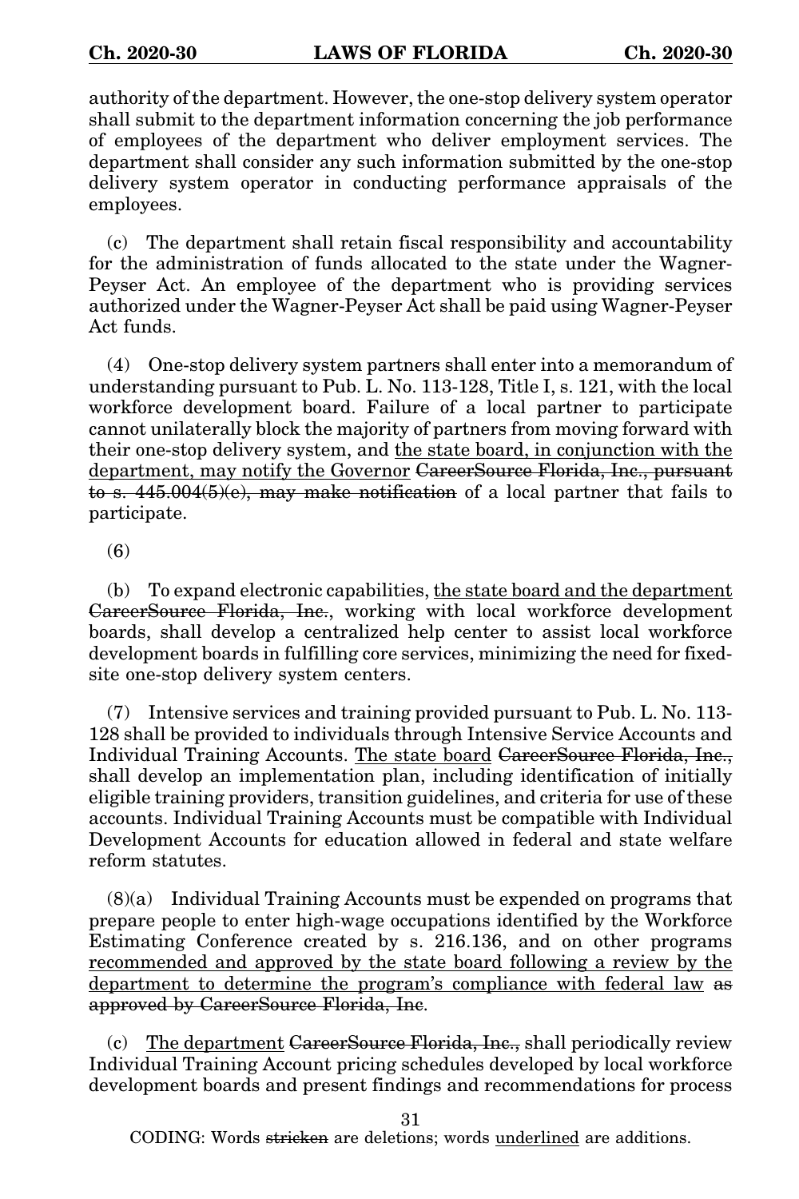authority of the department. However, the one-stop delivery system operator shall submit to the department information concerning the job performance of employees of the department who deliver employment services. The department shall consider any such information submitted by the one-stop delivery system operator in conducting performance appraisals of the employees.

(c) The department shall retain fiscal responsibility and accountability for the administration of funds allocated to the state under the Wagner-Peyser Act. An employee of the department who is providing services authorized under the Wagner-Peyser Act shall be paid using Wagner-Peyser Act funds.

(4) One-stop delivery system partners shall enter into a memorandum of understanding pursuant to Pub. L. No. 113-128, Title I, s. 121, with the local workforce development board. Failure of a local partner to participate cannot unilaterally block the majority of partners from moving forward with their one-stop delivery system, and <u>the state board, in conjunction with the department, may notify the Governor</u> ~~CareerSource Florida, Inc., pursuant to s. 445.004(5)(e), may make notification~~ of a local partner that fails to participate.

(6)

(b) To expand electronic capabilities, <u>the state board and the department</u> ~~CareerSource Florida, Inc.~~, working with local workforce development boards, shall develop a centralized help center to assist local workforce development boards in fulfilling core services, minimizing the need for fixed-site one-stop delivery system centers.

(7) Intensive services and training provided pursuant to Pub. L. No. 113-128 shall be provided to individuals through Intensive Service Accounts and Individual Training Accounts. <u>The state board</u> ~~CareerSource Florida, Inc.,~~ shall develop an implementation plan, including identification of initially eligible training providers, transition guidelines, and criteria for use of these accounts. Individual Training Accounts must be compatible with Individual Development Accounts for education allowed in federal and state welfare reform statutes.

(8)(a) Individual Training Accounts must be expended on programs that prepare people to enter high-wage occupations identified by the Workforce Estimating Conference created by s. 216.136, and on other programs <u>recommended and approved by the state board following a review by the department to determine the program's compliance with federal law</u> ~~as approved by CareerSource Florida, Inc~~.

(c) <u>The department</u> ~~CareerSource Florida, Inc.,~~ shall periodically review Individual Training Account pricing schedules developed by local workforce development boards and present findings and recommendations for process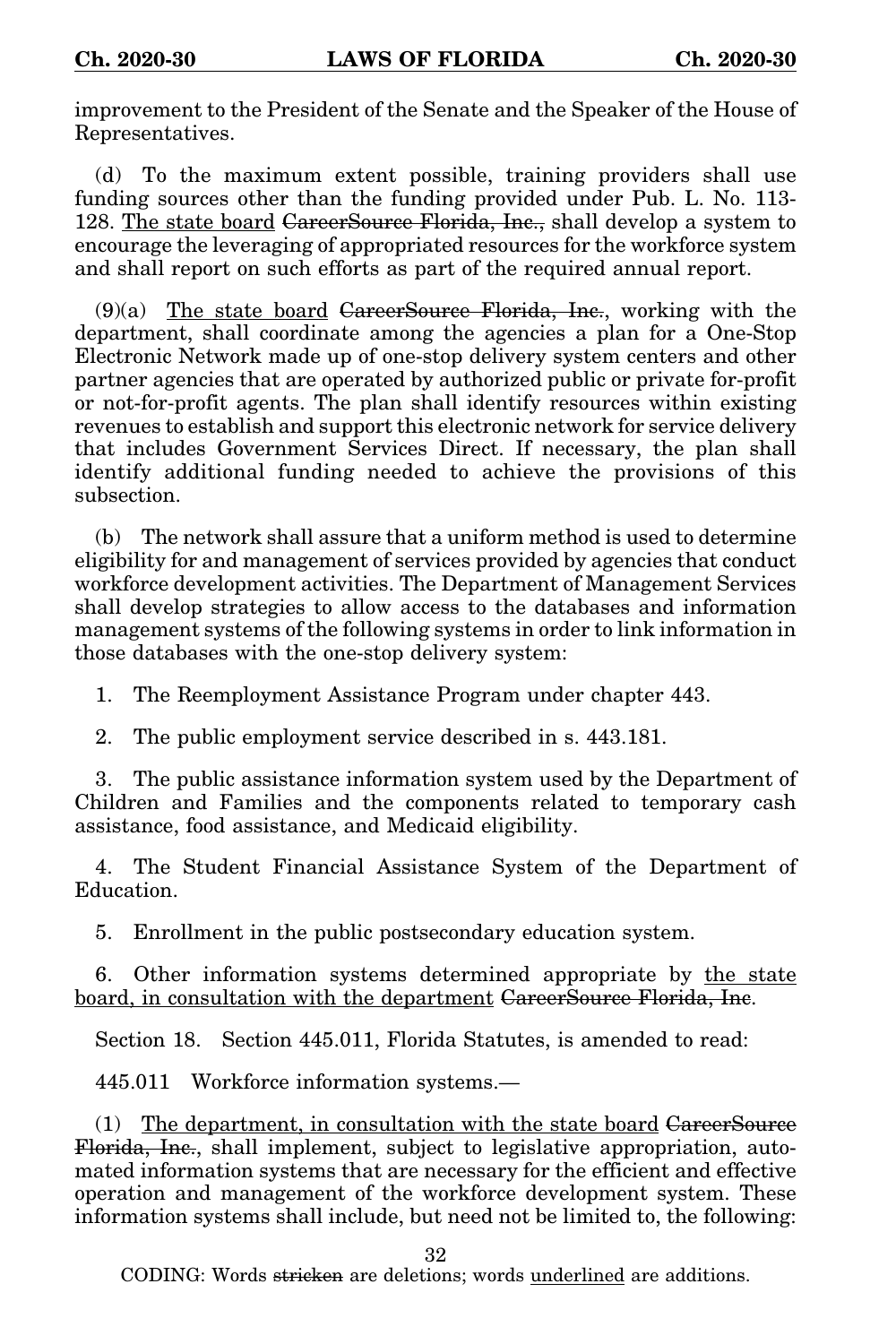improvement to the President of the Senate and the Speaker of the House of Representatives.

(d) To the maximum extent possible, training providers shall use funding sources other than the funding provided under Pub. L. No. 113-128. <u>The state board</u> ~~CareerSource Florida, Inc.,~~ shall develop a system to encourage the leveraging of appropriated resources for the workforce system and shall report on such efforts as part of the required annual report.

(9)(a) <u>The state board</u> ~~CareerSource Florida, Inc.~~, working with the department, shall coordinate among the agencies a plan for a One-Stop Electronic Network made up of one-stop delivery system centers and other partner agencies that are operated by authorized public or private for-profit or not-for-profit agents. The plan shall identify resources within existing revenues to establish and support this electronic network for service delivery that includes Government Services Direct. If necessary, the plan shall identify additional funding needed to achieve the provisions of this subsection.

(b) The network shall assure that a uniform method is used to determine eligibility for and management of services provided by agencies that conduct workforce development activities. The Department of Management Services shall develop strategies to allow access to the databases and information management systems of the following systems in order to link information in those databases with the one-stop delivery system:

1. The Reemployment Assistance Program under chapter 443.

2. The public employment service described in s. 443.181.

3. The public assistance information system used by the Department of Children and Families and the components related to temporary cash assistance, food assistance, and Medicaid eligibility.

4. The Student Financial Assistance System of the Department of Education.

5. Enrollment in the public postsecondary education system.

6. Other information systems determined appropriate by <u>the state board, in consultation with the department</u> ~~CareerSource Florida, Inc~~.

Section 18. Section 445.011, Florida Statutes, is amended to read:

445.011 Workforce information systems.—

(1) <u>The department, in consultation with the state board</u> ~~CareerSource Florida, Inc.~~, shall implement, subject to legislative appropriation, automated information systems that are necessary for the efficient and effective operation and management of the workforce development system. These information systems shall include, but need not be limited to, the following: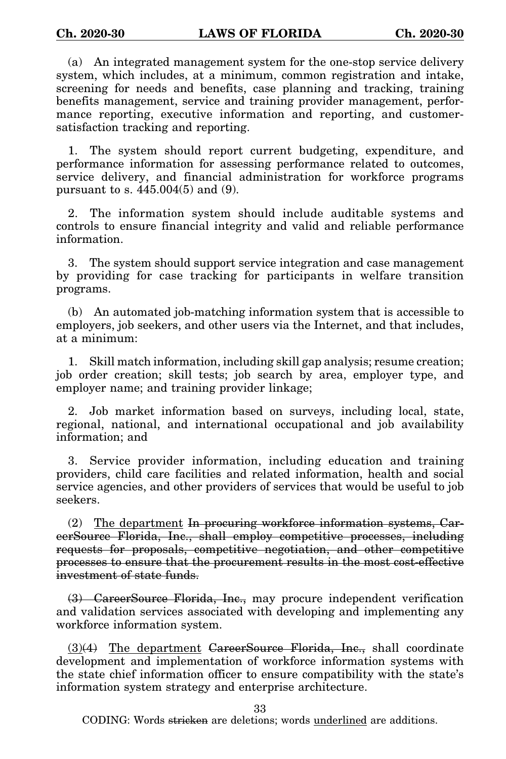(a) An integrated management system for the one-stop service delivery system, which includes, at a minimum, common registration and intake, screening for needs and benefits, case planning and tracking, training benefits management, service and training provider management, performance reporting, executive information and reporting, and customer-satisfaction tracking and reporting.

1. The system should report current budgeting, expenditure, and performance information for assessing performance related to outcomes, service delivery, and financial administration for workforce programs pursuant to s. 445.004(5) and (9).

2. The information system should include auditable systems and controls to ensure financial integrity and valid and reliable performance information.

3. The system should support service integration and case management by providing for case tracking for participants in welfare transition programs.

(b) An automated job-matching information system that is accessible to employers, job seekers, and other users via the Internet, and that includes, at a minimum:

1. Skill match information, including skill gap analysis; resume creation; job order creation; skill tests; job search by area, employer type, and employer name; and training provider linkage;

2. Job market information based on surveys, including local, state, regional, national, and international occupational and job availability information; and

3. Service provider information, including education and training providers, child care facilities and related information, health and social service agencies, and other providers of services that would be useful to job seekers.

(2) <u>The department</u> ~~In procuring workforce information systems, CareerSource Florida, Inc., shall employ competitive processes, including requests for proposals, competitive negotiation, and other competitive processes to ensure that the procurement results in the most cost-effective investment of state funds.~~

~~(3) CareerSource Florida, Inc.,~~ may procure independent verification and validation services associated with developing and implementing any workforce information system.

<u>(3)</u>~~(4)~~ <u>The department</u> ~~CareerSource Florida, Inc.,~~ shall coordinate development and implementation of workforce information systems with the state chief information officer to ensure compatibility with the state's information system strategy and enterprise architecture.

CODING: Words ~~stricken~~ are deletions; words <u>underlined</u> are additions.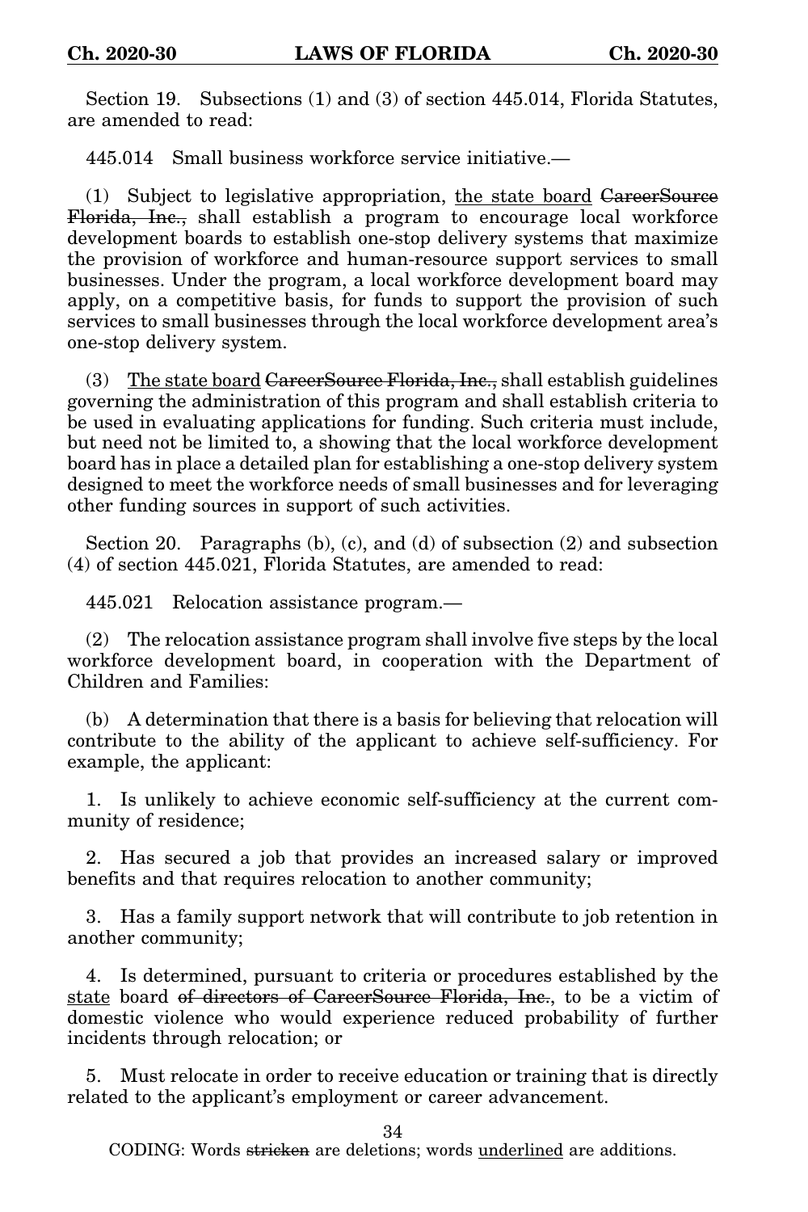Section 19. Subsections (1) and (3) of section 445.014, Florida Statutes, are amended to read:

445.014 Small business workforce service initiative.—

(1) Subject to legislative appropriation, <u>the state board</u> ~~CareerSource Florida, Inc.,~~ shall establish a program to encourage local workforce development boards to establish one-stop delivery systems that maximize the provision of workforce and human-resource support services to small businesses. Under the program, a local workforce development board may apply, on a competitive basis, for funds to support the provision of such services to small businesses through the local workforce development area's one-stop delivery system.

(3) <u>The state board</u> ~~CareerSource Florida, Inc.,~~ shall establish guidelines governing the administration of this program and shall establish criteria to be used in evaluating applications for funding. Such criteria must include, but need not be limited to, a showing that the local workforce development board has in place a detailed plan for establishing a one-stop delivery system designed to meet the workforce needs of small businesses and for leveraging other funding sources in support of such activities.

Section 20. Paragraphs (b), (c), and (d) of subsection (2) and subsection (4) of section 445.021, Florida Statutes, are amended to read:

445.021 Relocation assistance program.—

(2) The relocation assistance program shall involve five steps by the local workforce development board, in cooperation with the Department of Children and Families:

(b) A determination that there is a basis for believing that relocation will contribute to the ability of the applicant to achieve self-sufficiency. For example, the applicant:

1. Is unlikely to achieve economic self-sufficiency at the current community of residence;

2. Has secured a job that provides an increased salary or improved benefits and that requires relocation to another community;

3. Has a family support network that will contribute to job retention in another community;

4. Is determined, pursuant to criteria or procedures established by the <u>state</u> board ~~of directors of CareerSource Florida, Inc.~~, to be a victim of domestic violence who would experience reduced probability of further incidents through relocation; or

5. Must relocate in order to receive education or training that is directly related to the applicant's employment or career advancement.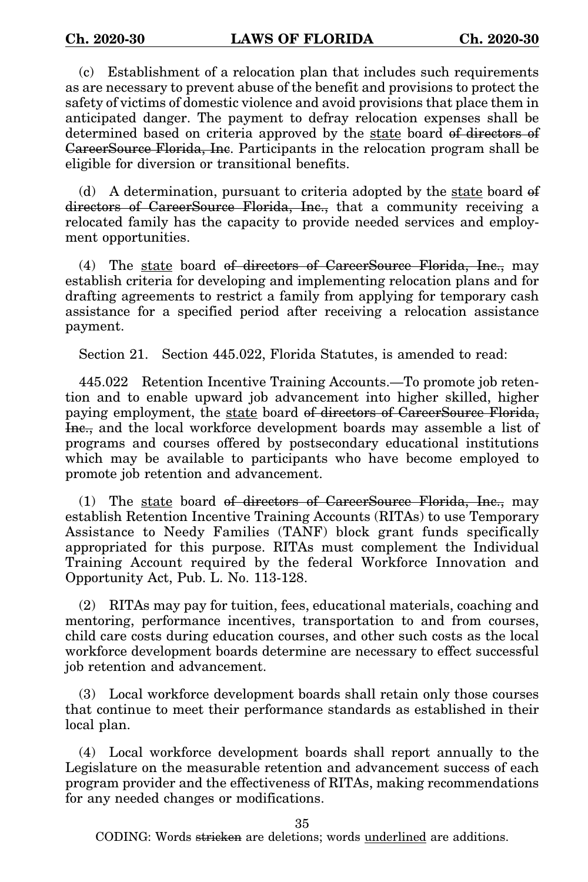(c) Establishment of a relocation plan that includes such requirements as are necessary to prevent abuse of the benefit and provisions to protect the safety of victims of domestic violence and avoid provisions that place them in anticipated danger. The payment to defray relocation expenses shall be determined based on criteria approved by the <u>state</u> board ~~of directors of CareerSource Florida, Inc~~. Participants in the relocation program shall be eligible for diversion or transitional benefits.

(d) A determination, pursuant to criteria adopted by the <u>state</u> board ~~of directors of CareerSource Florida, Inc.,~~ that a community receiving a relocated family has the capacity to provide needed services and employment opportunities.

(4) The <u>state</u> board ~~of directors of CareerSource Florida, Inc.,~~ may establish criteria for developing and implementing relocation plans and for drafting agreements to restrict a family from applying for temporary cash assistance for a specified period after receiving a relocation assistance payment.

Section 21. Section 445.022, Florida Statutes, is amended to read:

445.022 Retention Incentive Training Accounts.—To promote job retention and to enable upward job advancement into higher skilled, higher paying employment, the <u>state</u> board ~~of directors of CareerSource Florida, Inc.,~~ and the local workforce development boards may assemble a list of programs and courses offered by postsecondary educational institutions which may be available to participants who have become employed to promote job retention and advancement.

(1) The <u>state</u> board ~~of directors of CareerSource Florida, Inc.,~~ may establish Retention Incentive Training Accounts (RITAs) to use Temporary Assistance to Needy Families (TANF) block grant funds specifically appropriated for this purpose. RITAs must complement the Individual Training Account required by the federal Workforce Innovation and Opportunity Act, Pub. L. No. 113-128.

(2) RITAs may pay for tuition, fees, educational materials, coaching and mentoring, performance incentives, transportation to and from courses, child care costs during education courses, and other such costs as the local workforce development boards determine are necessary to effect successful job retention and advancement.

(3) Local workforce development boards shall retain only those courses that continue to meet their performance standards as established in their local plan.

(4) Local workforce development boards shall report annually to the Legislature on the measurable retention and advancement success of each program provider and the effectiveness of RITAs, making recommendations for any needed changes or modifications.

CODING: Words ~~stricken~~ are deletions; words <u>underlined</u> are additions.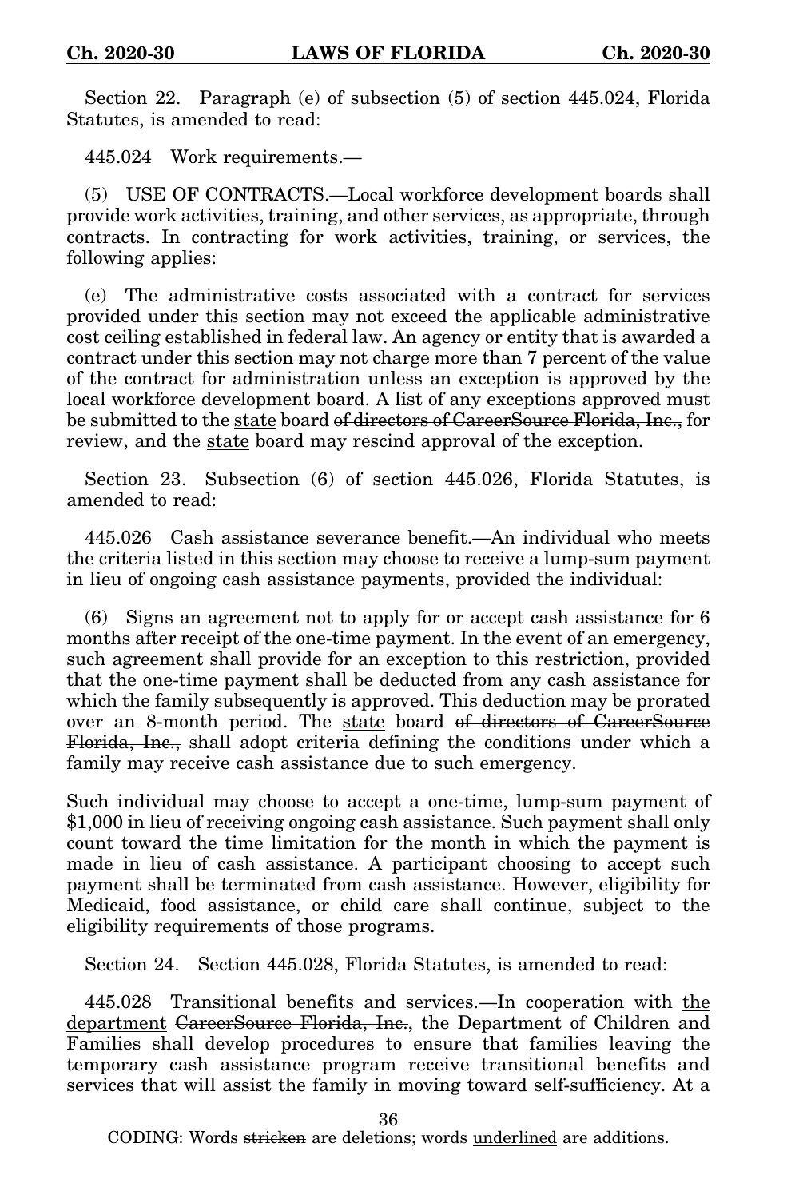Section 22. Paragraph (e) of subsection (5) of section 445.024, Florida Statutes, is amended to read:

445.024 Work requirements.—

(5) USE OF CONTRACTS.—Local workforce development boards shall provide work activities, training, and other services, as appropriate, through contracts. In contracting for work activities, training, or services, the following applies:

(e) The administrative costs associated with a contract for services provided under this section may not exceed the applicable administrative cost ceiling established in federal law. An agency or entity that is awarded a contract under this section may not charge more than 7 percent of the value of the contract for administration unless an exception is approved by the local workforce development board. A list of any exceptions approved must be submitted to the state board ~~of directors of CareerSource Florida, Inc.,~~ for review, and the state board may rescind approval of the exception.

Section 23. Subsection (6) of section 445.026, Florida Statutes, is amended to read:

445.026 Cash assistance severance benefit.—An individual who meets the criteria listed in this section may choose to receive a lump-sum payment in lieu of ongoing cash assistance payments, provided the individual:

(6) Signs an agreement not to apply for or accept cash assistance for 6 months after receipt of the one-time payment. In the event of an emergency, such agreement shall provide for an exception to this restriction, provided that the one-time payment shall be deducted from any cash assistance for which the family subsequently is approved. This deduction may be prorated over an 8-month period. The state board ~~of directors of CareerSource Florida, Inc.,~~ shall adopt criteria defining the conditions under which a family may receive cash assistance due to such emergency.

Such individual may choose to accept a one-time, lump-sum payment of $1,000 in lieu of receiving ongoing cash assistance. Such payment shall only count toward the time limitation for the month in which the payment is made in lieu of cash assistance. A participant choosing to accept such payment shall be terminated from cash assistance. However, eligibility for Medicaid, food assistance, or child care shall continue, subject to the eligibility requirements of those programs.

Section 24. Section 445.028, Florida Statutes, is amended to read:

445.028 Transitional benefits and services.—In cooperation with the department ~~CareerSource Florida, Inc.~~, the Department of Children and Families shall develop procedures to ensure that families leaving the temporary cash assistance program receive transitional benefits and services that will assist the family in moving toward self-sufficiency. At a

CODING: Words ~~stricken~~ are deletions; words underlined are additions.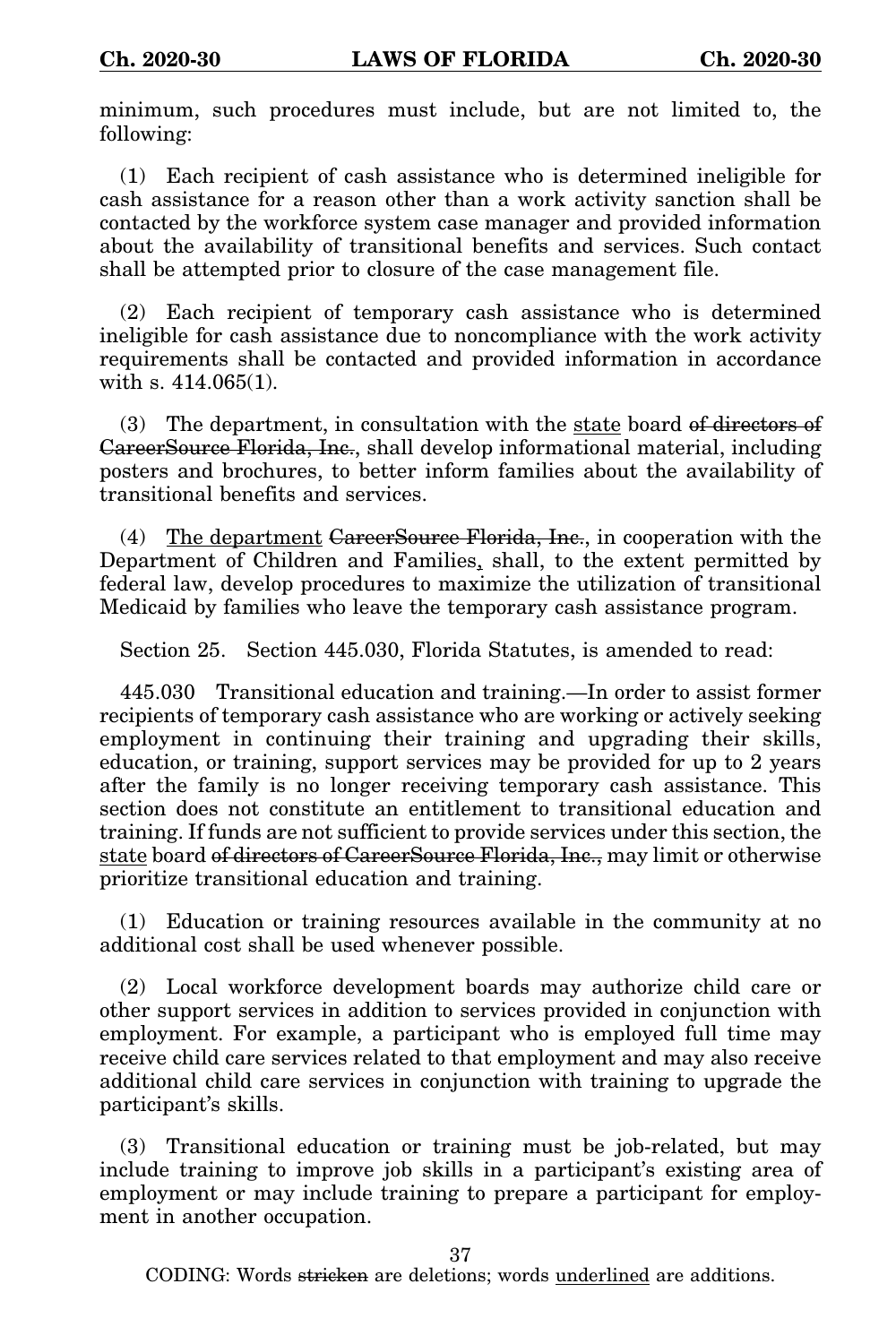minimum, such procedures must include, but are not limited to, the following:

(1) Each recipient of cash assistance who is determined ineligible for cash assistance for a reason other than a work activity sanction shall be contacted by the workforce system case manager and provided information about the availability of transitional benefits and services. Such contact shall be attempted prior to closure of the case management file.

(2) Each recipient of temporary cash assistance who is determined ineligible for cash assistance due to noncompliance with the work activity requirements shall be contacted and provided information in accordance with s. 414.065(1).

(3) The department, in consultation with the <u>state</u> board ~~of directors of CareerSource Florida, Inc.~~, shall develop informational material, including posters and brochures, to better inform families about the availability of transitional benefits and services.

(4) <u>The department</u> ~~CareerSource Florida, Inc.~~, in cooperation with the Department of Children and Families<u>,</u> shall, to the extent permitted by federal law, develop procedures to maximize the utilization of transitional Medicaid by families who leave the temporary cash assistance program.

Section 25. Section 445.030, Florida Statutes, is amended to read:

445.030 Transitional education and training.—In order to assist former recipients of temporary cash assistance who are working or actively seeking employment in continuing their training and upgrading their skills, education, or training, support services may be provided for up to 2 years after the family is no longer receiving temporary cash assistance. This section does not constitute an entitlement to transitional education and training. If funds are not sufficient to provide services under this section, the <u>state</u> board ~~of directors of CareerSource Florida, Inc.,~~ may limit or otherwise prioritize transitional education and training.

(1) Education or training resources available in the community at no additional cost shall be used whenever possible.

(2) Local workforce development boards may authorize child care or other support services in addition to services provided in conjunction with employment. For example, a participant who is employed full time may receive child care services related to that employment and may also receive additional child care services in conjunction with training to upgrade the participant's skills.

(3) Transitional education or training must be job-related, but may include training to improve job skills in a participant's existing area of employment or may include training to prepare a participant for employment in another occupation.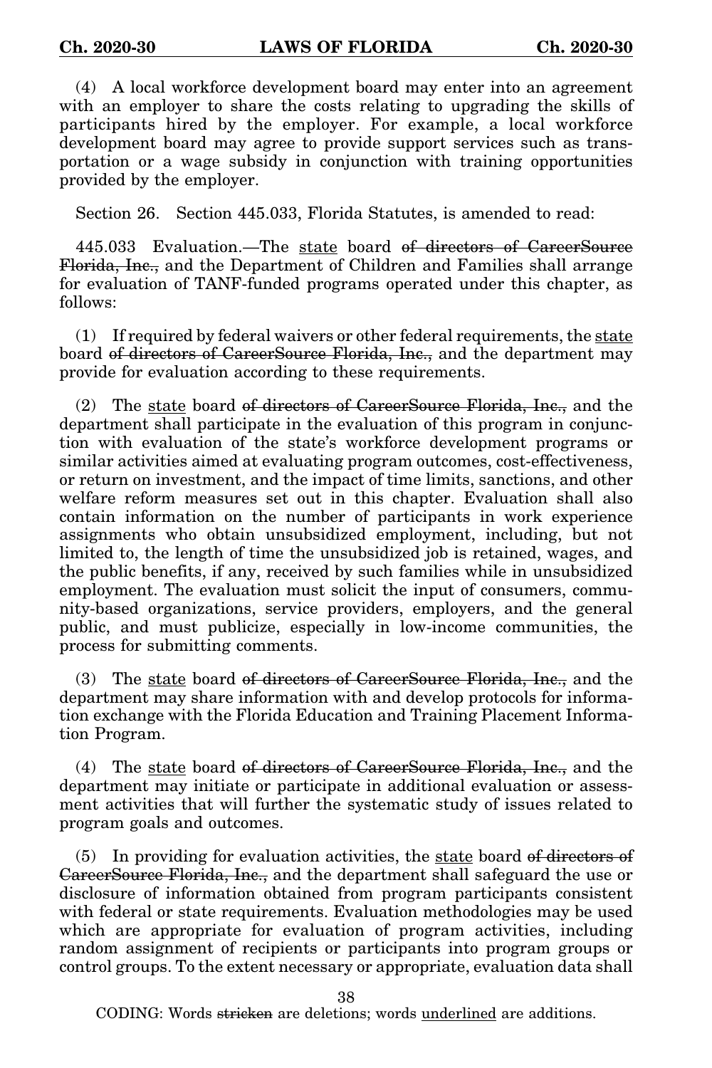(4) A local workforce development board may enter into an agreement with an employer to share the costs relating to upgrading the skills of participants hired by the employer. For example, a local workforce development board may agree to provide support services such as transportation or a wage subsidy in conjunction with training opportunities provided by the employer.

Section 26. Section 445.033, Florida Statutes, is amended to read:

445.033 Evaluation.—The <u>state</u> board ~~of directors of CareerSource Florida, Inc.,~~ and the Department of Children and Families shall arrange for evaluation of TANF-funded programs operated under this chapter, as follows:

(1) If required by federal waivers or other federal requirements, the <u>state</u> board ~~of directors of CareerSource Florida, Inc.,~~ and the department may provide for evaluation according to these requirements.

(2) The <u>state</u> board ~~of directors of CareerSource Florida, Inc.,~~ and the department shall participate in the evaluation of this program in conjunction with evaluation of the state's workforce development programs or similar activities aimed at evaluating program outcomes, cost-effectiveness, or return on investment, and the impact of time limits, sanctions, and other welfare reform measures set out in this chapter. Evaluation shall also contain information on the number of participants in work experience assignments who obtain unsubsidized employment, including, but not limited to, the length of time the unsubsidized job is retained, wages, and the public benefits, if any, received by such families while in unsubsidized employment. The evaluation must solicit the input of consumers, community-based organizations, service providers, employers, and the general public, and must publicize, especially in low-income communities, the process for submitting comments.

(3) The <u>state</u> board ~~of directors of CareerSource Florida, Inc.,~~ and the department may share information with and develop protocols for information exchange with the Florida Education and Training Placement Information Program.

(4) The <u>state</u> board ~~of directors of CareerSource Florida, Inc.,~~ and the department may initiate or participate in additional evaluation or assessment activities that will further the systematic study of issues related to program goals and outcomes.

(5) In providing for evaluation activities, the <u>state</u> board ~~of directors of CareerSource Florida, Inc.,~~ and the department shall safeguard the use or disclosure of information obtained from program participants consistent with federal or state requirements. Evaluation methodologies may be used which are appropriate for evaluation of program activities, including random assignment of recipients or participants into program groups or control groups. To the extent necessary or appropriate, evaluation data shall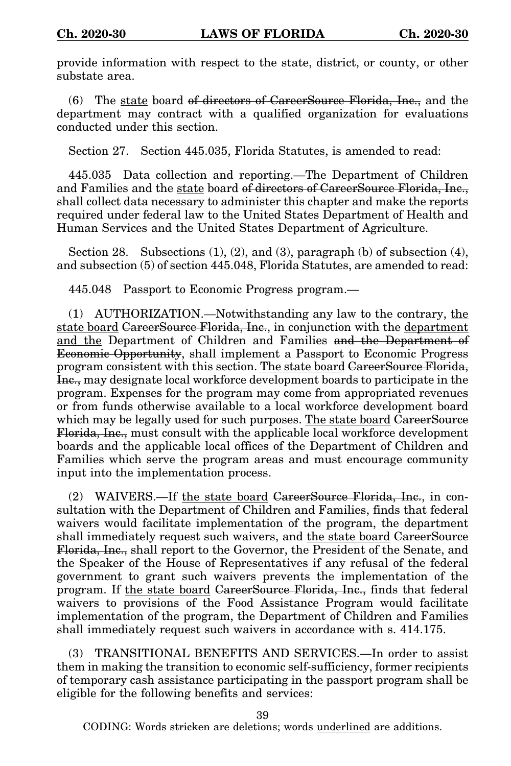provide information with respect to the state, district, or county, or other substate area.

(6) The <u>state</u> board ~~of directors of CareerSource Florida, Inc.,~~ and the department may contract with a qualified organization for evaluations conducted under this section.

Section 27. Section 445.035, Florida Statutes, is amended to read:

445.035 Data collection and reporting.—The Department of Children and Families and the <u>state</u> board ~~of directors of CareerSource Florida, Inc.,~~ shall collect data necessary to administer this chapter and make the reports required under federal law to the United States Department of Health and Human Services and the United States Department of Agriculture.

Section 28. Subsections (1), (2), and (3), paragraph (b) of subsection (4), and subsection (5) of section 445.048, Florida Statutes, are amended to read:

445.048 Passport to Economic Progress program.—

(1) AUTHORIZATION.—Notwithstanding any law to the contrary, <u>the state board</u> ~~CareerSource Florida, Inc.~~, in conjunction with the <u>department and the</u> Department of Children and Families ~~and the Department of Economic Opportunity~~, shall implement a Passport to Economic Progress program consistent with this section. <u>The state board</u> ~~CareerSource Florida, Inc.,~~ may designate local workforce development boards to participate in the program. Expenses for the program may come from appropriated revenues or from funds otherwise available to a local workforce development board which may be legally used for such purposes. <u>The state board</u> ~~CareerSource Florida, Inc.,~~ must consult with the applicable local workforce development boards and the applicable local offices of the Department of Children and Families which serve the program areas and must encourage community input into the implementation process.

(2) WAIVERS.—If <u>the state board</u> ~~CareerSource Florida, Inc.~~, in consultation with the Department of Children and Families, finds that federal waivers would facilitate implementation of the program, the department shall immediately request such waivers, and <u>the state board</u> ~~CareerSource Florida, Inc.,~~ shall report to the Governor, the President of the Senate, and the Speaker of the House of Representatives if any refusal of the federal government to grant such waivers prevents the implementation of the program. If <u>the state board</u> ~~CareerSource Florida, Inc.,~~ finds that federal waivers to provisions of the Food Assistance Program would facilitate implementation of the program, the Department of Children and Families shall immediately request such waivers in accordance with s. 414.175.

(3) TRANSITIONAL BENEFITS AND SERVICES.—In order to assist them in making the transition to economic self-sufficiency, former recipients of temporary cash assistance participating in the passport program shall be eligible for the following benefits and services: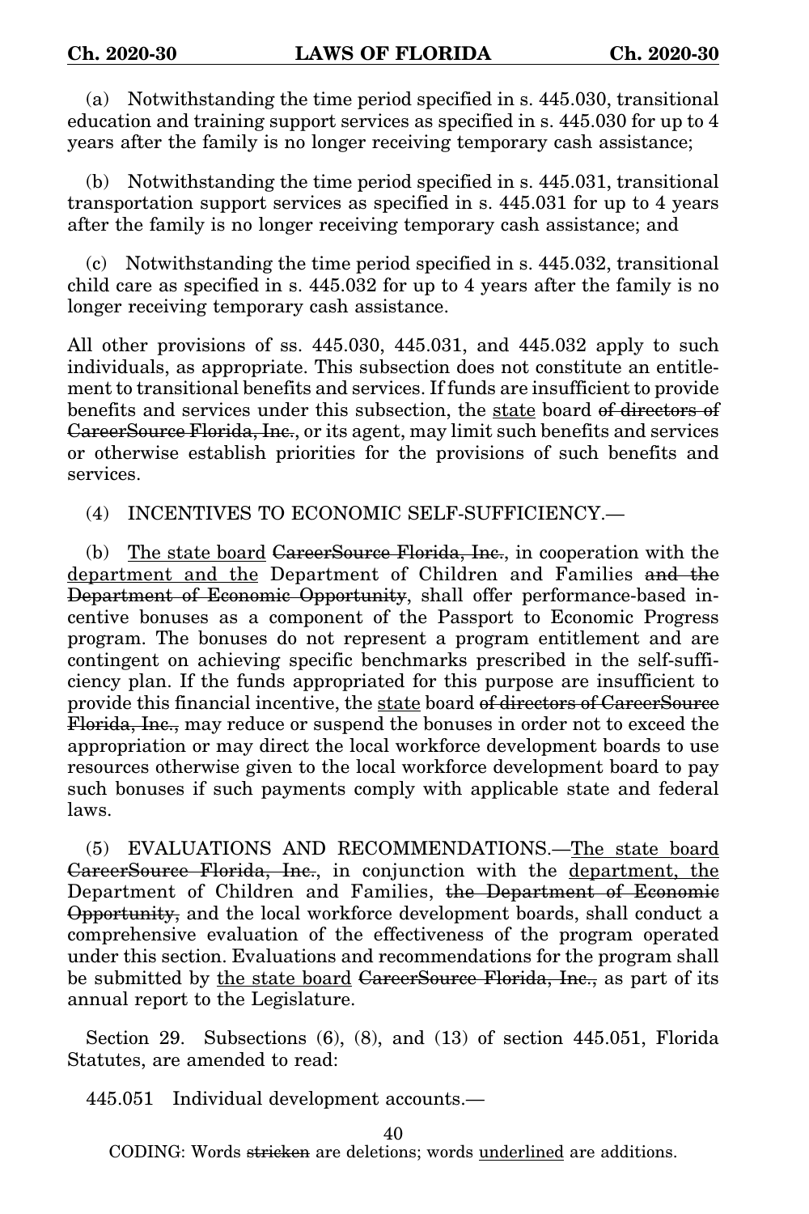(a) Notwithstanding the time period specified in s. 445.030, transitional education and training support services as specified in s. 445.030 for up to 4 years after the family is no longer receiving temporary cash assistance;

(b) Notwithstanding the time period specified in s. 445.031, transitional transportation support services as specified in s. 445.031 for up to 4 years after the family is no longer receiving temporary cash assistance; and

(c) Notwithstanding the time period specified in s. 445.032, transitional child care as specified in s. 445.032 for up to 4 years after the family is no longer receiving temporary cash assistance.

All other provisions of ss. 445.030, 445.031, and 445.032 apply to such individuals, as appropriate. This subsection does not constitute an entitlement to transitional benefits and services. If funds are insufficient to provide benefits and services under this subsection, the <u>state</u> board ~~of directors of CareerSource Florida, Inc.~~, or its agent, may limit such benefits and services or otherwise establish priorities for the provisions of such benefits and services.

(4) INCENTIVES TO ECONOMIC SELF-SUFFICIENCY.—

(b) <u>The state board</u> ~~CareerSource Florida, Inc.~~, in cooperation with the <u>department and the</u> Department of Children and Families ~~and the Department of Economic Opportunity~~, shall offer performance-based incentive bonuses as a component of the Passport to Economic Progress program. The bonuses do not represent a program entitlement and are contingent on achieving specific benchmarks prescribed in the self-sufficiency plan. If the funds appropriated for this purpose are insufficient to provide this financial incentive, the <u>state</u> board ~~of directors of CareerSource Florida, Inc.,~~ may reduce or suspend the bonuses in order not to exceed the appropriation or may direct the local workforce development boards to use resources otherwise given to the local workforce development board to pay such bonuses if such payments comply with applicable state and federal laws.

(5) EVALUATIONS AND RECOMMENDATIONS.—<u>The state board</u> ~~CareerSource Florida, Inc.~~, in conjunction with the <u>department, the</u> Department of Children and Families, ~~the Department of Economic Opportunity,~~ and the local workforce development boards, shall conduct a comprehensive evaluation of the effectiveness of the program operated under this section. Evaluations and recommendations for the program shall be submitted by <u>the state board</u> ~~CareerSource Florida, Inc.,~~ as part of its annual report to the Legislature.

Section 29. Subsections (6), (8), and (13) of section 445.051, Florida Statutes, are amended to read:

445.051 Individual development accounts.—

CODING: Words ~~stricken~~ are deletions; words <u>underlined</u> are additions.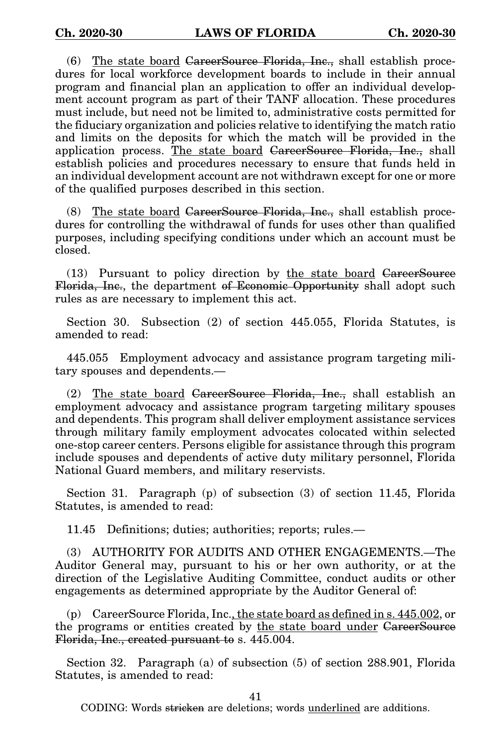(6) <u>The state board</u> ~~CareerSource Florida, Inc.,~~ shall establish procedures for local workforce development boards to include in their annual program and financial plan an application to offer an individual development account program as part of their TANF allocation. These procedures must include, but need not be limited to, administrative costs permitted for the fiduciary organization and policies relative to identifying the match ratio and limits on the deposits for which the match will be provided in the application process. <u>The state board</u> ~~CareerSource Florida, Inc.,~~ shall establish policies and procedures necessary to ensure that funds held in an individual development account are not withdrawn except for one or more of the qualified purposes described in this section.

(8) <u>The state board</u> ~~CareerSource Florida, Inc.,~~ shall establish procedures for controlling the withdrawal of funds for uses other than qualified purposes, including specifying conditions under which an account must be closed.

(13) Pursuant to policy direction by <u>the state board</u> ~~CareerSource Florida, Inc.~~, the department ~~of Economic Opportunity~~ shall adopt such rules as are necessary to implement this act.

Section 30. Subsection (2) of section 445.055, Florida Statutes, is amended to read:

445.055 Employment advocacy and assistance program targeting military spouses and dependents.—

(2) <u>The state board</u> ~~CareerSource Florida, Inc.,~~ shall establish an employment advocacy and assistance program targeting military spouses and dependents. This program shall deliver employment assistance services through military family employment advocates colocated within selected one-stop career centers. Persons eligible for assistance through this program include spouses and dependents of active duty military personnel, Florida National Guard members, and military reservists.

Section 31. Paragraph (p) of subsection (3) of section 11.45, Florida Statutes, is amended to read:

11.45 Definitions; duties; authorities; reports; rules.—

(3) AUTHORITY FOR AUDITS AND OTHER ENGAGEMENTS.—The Auditor General may, pursuant to his or her own authority, or at the direction of the Legislative Auditing Committee, conduct audits or other engagements as determined appropriate by the Auditor General of:

(p) CareerSource Florida, Inc.<u>, the state board as defined in s. 445.002</u>, or the programs or entities created by <u>the state board under</u> ~~CareerSource Florida, Inc., created pursuant to~~ s. 445.004.

Section 32. Paragraph (a) of subsection (5) of section 288.901, Florida Statutes, is amended to read: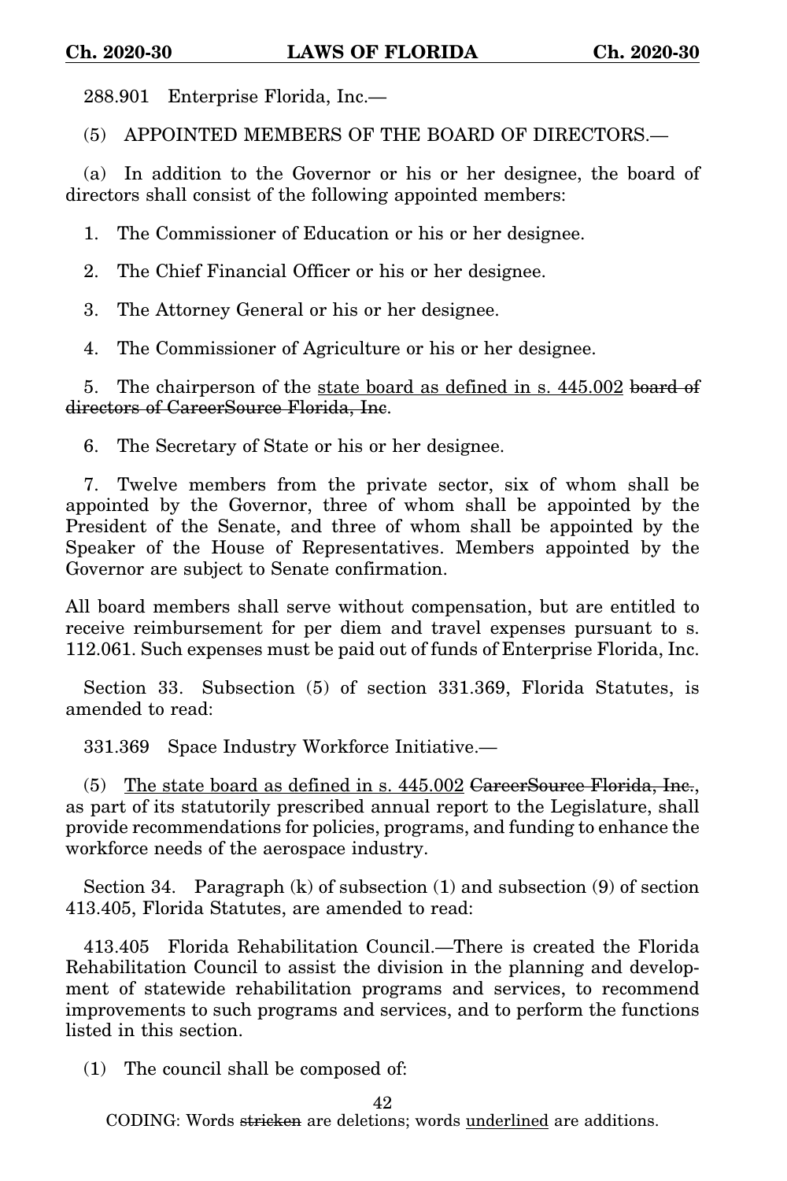288.901 Enterprise Florida, Inc.—

(5) APPOINTED MEMBERS OF THE BOARD OF DIRECTORS.—

(a) In addition to the Governor or his or her designee, the board of directors shall consist of the following appointed members:

1. The Commissioner of Education or his or her designee.

2. The Chief Financial Officer or his or her designee.

3. The Attorney General or his or her designee.

4. The Commissioner of Agriculture or his or her designee.

5. The chairperson of the <u>state board as defined in s. 445.002</u> ~~board of directors of CareerSource Florida, Inc~~.

6. The Secretary of State or his or her designee.

7. Twelve members from the private sector, six of whom shall be appointed by the Governor, three of whom shall be appointed by the President of the Senate, and three of whom shall be appointed by the Speaker of the House of Representatives. Members appointed by the Governor are subject to Senate confirmation.

All board members shall serve without compensation, but are entitled to receive reimbursement for per diem and travel expenses pursuant to s. 112.061. Such expenses must be paid out of funds of Enterprise Florida, Inc.

Section 33. Subsection (5) of section 331.369, Florida Statutes, is amended to read:

331.369 Space Industry Workforce Initiative.—

(5) <u>The state board as defined in s. 445.002</u> ~~CareerSource Florida, Inc.~~, as part of its statutorily prescribed annual report to the Legislature, shall provide recommendations for policies, programs, and funding to enhance the workforce needs of the aerospace industry.

Section 34. Paragraph (k) of subsection (1) and subsection (9) of section 413.405, Florida Statutes, are amended to read:

413.405 Florida Rehabilitation Council.—There is created the Florida Rehabilitation Council to assist the division in the planning and development of statewide rehabilitation programs and services, to recommend improvements to such programs and services, and to perform the functions listed in this section.

(1) The council shall be composed of:

CODING: Words ~~stricken~~ are deletions; words <u>underlined</u> are additions.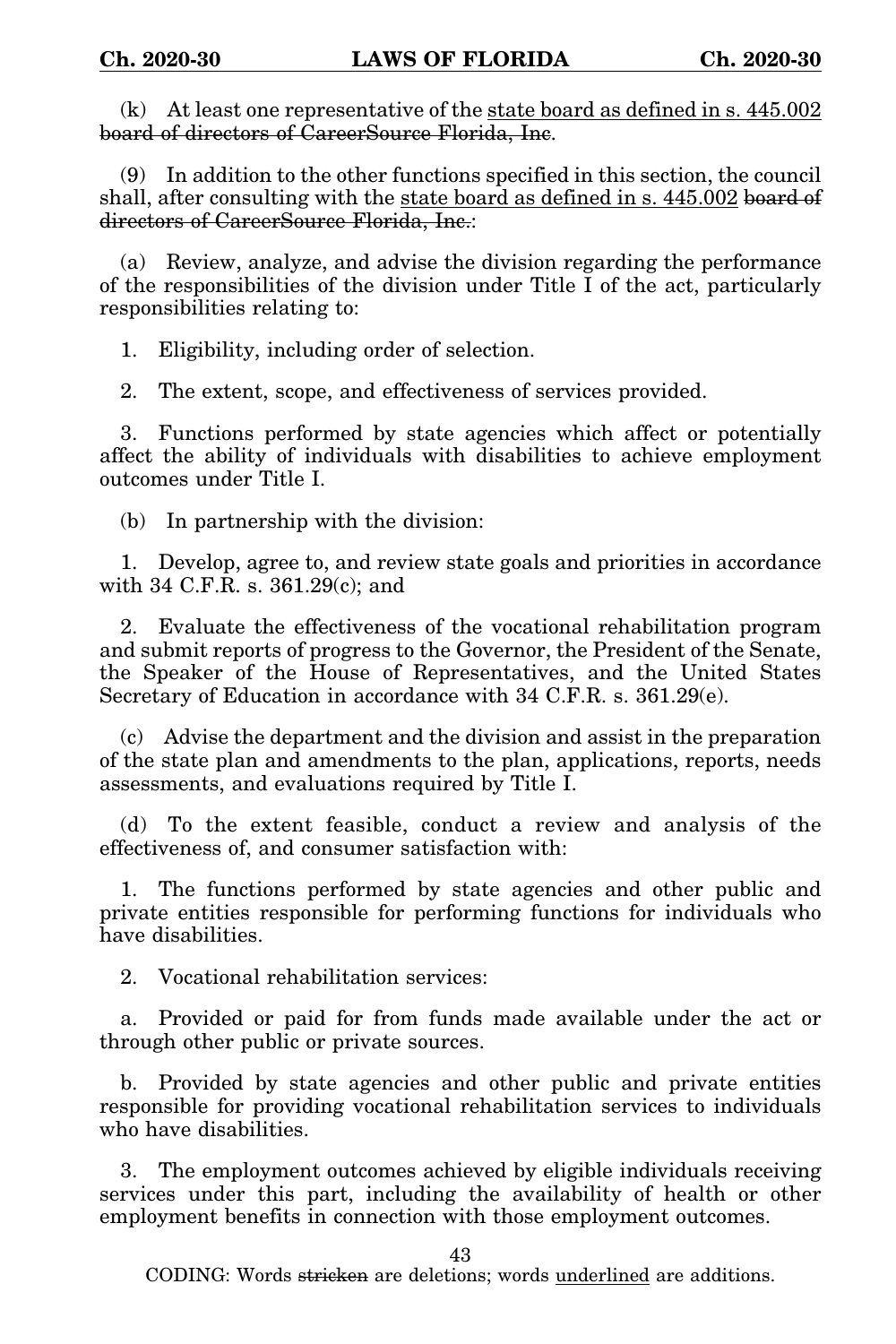(k) At least one representative of the <u>state board as defined in s. 445.002</u> ~~board of directors of CareerSource Florida, Inc~~.

(9) In addition to the other functions specified in this section, the council shall, after consulting with the <u>state board as defined in s. 445.002</u> ~~board of directors of CareerSource Florida, Inc.~~:

(a) Review, analyze, and advise the division regarding the performance of the responsibilities of the division under Title I of the act, particularly responsibilities relating to:

1. Eligibility, including order of selection.

2. The extent, scope, and effectiveness of services provided.

3. Functions performed by state agencies which affect or potentially affect the ability of individuals with disabilities to achieve employment outcomes under Title I.

(b) In partnership with the division:

1. Develop, agree to, and review state goals and priorities in accordance with 34 C.F.R. s. 361.29(c); and

2. Evaluate the effectiveness of the vocational rehabilitation program and submit reports of progress to the Governor, the President of the Senate, the Speaker of the House of Representatives, and the United States Secretary of Education in accordance with 34 C.F.R. s. 361.29(e).

(c) Advise the department and the division and assist in the preparation of the state plan and amendments to the plan, applications, reports, needs assessments, and evaluations required by Title I.

(d) To the extent feasible, conduct a review and analysis of the effectiveness of, and consumer satisfaction with:

1. The functions performed by state agencies and other public and private entities responsible for performing functions for individuals who have disabilities.

2. Vocational rehabilitation services:

a. Provided or paid for from funds made available under the act or through other public or private sources.

b. Provided by state agencies and other public and private entities responsible for providing vocational rehabilitation services to individuals who have disabilities.

3. The employment outcomes achieved by eligible individuals receiving services under this part, including the availability of health or other employment benefits in connection with those employment outcomes.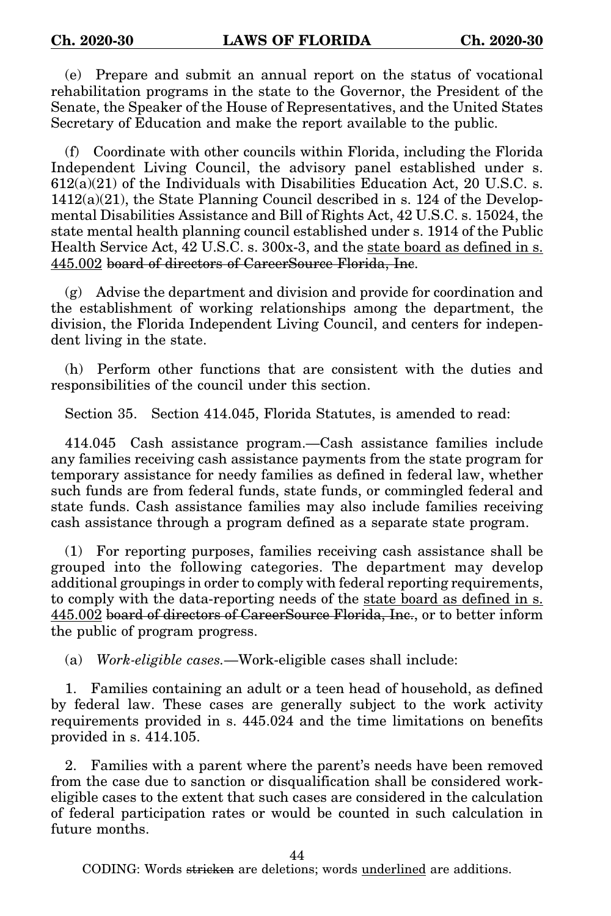(e) Prepare and submit an annual report on the status of vocational rehabilitation programs in the state to the Governor, the President of the Senate, the Speaker of the House of Representatives, and the United States Secretary of Education and make the report available to the public.

(f) Coordinate with other councils within Florida, including the Florida Independent Living Council, the advisory panel established under s. 612(a)(21) of the Individuals with Disabilities Education Act, 20 U.S.C. s. 1412(a)(21), the State Planning Council described in s. 124 of the Developmental Disabilities Assistance and Bill of Rights Act, 42 U.S.C. s. 15024, the state mental health planning council established under s. 1914 of the Public Health Service Act, 42 U.S.C. s. 300x-3, and the <u>state board as defined in s. 445.002</u> ~~board of directors of CareerSource Florida, Inc~~.

(g) Advise the department and division and provide for coordination and the establishment of working relationships among the department, the division, the Florida Independent Living Council, and centers for independent living in the state.

(h) Perform other functions that are consistent with the duties and responsibilities of the council under this section.

Section 35. Section 414.045, Florida Statutes, is amended to read:

414.045 Cash assistance program.—Cash assistance families include any families receiving cash assistance payments from the state program for temporary assistance for needy families as defined in federal law, whether such funds are from federal funds, state funds, or commingled federal and state funds. Cash assistance families may also include families receiving cash assistance through a program defined as a separate state program.

(1) For reporting purposes, families receiving cash assistance shall be grouped into the following categories. The department may develop additional groupings in order to comply with federal reporting requirements, to comply with the data-reporting needs of the <u>state board as defined in s. 445.002</u> ~~board of directors of CareerSource Florida, Inc.~~, or to better inform the public of program progress.

(a) *Work-eligible cases.*—Work-eligible cases shall include:

1. Families containing an adult or a teen head of household, as defined by federal law. These cases are generally subject to the work activity requirements provided in s. 445.024 and the time limitations on benefits provided in s. 414.105.

2. Families with a parent where the parent's needs have been removed from the case due to sanction or disqualification shall be considered work-eligible cases to the extent that such cases are considered in the calculation of federal participation rates or would be counted in such calculation in future months.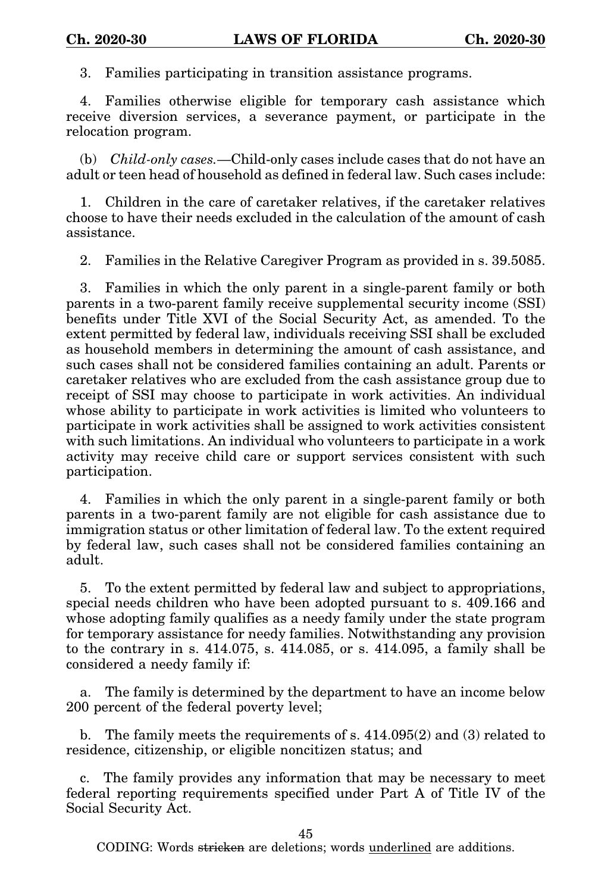3. Families participating in transition assistance programs.

4. Families otherwise eligible for temporary cash assistance which receive diversion services, a severance payment, or participate in the relocation program.

(b) *Child-only cases.*—Child-only cases include cases that do not have an adult or teen head of household as defined in federal law. Such cases include:

1. Children in the care of caretaker relatives, if the caretaker relatives choose to have their needs excluded in the calculation of the amount of cash assistance.

2. Families in the Relative Caregiver Program as provided in s. 39.5085.

3. Families in which the only parent in a single-parent family or both parents in a two-parent family receive supplemental security income (SSI) benefits under Title XVI of the Social Security Act, as amended. To the extent permitted by federal law, individuals receiving SSI shall be excluded as household members in determining the amount of cash assistance, and such cases shall not be considered families containing an adult. Parents or caretaker relatives who are excluded from the cash assistance group due to receipt of SSI may choose to participate in work activities. An individual whose ability to participate in work activities is limited who volunteers to participate in work activities shall be assigned to work activities consistent with such limitations. An individual who volunteers to participate in a work activity may receive child care or support services consistent with such participation.

4. Families in which the only parent in a single-parent family or both parents in a two-parent family are not eligible for cash assistance due to immigration status or other limitation of federal law. To the extent required by federal law, such cases shall not be considered families containing an adult.

5. To the extent permitted by federal law and subject to appropriations, special needs children who have been adopted pursuant to s. 409.166 and whose adopting family qualifies as a needy family under the state program for temporary assistance for needy families. Notwithstanding any provision to the contrary in s. 414.075, s. 414.085, or s. 414.095, a family shall be considered a needy family if:

a. The family is determined by the department to have an income below 200 percent of the federal poverty level;

b. The family meets the requirements of s. 414.095(2) and (3) related to residence, citizenship, or eligible noncitizen status; and

c. The family provides any information that may be necessary to meet federal reporting requirements specified under Part A of Title IV of the Social Security Act.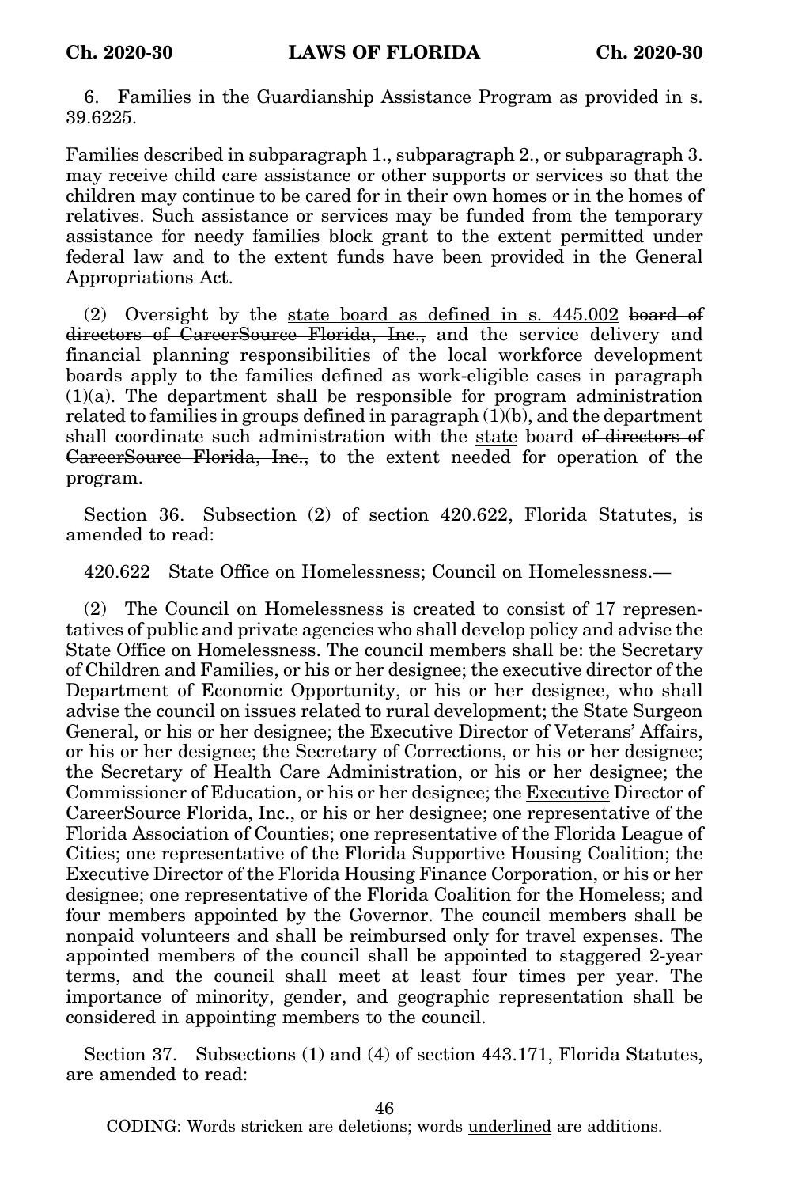6. Families in the Guardianship Assistance Program as provided in s. 39.6225.

Families described in subparagraph 1., subparagraph 2., or subparagraph 3. may receive child care assistance or other supports or services so that the children may continue to be cared for in their own homes or in the homes of relatives. Such assistance or services may be funded from the temporary assistance for needy families block grant to the extent permitted under federal law and to the extent funds have been provided in the General Appropriations Act.

(2) Oversight by the <u>state board as defined in s. 445.002</u> ~~board of directors of CareerSource Florida, Inc.,~~ and the service delivery and financial planning responsibilities of the local workforce development boards apply to the families defined as work-eligible cases in paragraph (1)(a). The department shall be responsible for program administration related to families in groups defined in paragraph (1)(b), and the department shall coordinate such administration with the <u>state</u> board ~~of directors of CareerSource Florida, Inc.,~~ to the extent needed for operation of the program.

Section 36. Subsection (2) of section 420.622, Florida Statutes, is amended to read:

420.622 State Office on Homelessness; Council on Homelessness.—

(2) The Council on Homelessness is created to consist of 17 representatives of public and private agencies who shall develop policy and advise the State Office on Homelessness. The council members shall be: the Secretary of Children and Families, or his or her designee; the executive director of the Department of Economic Opportunity, or his or her designee, who shall advise the council on issues related to rural development; the State Surgeon General, or his or her designee; the Executive Director of Veterans' Affairs, or his or her designee; the Secretary of Corrections, or his or her designee; the Secretary of Health Care Administration, or his or her designee; the Commissioner of Education, or his or her designee; the <u>Executive</u> Director of CareerSource Florida, Inc., or his or her designee; one representative of the Florida Association of Counties; one representative of the Florida League of Cities; one representative of the Florida Supportive Housing Coalition; the Executive Director of the Florida Housing Finance Corporation, or his or her designee; one representative of the Florida Coalition for the Homeless; and four members appointed by the Governor. The council members shall be nonpaid volunteers and shall be reimbursed only for travel expenses. The appointed members of the council shall be appointed to staggered 2-year terms, and the council shall meet at least four times per year. The importance of minority, gender, and geographic representation shall be considered in appointing members to the council.

Section 37. Subsections (1) and (4) of section 443.171, Florida Statutes, are amended to read:

CODING: Words ~~stricken~~ are deletions; words <u>underlined</u> are additions.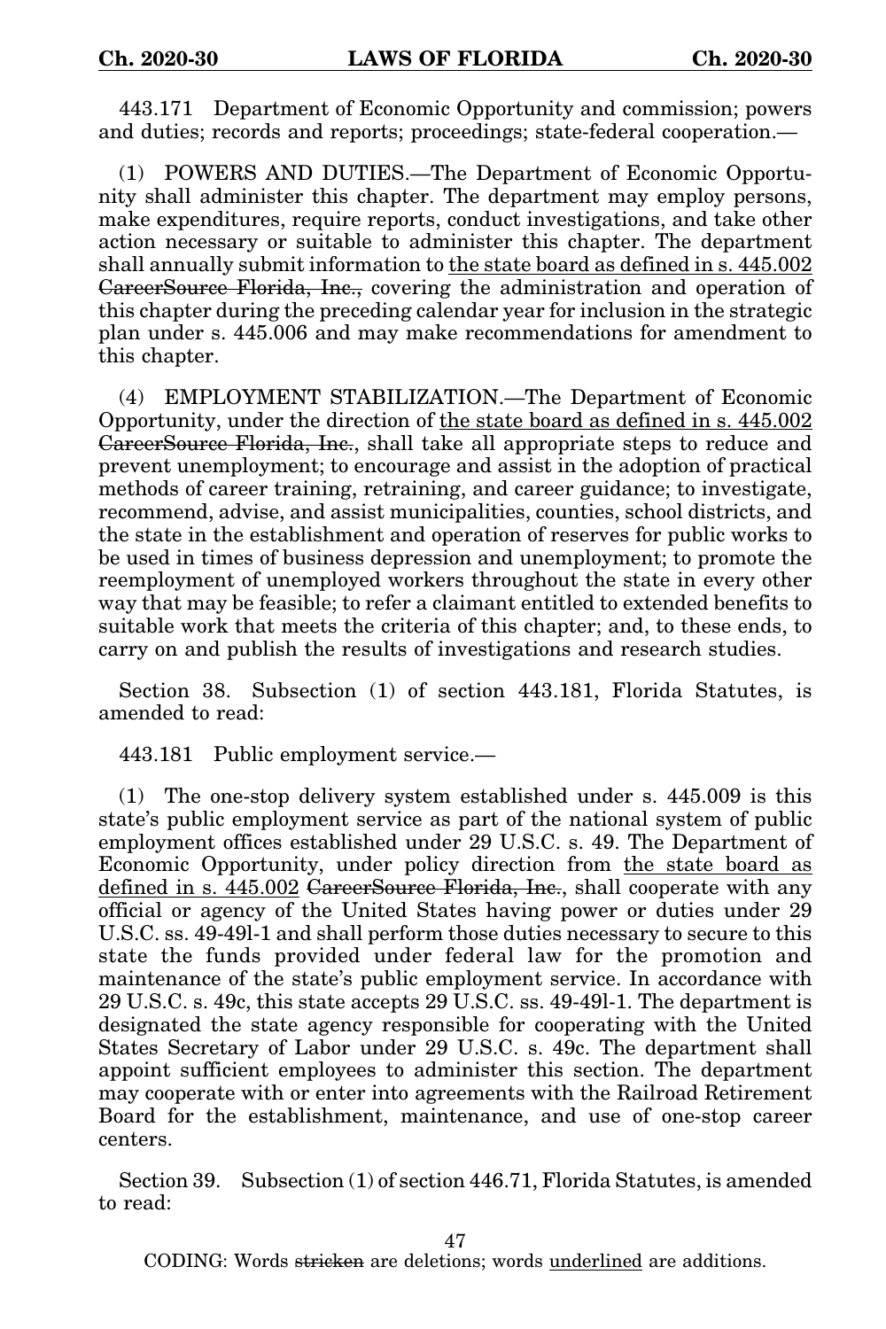443.171 Department of Economic Opportunity and commission; powers and duties; records and reports; proceedings; state-federal cooperation.—

(1) POWERS AND DUTIES.—The Department of Economic Opportunity shall administer this chapter. The department may employ persons, make expenditures, require reports, conduct investigations, and take other action necessary or suitable to administer this chapter. The department shall annually submit information to the state board as defined in s. 445.002 ~~CareerSource Florida, Inc.,~~ covering the administration and operation of this chapter during the preceding calendar year for inclusion in the strategic plan under s. 445.006 and may make recommendations for amendment to this chapter.

(4) EMPLOYMENT STABILIZATION.—The Department of Economic Opportunity, under the direction of the state board as defined in s. 445.002 ~~CareerSource Florida, Inc.~~, shall take all appropriate steps to reduce and prevent unemployment; to encourage and assist in the adoption of practical methods of career training, retraining, and career guidance; to investigate, recommend, advise, and assist municipalities, counties, school districts, and the state in the establishment and operation of reserves for public works to be used in times of business depression and unemployment; to promote the reemployment of unemployed workers throughout the state in every other way that may be feasible; to refer a claimant entitled to extended benefits to suitable work that meets the criteria of this chapter; and, to these ends, to carry on and publish the results of investigations and research studies.

Section 38. Subsection (1) of section 443.181, Florida Statutes, is amended to read:

443.181 Public employment service.—

(1) The one-stop delivery system established under s. 445.009 is this state's public employment service as part of the national system of public employment offices established under 29 U.S.C. s. 49. The Department of Economic Opportunity, under policy direction from the state board as defined in s. 445.002 ~~CareerSource Florida, Inc.~~, shall cooperate with any official or agency of the United States having power or duties under 29 U.S.C. ss. 49-49l-1 and shall perform those duties necessary to secure to this state the funds provided under federal law for the promotion and maintenance of the state's public employment service. In accordance with 29 U.S.C. s. 49c, this state accepts 29 U.S.C. ss. 49-49l-1. The department is designated the state agency responsible for cooperating with the United States Secretary of Labor under 29 U.S.C. s. 49c. The department shall appoint sufficient employees to administer this section. The department may cooperate with or enter into agreements with the Railroad Retirement Board for the establishment, maintenance, and use of one-stop career centers.

Section 39. Subsection (1) of section 446.71, Florida Statutes, is amended to read: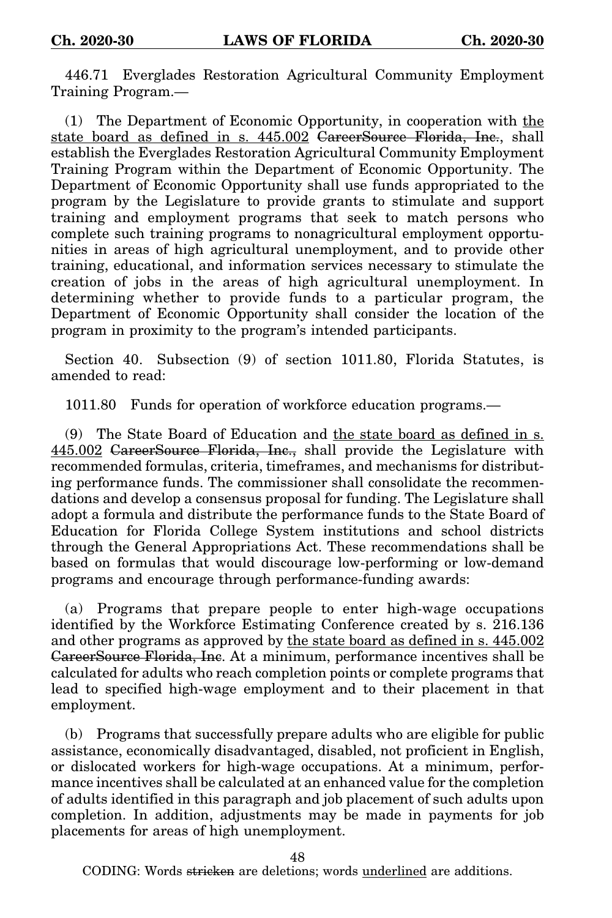446.71 Everglades Restoration Agricultural Community Employment Training Program.—

(1) The Department of Economic Opportunity, in cooperation with <u>the state board as defined in s. 445.002</u> ~~CareerSource Florida, Inc.~~, shall establish the Everglades Restoration Agricultural Community Employment Training Program within the Department of Economic Opportunity. The Department of Economic Opportunity shall use funds appropriated to the program by the Legislature to provide grants to stimulate and support training and employment programs that seek to match persons who complete such training programs to nonagricultural employment opportunities in areas of high agricultural unemployment, and to provide other training, educational, and information services necessary to stimulate the creation of jobs in the areas of high agricultural unemployment. In determining whether to provide funds to a particular program, the Department of Economic Opportunity shall consider the location of the program in proximity to the program's intended participants.

Section 40. Subsection (9) of section 1011.80, Florida Statutes, is amended to read:

1011.80 Funds for operation of workforce education programs.—

(9) The State Board of Education and <u>the state board as defined in s. 445.002</u> ~~CareerSource Florida, Inc.,~~ shall provide the Legislature with recommended formulas, criteria, timeframes, and mechanisms for distributing performance funds. The commissioner shall consolidate the recommendations and develop a consensus proposal for funding. The Legislature shall adopt a formula and distribute the performance funds to the State Board of Education for Florida College System institutions and school districts through the General Appropriations Act. These recommendations shall be based on formulas that would discourage low-performing or low-demand programs and encourage through performance-funding awards:

(a) Programs that prepare people to enter high-wage occupations identified by the Workforce Estimating Conference created by s. 216.136 and other programs as approved by <u>the state board as defined in s. 445.002</u> ~~CareerSource Florida, Inc~~. At a minimum, performance incentives shall be calculated for adults who reach completion points or complete programs that lead to specified high-wage employment and to their placement in that employment.

(b) Programs that successfully prepare adults who are eligible for public assistance, economically disadvantaged, disabled, not proficient in English, or dislocated workers for high-wage occupations. At a minimum, performance incentives shall be calculated at an enhanced value for the completion of adults identified in this paragraph and job placement of such adults upon completion. In addition, adjustments may be made in payments for job placements for areas of high unemployment.

CODING: Words ~~stricken~~ are deletions; words <u>underlined</u> are additions.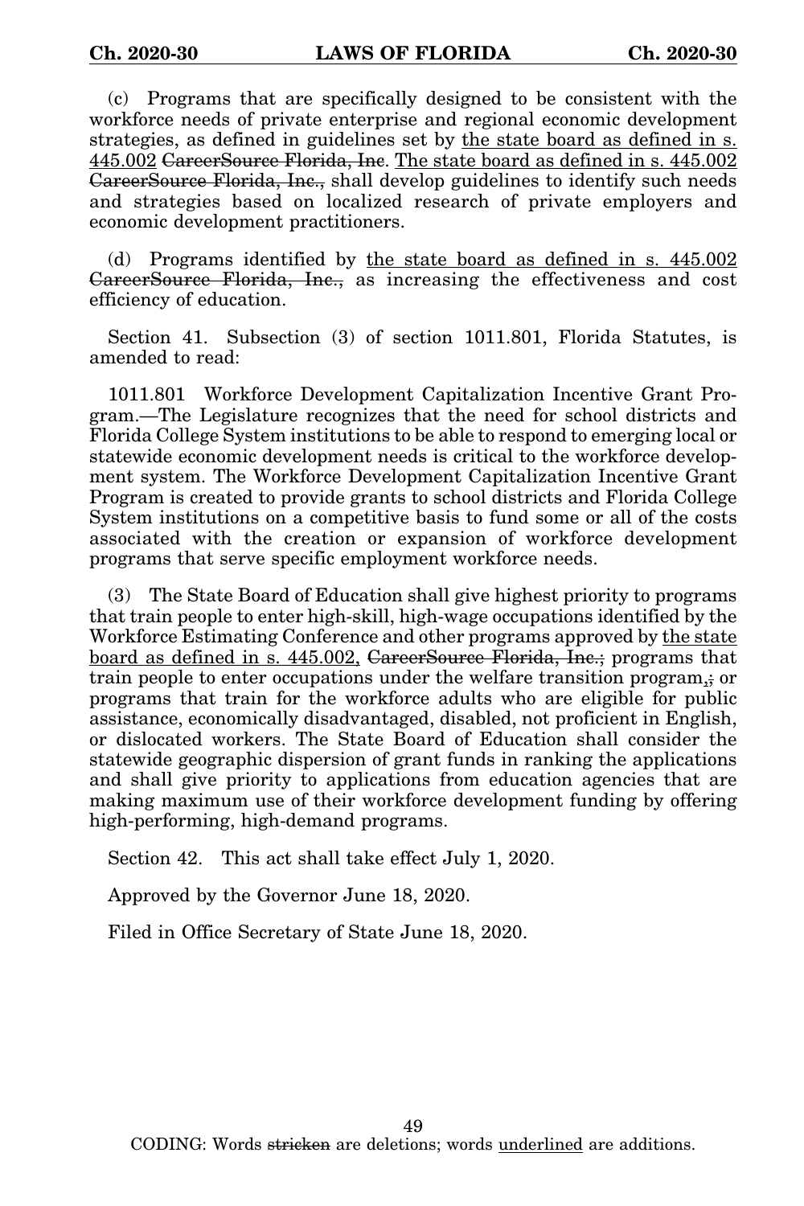(c) Programs that are specifically designed to be consistent with the workforce needs of private enterprise and regional economic development strategies, as defined in guidelines set by <u>the state board as defined in s. 445.002</u> ~~CareerSource Florida, Inc~~. <u>The state board as defined in s. 445.002</u> ~~CareerSource Florida, Inc.,~~ shall develop guidelines to identify such needs and strategies based on localized research of private employers and economic development practitioners.

(d) Programs identified by <u>the state board as defined in s. 445.002</u> ~~CareerSource Florida, Inc.,~~ as increasing the effectiveness and cost efficiency of education.

Section 41. Subsection (3) of section 1011.801, Florida Statutes, is amended to read:

1011.801 Workforce Development Capitalization Incentive Grant Program.—The Legislature recognizes that the need for school districts and Florida College System institutions to be able to respond to emerging local or statewide economic development needs is critical to the workforce development system. The Workforce Development Capitalization Incentive Grant Program is created to provide grants to school districts and Florida College System institutions on a competitive basis to fund some or all of the costs associated with the creation or expansion of workforce development programs that serve specific employment workforce needs.

(3) The State Board of Education shall give highest priority to programs that train people to enter high-skill, high-wage occupations identified by the Workforce Estimating Conference and other programs approved by <u>the state board as defined in s. 445.002,</u> ~~CareerSource Florida, Inc.;~~ programs that train people to enter occupations under the welfare transition program<u>,</u>~~;~~ or programs that train for the workforce adults who are eligible for public assistance, economically disadvantaged, disabled, not proficient in English, or dislocated workers. The State Board of Education shall consider the statewide geographic dispersion of grant funds in ranking the applications and shall give priority to applications from education agencies that are making maximum use of their workforce development funding by offering high-performing, high-demand programs.

Section 42. This act shall take effect July 1, 2020.

Approved by the Governor June 18, 2020.

Filed in Office Secretary of State June 18, 2020.